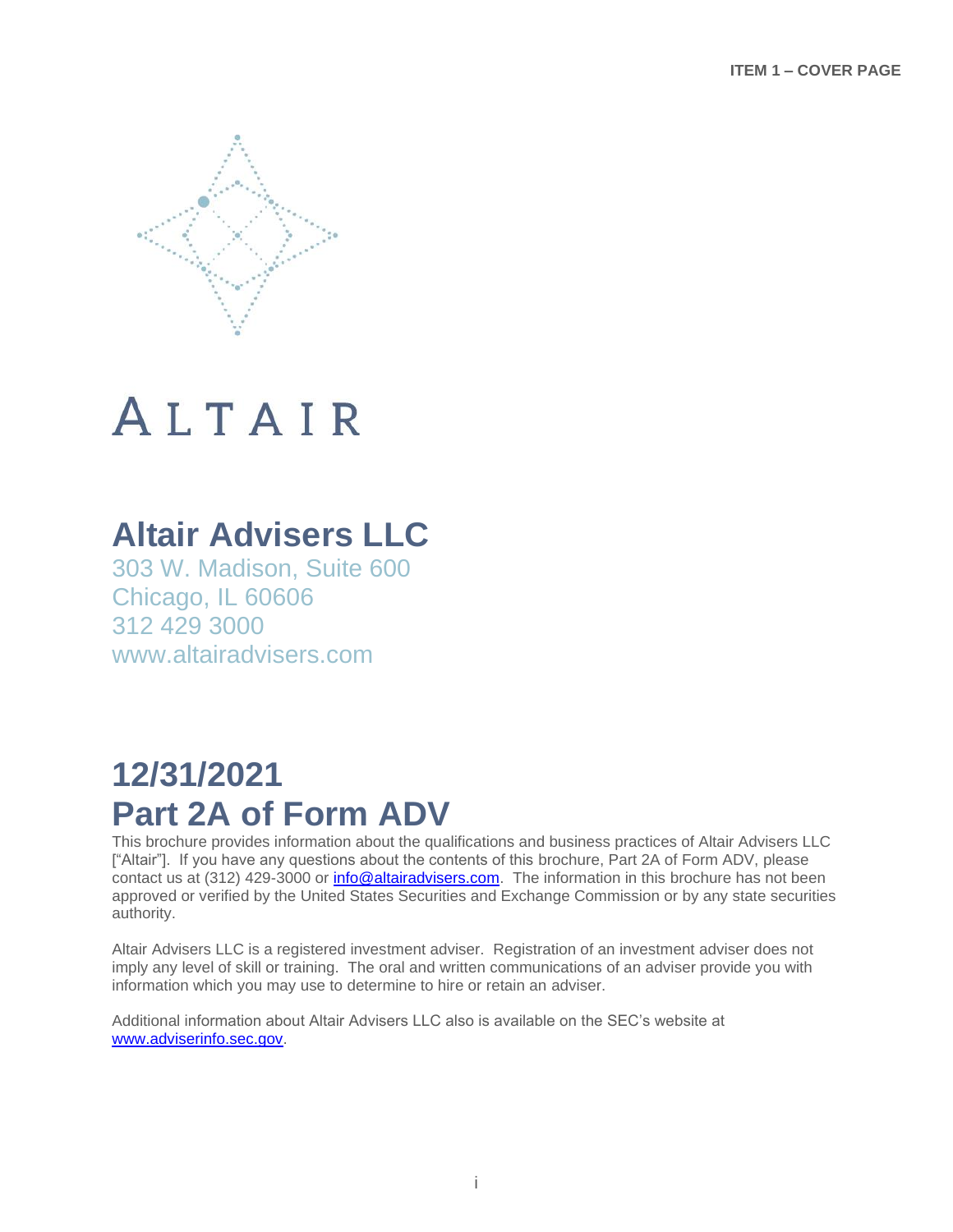ITEM 1 – COVER PAGE

ALTAIR

# Altair Advisers LLC

303 W. Madison, Suite 600
Chicago, IL 60606
312 429 3000
www.altairadvisers.com

# 12/31/2021
# Part 2A of Form ADV

This brochure provides information about the qualifications and business practices of Altair Advisers LLC ["Altair"]. If you have any questions about the contents of this brochure, Part 2A of Form ADV, please contact us at (312) 429-3000 or info@altairadvisers.com. The information in this brochure has not been approved or verified by the United States Securities and Exchange Commission or by any state securities authority.

Altair Advisers LLC is a registered investment adviser. Registration of an investment adviser does not imply any level of skill or training. The oral and written communications of an adviser provide you with information which you may use to determine to hire or retain an adviser.

Additional information about Altair Advisers LLC also is available on the SEC's website at www.adviserinfo.sec.gov.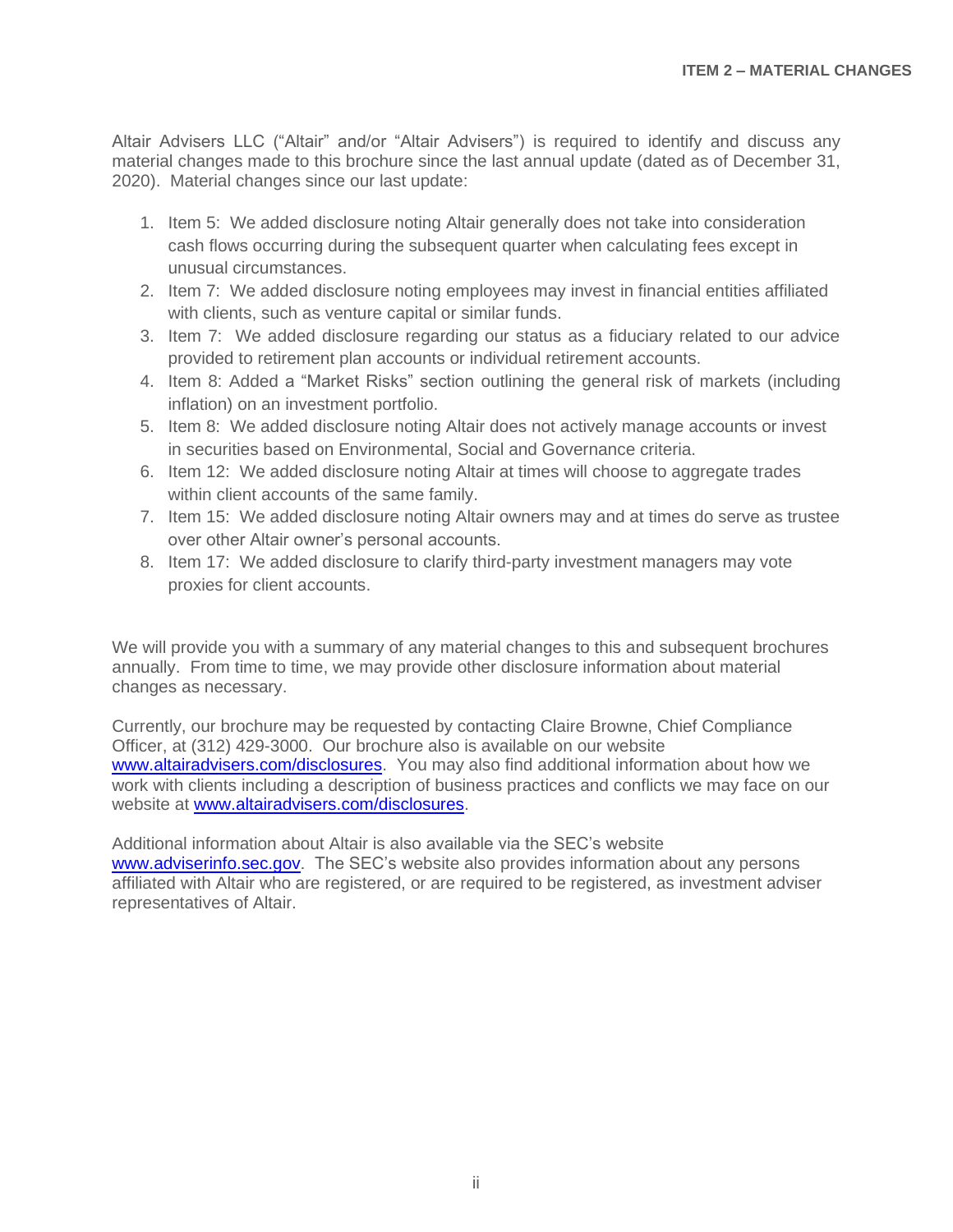## ITEM 2 – MATERIAL CHANGES

Altair Advisers LLC ("Altair" and/or "Altair Advisers") is required to identify and discuss any material changes made to this brochure since the last annual update (dated as of December 31, 2020). Material changes since our last update:

1. Item 5: We added disclosure noting Altair generally does not take into consideration cash flows occurring during the subsequent quarter when calculating fees except in unusual circumstances.
2. Item 7: We added disclosure noting employees may invest in financial entities affiliated with clients, such as venture capital or similar funds.
3. Item 7: We added disclosure regarding our status as a fiduciary related to our advice provided to retirement plan accounts or individual retirement accounts.
4. Item 8: Added a "Market Risks" section outlining the general risk of markets (including inflation) on an investment portfolio.
5. Item 8: We added disclosure noting Altair does not actively manage accounts or invest in securities based on Environmental, Social and Governance criteria.
6. Item 12: We added disclosure noting Altair at times will choose to aggregate trades within client accounts of the same family.
7. Item 15: We added disclosure noting Altair owners may and at times do serve as trustee over other Altair owner's personal accounts.
8. Item 17: We added disclosure to clarify third-party investment managers may vote proxies for client accounts.

We will provide you with a summary of any material changes to this and subsequent brochures annually. From time to time, we may provide other disclosure information about material changes as necessary.

Currently, our brochure may be requested by contacting Claire Browne, Chief Compliance Officer, at (312) 429-3000. Our brochure also is available on our website [www.altairadvisers.com/disclosures](http://www.altairadvisers.com/disclosures). You may also find additional information about how we work with clients including a description of business practices and conflicts we may face on our website at [www.altairadvisers.com/disclosures](http://www.altairadvisers.com/disclosures).

Additional information about Altair is also available via the SEC's website [www.adviserinfo.sec.gov](http://www.adviserinfo.sec.gov). The SEC's website also provides information about any persons affiliated with Altair who are registered, or are required to be registered, as investment adviser representatives of Altair.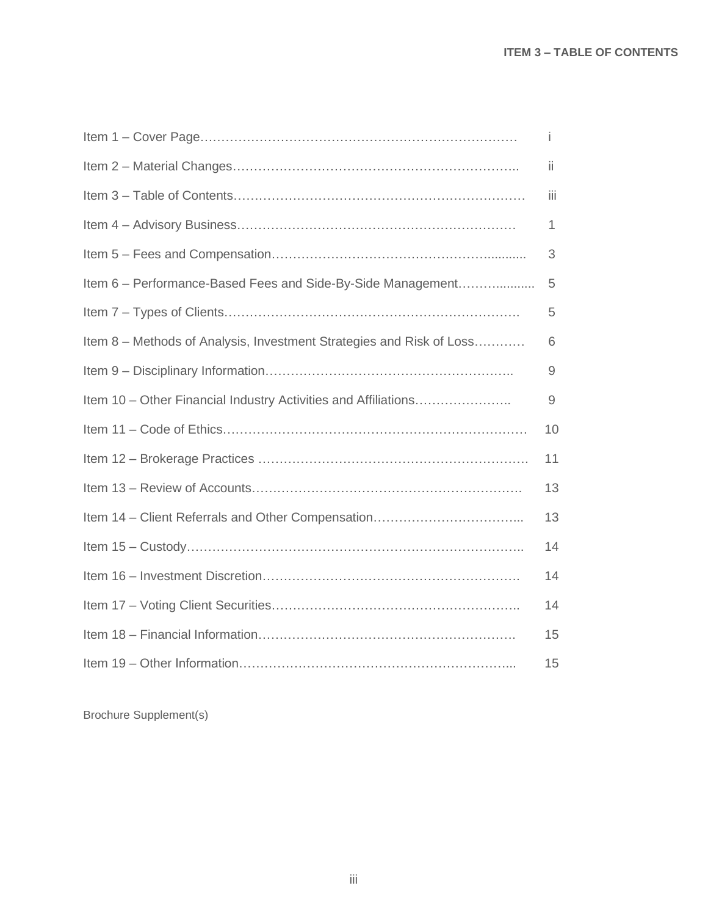# ITEM 3 – TABLE OF CONTENTS

| | |
|---|---|
| Item 1 – Cover Page | i |
| Item 2 – Material Changes | ii |
| Item 3 – Table of Contents | iii |
| Item 4 – Advisory Business | 1 |
| Item 5 – Fees and Compensation | 3 |
| Item 6 – Performance-Based Fees and Side-By-Side Management | 5 |
| Item 7 – Types of Clients | 5 |
| Item 8 – Methods of Analysis, Investment Strategies and Risk of Loss | 6 |
| Item 9 – Disciplinary Information | 9 |
| Item 10 – Other Financial Industry Activities and Affiliations | 9 |
| Item 11 – Code of Ethics | 10 |
| Item 12 – Brokerage Practices | 11 |
| Item 13 – Review of Accounts | 13 |
| Item 14 – Client Referrals and Other Compensation | 13 |
| Item 15 – Custody | 14 |
| Item 16 – Investment Discretion | 14 |
| Item 17 – Voting Client Securities | 14 |
| Item 18 – Financial Information | 15 |
| Item 19 – Other Information | 15 |

Brochure Supplement(s)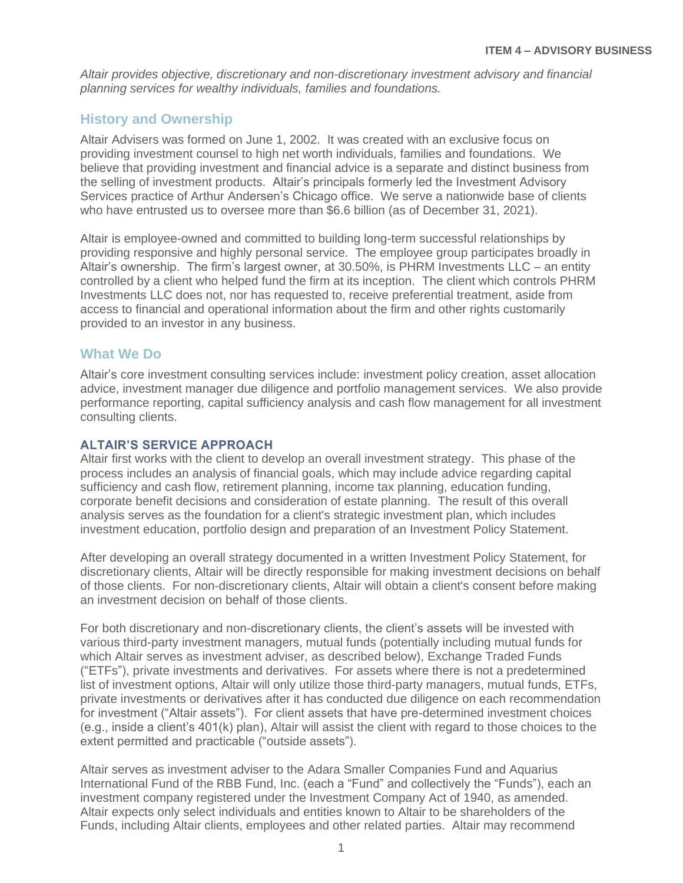## ITEM 4 – ADVISORY BUSINESS

*Altair provides objective, discretionary and non-discretionary investment advisory and financial planning services for wealthy individuals, families and foundations.*

### History and Ownership

Altair Advisers was formed on June 1, 2002. It was created with an exclusive focus on providing investment counsel to high net worth individuals, families and foundations. We believe that providing investment and financial advice is a separate and distinct business from the selling of investment products. Altair's principals formerly led the Investment Advisory Services practice of Arthur Andersen's Chicago office. We serve a nationwide base of clients who have entrusted us to oversee more than $6.6 billion (as of December 31, 2021).

Altair is employee-owned and committed to building long-term successful relationships by providing responsive and highly personal service. The employee group participates broadly in Altair's ownership. The firm's largest owner, at 30.50%, is PHRM Investments LLC – an entity controlled by a client who helped fund the firm at its inception. The client which controls PHRM Investments LLC does not, nor has requested to, receive preferential treatment, aside from access to financial and operational information about the firm and other rights customarily provided to an investor in any business.

### What We Do

Altair's core investment consulting services include: investment policy creation, asset allocation advice, investment manager due diligence and portfolio management services. We also provide performance reporting, capital sufficiency analysis and cash flow management for all investment consulting clients.

#### ALTAIR'S SERVICE APPROACH

Altair first works with the client to develop an overall investment strategy. This phase of the process includes an analysis of financial goals, which may include advice regarding capital sufficiency and cash flow, retirement planning, income tax planning, education funding, corporate benefit decisions and consideration of estate planning. The result of this overall analysis serves as the foundation for a client's strategic investment plan, which includes investment education, portfolio design and preparation of an Investment Policy Statement.

After developing an overall strategy documented in a written Investment Policy Statement, for discretionary clients, Altair will be directly responsible for making investment decisions on behalf of those clients. For non-discretionary clients, Altair will obtain a client's consent before making an investment decision on behalf of those clients.

For both discretionary and non-discretionary clients, the client's assets will be invested with various third-party investment managers, mutual funds (potentially including mutual funds for which Altair serves as investment adviser, as described below), Exchange Traded Funds ("ETFs"), private investments and derivatives. For assets where there is not a predetermined list of investment options, Altair will only utilize those third-party managers, mutual funds, ETFs, private investments or derivatives after it has conducted due diligence on each recommendation for investment ("Altair assets"). For client assets that have pre-determined investment choices (e.g., inside a client's 401(k) plan), Altair will assist the client with regard to those choices to the extent permitted and practicable ("outside assets").

Altair serves as investment adviser to the Adara Smaller Companies Fund and Aquarius International Fund of the RBB Fund, Inc. (each a "Fund" and collectively the "Funds"), each an investment company registered under the Investment Company Act of 1940, as amended. Altair expects only select individuals and entities known to Altair to be shareholders of the Funds, including Altair clients, employees and other related parties. Altair may recommend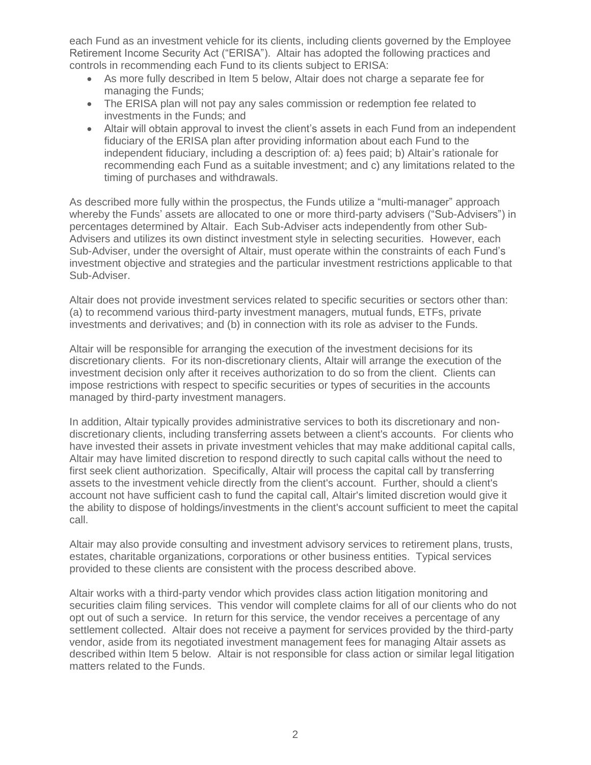each Fund as an investment vehicle for its clients, including clients governed by the Employee Retirement Income Security Act ("ERISA"). Altair has adopted the following practices and controls in recommending each Fund to its clients subject to ERISA:

- As more fully described in Item 5 below, Altair does not charge a separate fee for managing the Funds;
- The ERISA plan will not pay any sales commission or redemption fee related to investments in the Funds; and
- Altair will obtain approval to invest the client's assets in each Fund from an independent fiduciary of the ERISA plan after providing information about each Fund to the independent fiduciary, including a description of: a) fees paid; b) Altair's rationale for recommending each Fund as a suitable investment; and c) any limitations related to the timing of purchases and withdrawals.

As described more fully within the prospectus, the Funds utilize a "multi-manager" approach whereby the Funds' assets are allocated to one or more third-party advisers ("Sub-Advisers") in percentages determined by Altair. Each Sub-Adviser acts independently from other Sub-Advisers and utilizes its own distinct investment style in selecting securities. However, each Sub-Adviser, under the oversight of Altair, must operate within the constraints of each Fund's investment objective and strategies and the particular investment restrictions applicable to that Sub-Adviser.

Altair does not provide investment services related to specific securities or sectors other than: (a) to recommend various third-party investment managers, mutual funds, ETFs, private investments and derivatives; and (b) in connection with its role as adviser to the Funds.

Altair will be responsible for arranging the execution of the investment decisions for its discretionary clients. For its non-discretionary clients, Altair will arrange the execution of the investment decision only after it receives authorization to do so from the client. Clients can impose restrictions with respect to specific securities or types of securities in the accounts managed by third-party investment managers.

In addition, Altair typically provides administrative services to both its discretionary and non-discretionary clients, including transferring assets between a client's accounts. For clients who have invested their assets in private investment vehicles that may make additional capital calls, Altair may have limited discretion to respond directly to such capital calls without the need to first seek client authorization. Specifically, Altair will process the capital call by transferring assets to the investment vehicle directly from the client's account. Further, should a client's account not have sufficient cash to fund the capital call, Altair's limited discretion would give it the ability to dispose of holdings/investments in the client's account sufficient to meet the capital call.

Altair may also provide consulting and investment advisory services to retirement plans, trusts, estates, charitable organizations, corporations or other business entities. Typical services provided to these clients are consistent with the process described above.

Altair works with a third-party vendor which provides class action litigation monitoring and securities claim filing services. This vendor will complete claims for all of our clients who do not opt out of such a service. In return for this service, the vendor receives a percentage of any settlement collected. Altair does not receive a payment for services provided by the third-party vendor, aside from its negotiated investment management fees for managing Altair assets as described within Item 5 below. Altair is not responsible for class action or similar legal litigation matters related to the Funds.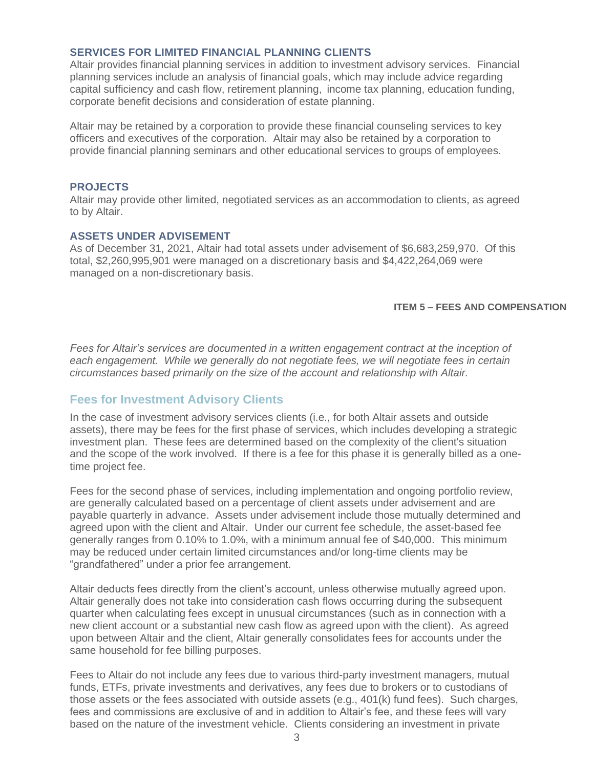### SERVICES FOR LIMITED FINANCIAL PLANNING CLIENTS

Altair provides financial planning services in addition to investment advisory services. Financial planning services include an analysis of financial goals, which may include advice regarding capital sufficiency and cash flow, retirement planning, income tax planning, education funding, corporate benefit decisions and consideration of estate planning.

Altair may be retained by a corporation to provide these financial counseling services to key officers and executives of the corporation. Altair may also be retained by a corporation to provide financial planning seminars and other educational services to groups of employees.

### PROJECTS

Altair may provide other limited, negotiated services as an accommodation to clients, as agreed to by Altair.

### ASSETS UNDER ADVISEMENT

As of December 31, 2021, Altair had total assets under advisement of $6,683,259,970. Of this total, $2,260,995,901 were managed on a discretionary basis and $4,422,264,069 were managed on a non-discretionary basis.

## ITEM 5 – FEES AND COMPENSATION

*Fees for Altair's services are documented in a written engagement contract at the inception of each engagement. While we generally do not negotiate fees, we will negotiate fees in certain circumstances based primarily on the size of the account and relationship with Altair.*

### Fees for Investment Advisory Clients

In the case of investment advisory services clients (i.e., for both Altair assets and outside assets), there may be fees for the first phase of services, which includes developing a strategic investment plan. These fees are determined based on the complexity of the client's situation and the scope of the work involved. If there is a fee for this phase it is generally billed as a one-time project fee.

Fees for the second phase of services, including implementation and ongoing portfolio review, are generally calculated based on a percentage of client assets under advisement and are payable quarterly in advance. Assets under advisement include those mutually determined and agreed upon with the client and Altair. Under our current fee schedule, the asset-based fee generally ranges from 0.10% to 1.0%, with a minimum annual fee of $40,000. This minimum may be reduced under certain limited circumstances and/or long-time clients may be "grandfathered" under a prior fee arrangement.

Altair deducts fees directly from the client's account, unless otherwise mutually agreed upon. Altair generally does not take into consideration cash flows occurring during the subsequent quarter when calculating fees except in unusual circumstances (such as in connection with a new client account or a substantial new cash flow as agreed upon with the client). As agreed upon between Altair and the client, Altair generally consolidates fees for accounts under the same household for fee billing purposes.

Fees to Altair do not include any fees due to various third-party investment managers, mutual funds, ETFs, private investments and derivatives, any fees due to brokers or to custodians of those assets or the fees associated with outside assets (e.g., 401(k) fund fees). Such charges, fees and commissions are exclusive of and in addition to Altair's fee, and these fees will vary based on the nature of the investment vehicle. Clients considering an investment in private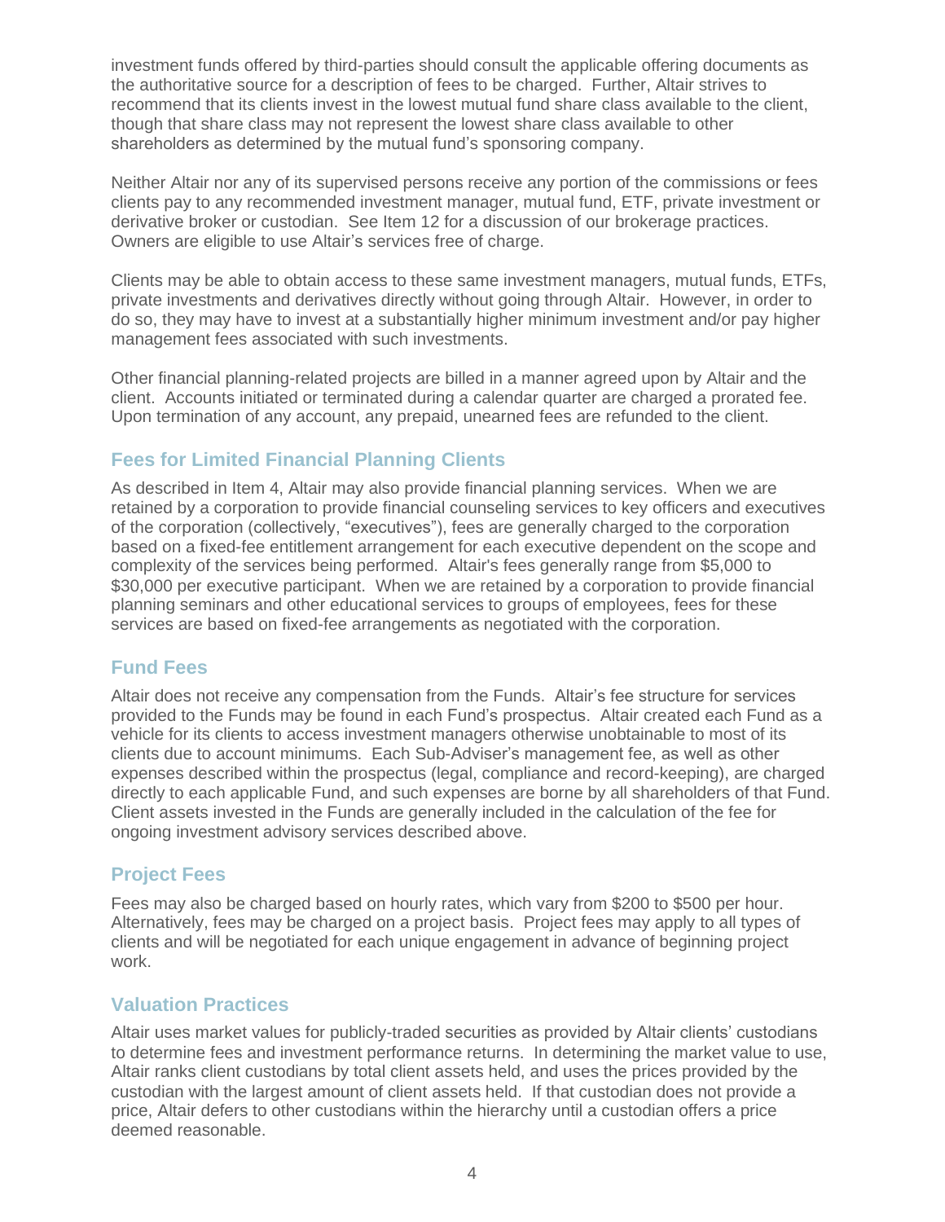investment funds offered by third-parties should consult the applicable offering documents as the authoritative source for a description of fees to be charged. Further, Altair strives to recommend that its clients invest in the lowest mutual fund share class available to the client, though that share class may not represent the lowest share class available to other shareholders as determined by the mutual fund's sponsoring company.

Neither Altair nor any of its supervised persons receive any portion of the commissions or fees clients pay to any recommended investment manager, mutual fund, ETF, private investment or derivative broker or custodian. See Item 12 for a discussion of our brokerage practices. Owners are eligible to use Altair's services free of charge.

Clients may be able to obtain access to these same investment managers, mutual funds, ETFs, private investments and derivatives directly without going through Altair. However, in order to do so, they may have to invest at a substantially higher minimum investment and/or pay higher management fees associated with such investments.

Other financial planning-related projects are billed in a manner agreed upon by Altair and the client. Accounts initiated or terminated during a calendar quarter are charged a prorated fee. Upon termination of any account, any prepaid, unearned fees are refunded to the client.

## Fees for Limited Financial Planning Clients

As described in Item 4, Altair may also provide financial planning services. When we are retained by a corporation to provide financial counseling services to key officers and executives of the corporation (collectively, "executives"), fees are generally charged to the corporation based on a fixed-fee entitlement arrangement for each executive dependent on the scope and complexity of the services being performed. Altair's fees generally range from $5,000 to $30,000 per executive participant. When we are retained by a corporation to provide financial planning seminars and other educational services to groups of employees, fees for these services are based on fixed-fee arrangements as negotiated with the corporation.

## Fund Fees

Altair does not receive any compensation from the Funds. Altair's fee structure for services provided to the Funds may be found in each Fund's prospectus. Altair created each Fund as a vehicle for its clients to access investment managers otherwise unobtainable to most of its clients due to account minimums. Each Sub-Adviser's management fee, as well as other expenses described within the prospectus (legal, compliance and record-keeping), are charged directly to each applicable Fund, and such expenses are borne by all shareholders of that Fund. Client assets invested in the Funds are generally included in the calculation of the fee for ongoing investment advisory services described above.

## Project Fees

Fees may also be charged based on hourly rates, which vary from $200 to $500 per hour. Alternatively, fees may be charged on a project basis. Project fees may apply to all types of clients and will be negotiated for each unique engagement in advance of beginning project work.

## Valuation Practices

Altair uses market values for publicly-traded securities as provided by Altair clients' custodians to determine fees and investment performance returns. In determining the market value to use, Altair ranks client custodians by total client assets held, and uses the prices provided by the custodian with the largest amount of client assets held. If that custodian does not provide a price, Altair defers to other custodians within the hierarchy until a custodian offers a price deemed reasonable.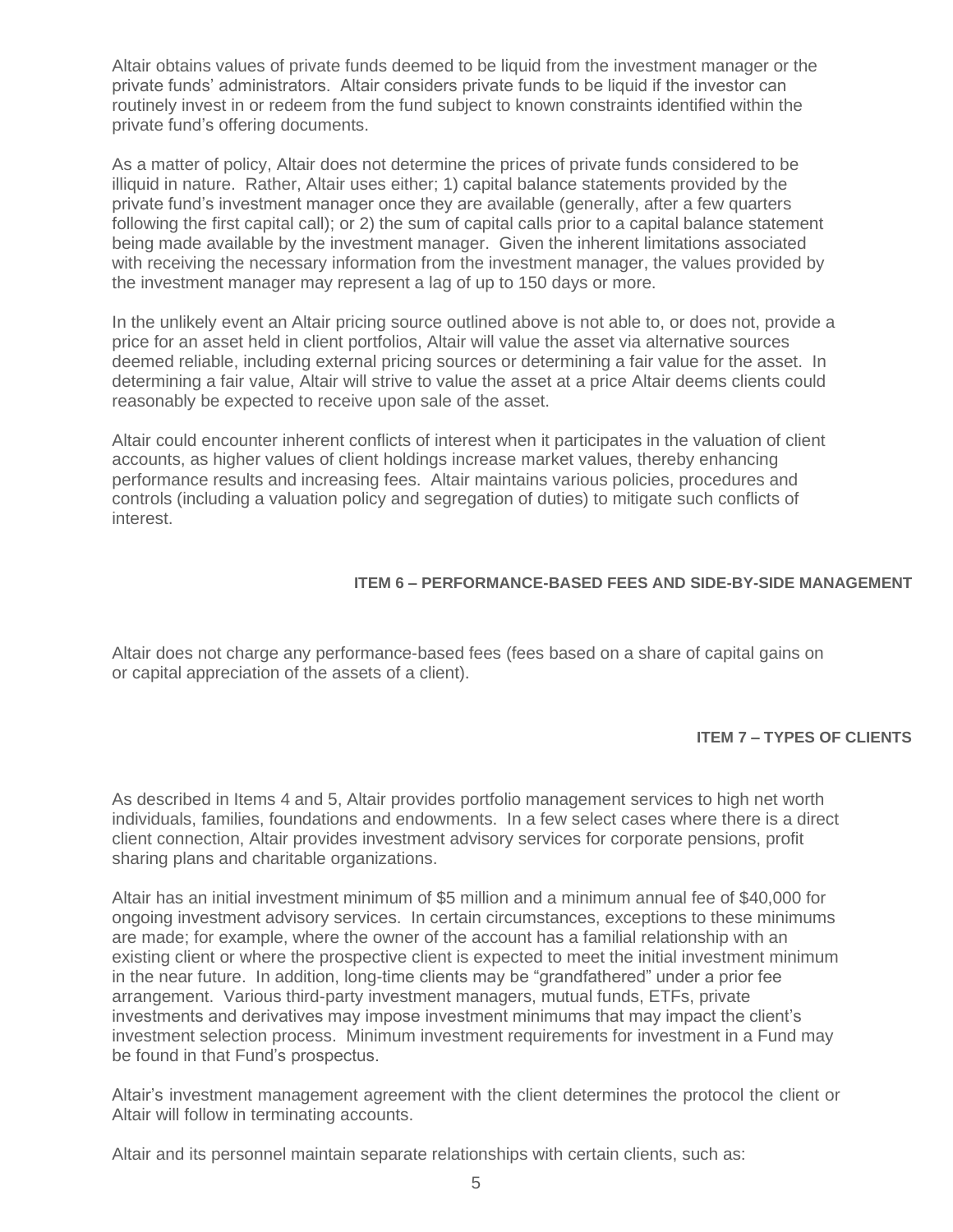Altair obtains values of private funds deemed to be liquid from the investment manager or the private funds' administrators. Altair considers private funds to be liquid if the investor can routinely invest in or redeem from the fund subject to known constraints identified within the private fund's offering documents.

As a matter of policy, Altair does not determine the prices of private funds considered to be illiquid in nature. Rather, Altair uses either; 1) capital balance statements provided by the private fund's investment manager once they are available (generally, after a few quarters following the first capital call); or 2) the sum of capital calls prior to a capital balance statement being made available by the investment manager. Given the inherent limitations associated with receiving the necessary information from the investment manager, the values provided by the investment manager may represent a lag of up to 150 days or more.

In the unlikely event an Altair pricing source outlined above is not able to, or does not, provide a price for an asset held in client portfolios, Altair will value the asset via alternative sources deemed reliable, including external pricing sources or determining a fair value for the asset. In determining a fair value, Altair will strive to value the asset at a price Altair deems clients could reasonably be expected to receive upon sale of the asset.

Altair could encounter inherent conflicts of interest when it participates in the valuation of client accounts, as higher values of client holdings increase market values, thereby enhancing performance results and increasing fees. Altair maintains various policies, procedures and controls (including a valuation policy and segregation of duties) to mitigate such conflicts of interest.

## ITEM 6 – PERFORMANCE-BASED FEES AND SIDE-BY-SIDE MANAGEMENT

Altair does not charge any performance-based fees (fees based on a share of capital gains on or capital appreciation of the assets of a client).

## ITEM 7 – TYPES OF CLIENTS

As described in Items 4 and 5, Altair provides portfolio management services to high net worth individuals, families, foundations and endowments. In a few select cases where there is a direct client connection, Altair provides investment advisory services for corporate pensions, profit sharing plans and charitable organizations.

Altair has an initial investment minimum of $5 million and a minimum annual fee of $40,000 for ongoing investment advisory services. In certain circumstances, exceptions to these minimums are made; for example, where the owner of the account has a familial relationship with an existing client or where the prospective client is expected to meet the initial investment minimum in the near future. In addition, long-time clients may be "grandfathered" under a prior fee arrangement. Various third-party investment managers, mutual funds, ETFs, private investments and derivatives may impose investment minimums that may impact the client's investment selection process. Minimum investment requirements for investment in a Fund may be found in that Fund's prospectus.

Altair's investment management agreement with the client determines the protocol the client or Altair will follow in terminating accounts.

Altair and its personnel maintain separate relationships with certain clients, such as: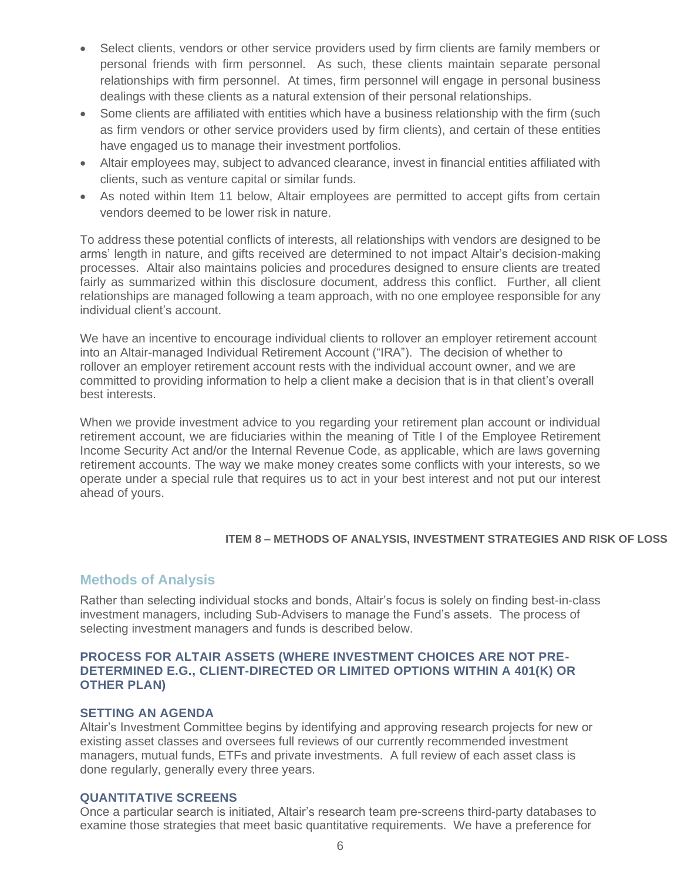- Select clients, vendors or other service providers used by firm clients are family members or personal friends with firm personnel. As such, these clients maintain separate personal relationships with firm personnel. At times, firm personnel will engage in personal business dealings with these clients as a natural extension of their personal relationships.
- Some clients are affiliated with entities which have a business relationship with the firm (such as firm vendors or other service providers used by firm clients), and certain of these entities have engaged us to manage their investment portfolios.
- Altair employees may, subject to advanced clearance, invest in financial entities affiliated with clients, such as venture capital or similar funds.
- As noted within Item 11 below, Altair employees are permitted to accept gifts from certain vendors deemed to be lower risk in nature.

To address these potential conflicts of interests, all relationships with vendors are designed to be arms' length in nature, and gifts received are determined to not impact Altair's decision-making processes. Altair also maintains policies and procedures designed to ensure clients are treated fairly as summarized within this disclosure document, address this conflict. Further, all client relationships are managed following a team approach, with no one employee responsible for any individual client's account.

We have an incentive to encourage individual clients to rollover an employer retirement account into an Altair-managed Individual Retirement Account ("IRA"). The decision of whether to rollover an employer retirement account rests with the individual account owner, and we are committed to providing information to help a client make a decision that is in that client's overall best interests.

When we provide investment advice to you regarding your retirement plan account or individual retirement account, we are fiduciaries within the meaning of Title I of the Employee Retirement Income Security Act and/or the Internal Revenue Code, as applicable, which are laws governing retirement accounts. The way we make money creates some conflicts with your interests, so we operate under a special rule that requires us to act in your best interest and not put our interest ahead of yours.

# ITEM 8 – METHODS OF ANALYSIS, INVESTMENT STRATEGIES AND RISK OF LOSS

## Methods of Analysis

Rather than selecting individual stocks and bonds, Altair's focus is solely on finding best-in-class investment managers, including Sub-Advisers to manage the Fund's assets. The process of selecting investment managers and funds is described below.

### PROCESS FOR ALTAIR ASSETS (WHERE INVESTMENT CHOICES ARE NOT PRE-DETERMINED E.G., CLIENT-DIRECTED OR LIMITED OPTIONS WITHIN A 401(K) OR OTHER PLAN)

### SETTING AN AGENDA

Altair's Investment Committee begins by identifying and approving research projects for new or existing asset classes and oversees full reviews of our currently recommended investment managers, mutual funds, ETFs and private investments. A full review of each asset class is done regularly, generally every three years.

### QUANTITATIVE SCREENS

Once a particular search is initiated, Altair's research team pre-screens third-party databases to examine those strategies that meet basic quantitative requirements. We have a preference for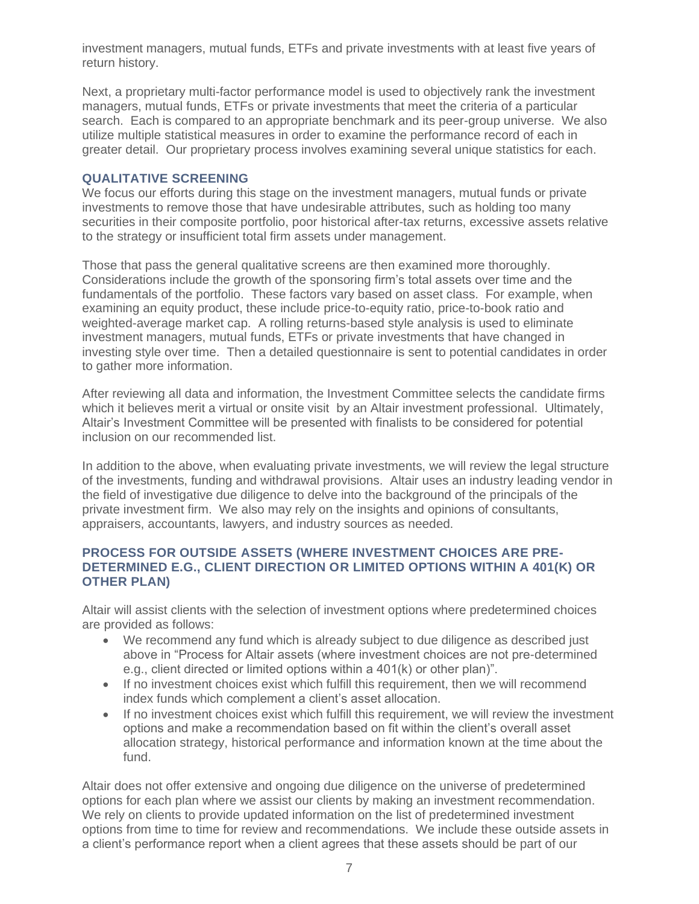investment managers, mutual funds, ETFs and private investments with at least five years of return history.

Next, a proprietary multi-factor performance model is used to objectively rank the investment managers, mutual funds, ETFs or private investments that meet the criteria of a particular search. Each is compared to an appropriate benchmark and its peer-group universe. We also utilize multiple statistical measures in order to examine the performance record of each in greater detail. Our proprietary process involves examining several unique statistics for each.

### QUALITATIVE SCREENING

We focus our efforts during this stage on the investment managers, mutual funds or private investments to remove those that have undesirable attributes, such as holding too many securities in their composite portfolio, poor historical after-tax returns, excessive assets relative to the strategy or insufficient total firm assets under management.

Those that pass the general qualitative screens are then examined more thoroughly. Considerations include the growth of the sponsoring firm's total assets over time and the fundamentals of the portfolio. These factors vary based on asset class. For example, when examining an equity product, these include price-to-equity ratio, price-to-book ratio and weighted-average market cap. A rolling returns-based style analysis is used to eliminate investment managers, mutual funds, ETFs or private investments that have changed in investing style over time. Then a detailed questionnaire is sent to potential candidates in order to gather more information.

After reviewing all data and information, the Investment Committee selects the candidate firms which it believes merit a virtual or onsite visit by an Altair investment professional. Ultimately, Altair's Investment Committee will be presented with finalists to be considered for potential inclusion on our recommended list.

In addition to the above, when evaluating private investments, we will review the legal structure of the investments, funding and withdrawal provisions. Altair uses an industry leading vendor in the field of investigative due diligence to delve into the background of the principals of the private investment firm. We also may rely on the insights and opinions of consultants, appraisers, accountants, lawyers, and industry sources as needed.

### PROCESS FOR OUTSIDE ASSETS (WHERE INVESTMENT CHOICES ARE PRE-DETERMINED E.G., CLIENT DIRECTION OR LIMITED OPTIONS WITHIN A 401(K) OR OTHER PLAN)

Altair will assist clients with the selection of investment options where predetermined choices are provided as follows:

- We recommend any fund which is already subject to due diligence as described just above in "Process for Altair assets (where investment choices are not pre-determined e.g., client directed or limited options within a 401(k) or other plan)".
- If no investment choices exist which fulfill this requirement, then we will recommend index funds which complement a client's asset allocation.
- If no investment choices exist which fulfill this requirement, we will review the investment options and make a recommendation based on fit within the client's overall asset allocation strategy, historical performance and information known at the time about the fund.

Altair does not offer extensive and ongoing due diligence on the universe of predetermined options for each plan where we assist our clients by making an investment recommendation. We rely on clients to provide updated information on the list of predetermined investment options from time to time for review and recommendations. We include these outside assets in a client's performance report when a client agrees that these assets should be part of our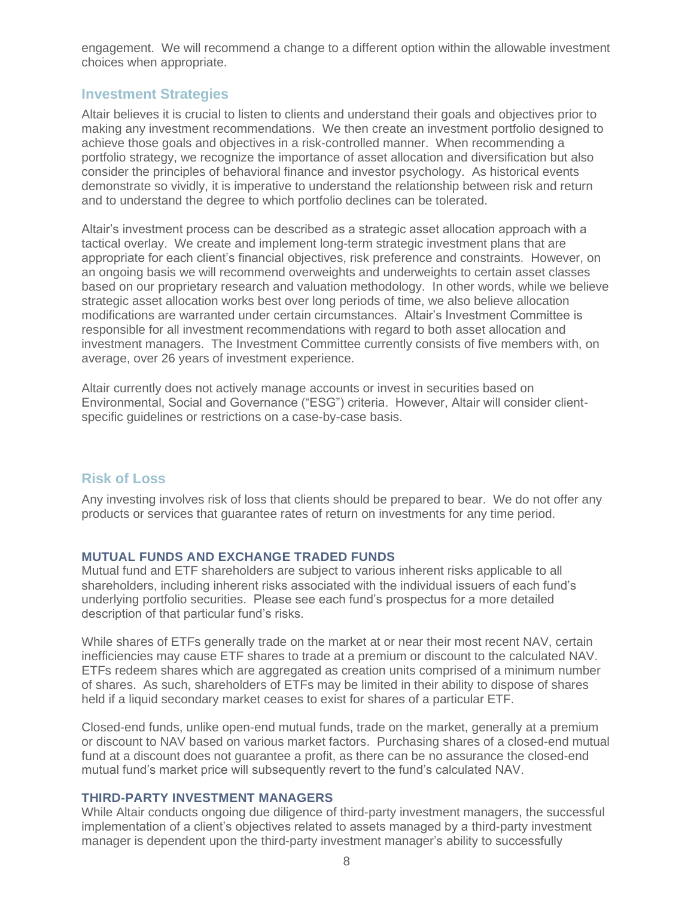engagement. We will recommend a change to a different option within the allowable investment choices when appropriate.

## Investment Strategies

Altair believes it is crucial to listen to clients and understand their goals and objectives prior to making any investment recommendations. We then create an investment portfolio designed to achieve those goals and objectives in a risk-controlled manner. When recommending a portfolio strategy, we recognize the importance of asset allocation and diversification but also consider the principles of behavioral finance and investor psychology. As historical events demonstrate so vividly, it is imperative to understand the relationship between risk and return and to understand the degree to which portfolio declines can be tolerated.

Altair's investment process can be described as a strategic asset allocation approach with a tactical overlay. We create and implement long-term strategic investment plans that are appropriate for each client's financial objectives, risk preference and constraints. However, on an ongoing basis we will recommend overweights and underweights to certain asset classes based on our proprietary research and valuation methodology. In other words, while we believe strategic asset allocation works best over long periods of time, we also believe allocation modifications are warranted under certain circumstances. Altair's Investment Committee is responsible for all investment recommendations with regard to both asset allocation and investment managers. The Investment Committee currently consists of five members with, on average, over 26 years of investment experience.

Altair currently does not actively manage accounts or invest in securities based on Environmental, Social and Governance ("ESG") criteria. However, Altair will consider client-specific guidelines or restrictions on a case-by-case basis.

## Risk of Loss

Any investing involves risk of loss that clients should be prepared to bear. We do not offer any products or services that guarantee rates of return on investments for any time period.

### MUTUAL FUNDS AND EXCHANGE TRADED FUNDS

Mutual fund and ETF shareholders are subject to various inherent risks applicable to all shareholders, including inherent risks associated with the individual issuers of each fund's underlying portfolio securities. Please see each fund's prospectus for a more detailed description of that particular fund's risks.

While shares of ETFs generally trade on the market at or near their most recent NAV, certain inefficiencies may cause ETF shares to trade at a premium or discount to the calculated NAV. ETFs redeem shares which are aggregated as creation units comprised of a minimum number of shares. As such, shareholders of ETFs may be limited in their ability to dispose of shares held if a liquid secondary market ceases to exist for shares of a particular ETF.

Closed-end funds, unlike open-end mutual funds, trade on the market, generally at a premium or discount to NAV based on various market factors. Purchasing shares of a closed-end mutual fund at a discount does not guarantee a profit, as there can be no assurance the closed-end mutual fund's market price will subsequently revert to the fund's calculated NAV.

### THIRD-PARTY INVESTMENT MANAGERS

While Altair conducts ongoing due diligence of third-party investment managers, the successful implementation of a client's objectives related to assets managed by a third-party investment manager is dependent upon the third-party investment manager's ability to successfully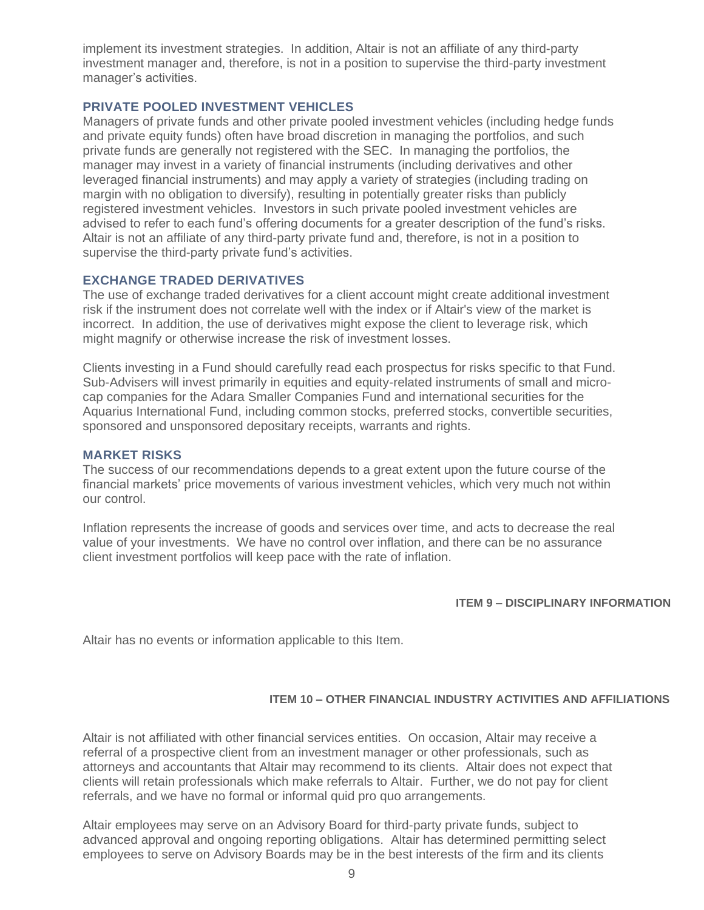implement its investment strategies. In addition, Altair is not an affiliate of any third-party investment manager and, therefore, is not in a position to supervise the third-party investment manager's activities.

### PRIVATE POOLED INVESTMENT VEHICLES

Managers of private funds and other private pooled investment vehicles (including hedge funds and private equity funds) often have broad discretion in managing the portfolios, and such private funds are generally not registered with the SEC. In managing the portfolios, the manager may invest in a variety of financial instruments (including derivatives and other leveraged financial instruments) and may apply a variety of strategies (including trading on margin with no obligation to diversify), resulting in potentially greater risks than publicly registered investment vehicles. Investors in such private pooled investment vehicles are advised to refer to each fund's offering documents for a greater description of the fund's risks. Altair is not an affiliate of any third-party private fund and, therefore, is not in a position to supervise the third-party private fund's activities.

### EXCHANGE TRADED DERIVATIVES

The use of exchange traded derivatives for a client account might create additional investment risk if the instrument does not correlate well with the index or if Altair's view of the market is incorrect. In addition, the use of derivatives might expose the client to leverage risk, which might magnify or otherwise increase the risk of investment losses.

Clients investing in a Fund should carefully read each prospectus for risks specific to that Fund. Sub-Advisers will invest primarily in equities and equity-related instruments of small and micro-cap companies for the Adara Smaller Companies Fund and international securities for the Aquarius International Fund, including common stocks, preferred stocks, convertible securities, sponsored and unsponsored depositary receipts, warrants and rights.

### MARKET RISKS

The success of our recommendations depends to a great extent upon the future course of the financial markets' price movements of various investment vehicles, which very much not within our control.

Inflation represents the increase of goods and services over time, and acts to decrease the real value of your investments. We have no control over inflation, and there can be no assurance client investment portfolios will keep pace with the rate of inflation.

## ITEM 9 – DISCIPLINARY INFORMATION

Altair has no events or information applicable to this Item.

## ITEM 10 – OTHER FINANCIAL INDUSTRY ACTIVITIES AND AFFILIATIONS

Altair is not affiliated with other financial services entities. On occasion, Altair may receive a referral of a prospective client from an investment manager or other professionals, such as attorneys and accountants that Altair may recommend to its clients. Altair does not expect that clients will retain professionals which make referrals to Altair. Further, we do not pay for client referrals, and we have no formal or informal quid pro quo arrangements.

Altair employees may serve on an Advisory Board for third-party private funds, subject to advanced approval and ongoing reporting obligations. Altair has determined permitting select employees to serve on Advisory Boards may be in the best interests of the firm and its clients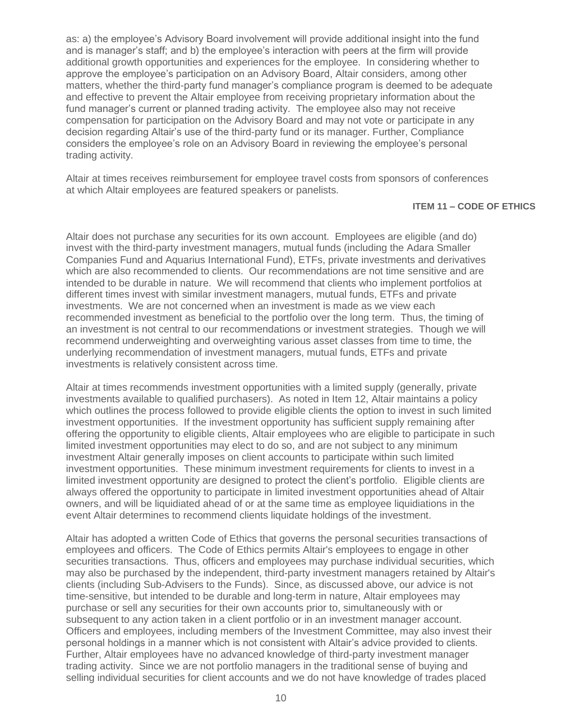as: a) the employee's Advisory Board involvement will provide additional insight into the fund and is manager's staff; and b) the employee's interaction with peers at the firm will provide additional growth opportunities and experiences for the employee. In considering whether to approve the employee's participation on an Advisory Board, Altair considers, among other matters, whether the third-party fund manager's compliance program is deemed to be adequate and effective to prevent the Altair employee from receiving proprietary information about the fund manager's current or planned trading activity. The employee also may not receive compensation for participation on the Advisory Board and may not vote or participate in any decision regarding Altair's use of the third-party fund or its manager. Further, Compliance considers the employee's role on an Advisory Board in reviewing the employee's personal trading activity.

Altair at times receives reimbursement for employee travel costs from sponsors of conferences at which Altair employees are featured speakers or panelists.

## ITEM 11 – CODE OF ETHICS

Altair does not purchase any securities for its own account. Employees are eligible (and do) invest with the third-party investment managers, mutual funds (including the Adara Smaller Companies Fund and Aquarius International Fund), ETFs, private investments and derivatives which are also recommended to clients. Our recommendations are not time sensitive and are intended to be durable in nature. We will recommend that clients who implement portfolios at different times invest with similar investment managers, mutual funds, ETFs and private investments. We are not concerned when an investment is made as we view each recommended investment as beneficial to the portfolio over the long term. Thus, the timing of an investment is not central to our recommendations or investment strategies. Though we will recommend underweighting and overweighting various asset classes from time to time, the underlying recommendation of investment managers, mutual funds, ETFs and private investments is relatively consistent across time.

Altair at times recommends investment opportunities with a limited supply (generally, private investments available to qualified purchasers). As noted in Item 12, Altair maintains a policy which outlines the process followed to provide eligible clients the option to invest in such limited investment opportunities. If the investment opportunity has sufficient supply remaining after offering the opportunity to eligible clients, Altair employees who are eligible to participate in such limited investment opportunities may elect to do so, and are not subject to any minimum investment Altair generally imposes on client accounts to participate within such limited investment opportunities. These minimum investment requirements for clients to invest in a limited investment opportunity are designed to protect the client's portfolio. Eligible clients are always offered the opportunity to participate in limited investment opportunities ahead of Altair owners, and will be liquidiated ahead of or at the same time as employee liquidiations in the event Altair determines to recommend clients liquidate holdings of the investment.

Altair has adopted a written Code of Ethics that governs the personal securities transactions of employees and officers. The Code of Ethics permits Altair's employees to engage in other securities transactions. Thus, officers and employees may purchase individual securities, which may also be purchased by the independent, third-party investment managers retained by Altair's clients (including Sub-Advisers to the Funds). Since, as discussed above, our advice is not time-sensitive, but intended to be durable and long-term in nature, Altair employees may purchase or sell any securities for their own accounts prior to, simultaneously with or subsequent to any action taken in a client portfolio or in an investment manager account. Officers and employees, including members of the Investment Committee, may also invest their personal holdings in a manner which is not consistent with Altair's advice provided to clients. Further, Altair employees have no advanced knowledge of third-party investment manager trading activity. Since we are not portfolio managers in the traditional sense of buying and selling individual securities for client accounts and we do not have knowledge of trades placed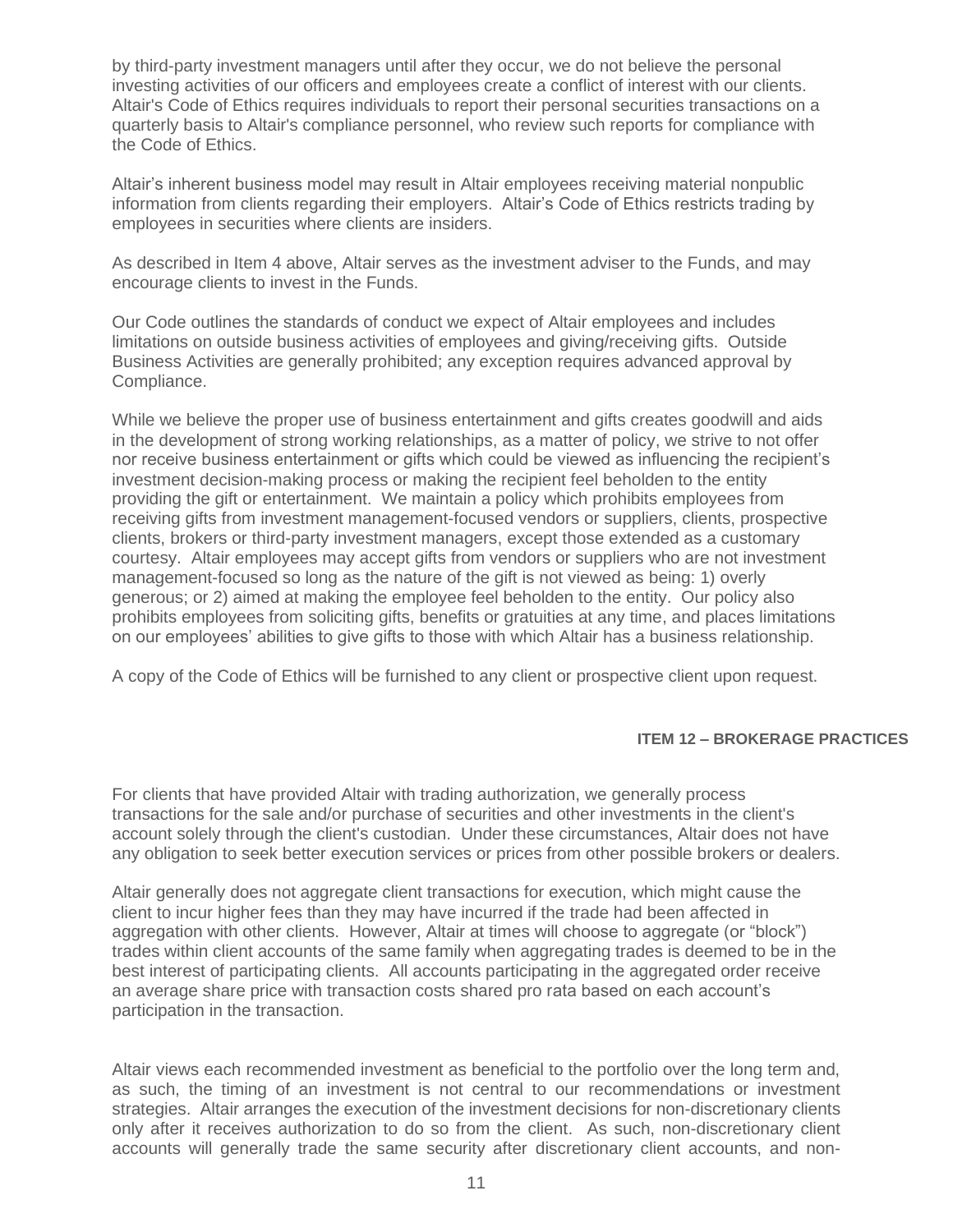by third-party investment managers until after they occur, we do not believe the personal investing activities of our officers and employees create a conflict of interest with our clients. Altair's Code of Ethics requires individuals to report their personal securities transactions on a quarterly basis to Altair's compliance personnel, who review such reports for compliance with the Code of Ethics.

Altair's inherent business model may result in Altair employees receiving material nonpublic information from clients regarding their employers. Altair's Code of Ethics restricts trading by employees in securities where clients are insiders.

As described in Item 4 above, Altair serves as the investment adviser to the Funds, and may encourage clients to invest in the Funds.

Our Code outlines the standards of conduct we expect of Altair employees and includes limitations on outside business activities of employees and giving/receiving gifts. Outside Business Activities are generally prohibited; any exception requires advanced approval by Compliance.

While we believe the proper use of business entertainment and gifts creates goodwill and aids in the development of strong working relationships, as a matter of policy, we strive to not offer nor receive business entertainment or gifts which could be viewed as influencing the recipient's investment decision-making process or making the recipient feel beholden to the entity providing the gift or entertainment. We maintain a policy which prohibits employees from receiving gifts from investment management-focused vendors or suppliers, clients, prospective clients, brokers or third-party investment managers, except those extended as a customary courtesy. Altair employees may accept gifts from vendors or suppliers who are not investment management-focused so long as the nature of the gift is not viewed as being: 1) overly generous; or 2) aimed at making the employee feel beholden to the entity. Our policy also prohibits employees from soliciting gifts, benefits or gratuities at any time, and places limitations on our employees' abilities to give gifts to those with which Altair has a business relationship.

A copy of the Code of Ethics will be furnished to any client or prospective client upon request.

## ITEM 12 – BROKERAGE PRACTICES

For clients that have provided Altair with trading authorization, we generally process transactions for the sale and/or purchase of securities and other investments in the client's account solely through the client's custodian. Under these circumstances, Altair does not have any obligation to seek better execution services or prices from other possible brokers or dealers.

Altair generally does not aggregate client transactions for execution, which might cause the client to incur higher fees than they may have incurred if the trade had been affected in aggregation with other clients. However, Altair at times will choose to aggregate (or "block") trades within client accounts of the same family when aggregating trades is deemed to be in the best interest of participating clients. All accounts participating in the aggregated order receive an average share price with transaction costs shared pro rata based on each account's participation in the transaction.

Altair views each recommended investment as beneficial to the portfolio over the long term and, as such, the timing of an investment is not central to our recommendations or investment strategies. Altair arranges the execution of the investment decisions for non-discretionary clients only after it receives authorization to do so from the client. As such, non-discretionary client accounts will generally trade the same security after discretionary client accounts, and non-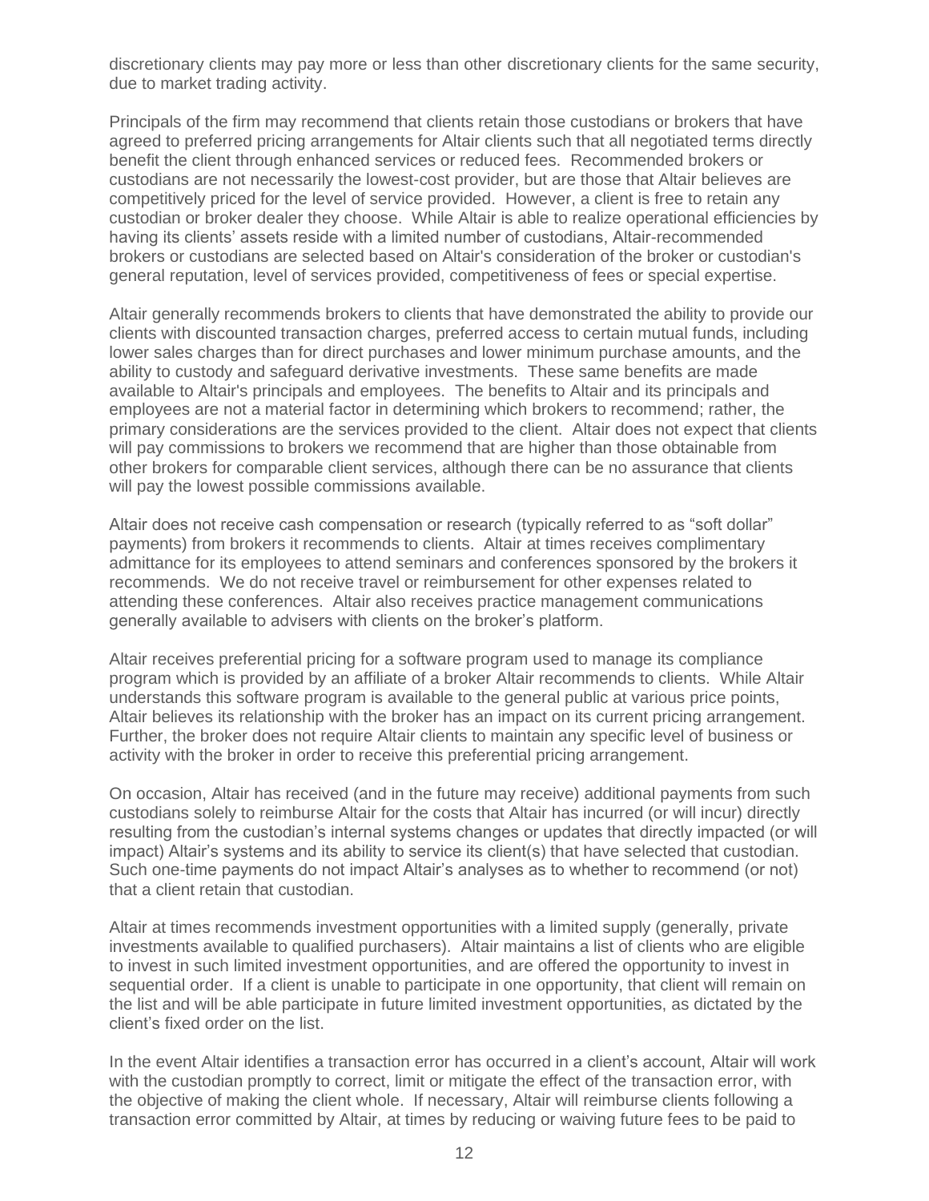discretionary clients may pay more or less than other discretionary clients for the same security, due to market trading activity.

Principals of the firm may recommend that clients retain those custodians or brokers that have agreed to preferred pricing arrangements for Altair clients such that all negotiated terms directly benefit the client through enhanced services or reduced fees. Recommended brokers or custodians are not necessarily the lowest-cost provider, but are those that Altair believes are competitively priced for the level of service provided. However, a client is free to retain any custodian or broker dealer they choose. While Altair is able to realize operational efficiencies by having its clients' assets reside with a limited number of custodians, Altair-recommended brokers or custodians are selected based on Altair's consideration of the broker or custodian's general reputation, level of services provided, competitiveness of fees or special expertise.

Altair generally recommends brokers to clients that have demonstrated the ability to provide our clients with discounted transaction charges, preferred access to certain mutual funds, including lower sales charges than for direct purchases and lower minimum purchase amounts, and the ability to custody and safeguard derivative investments. These same benefits are made available to Altair's principals and employees. The benefits to Altair and its principals and employees are not a material factor in determining which brokers to recommend; rather, the primary considerations are the services provided to the client. Altair does not expect that clients will pay commissions to brokers we recommend that are higher than those obtainable from other brokers for comparable client services, although there can be no assurance that clients will pay the lowest possible commissions available.

Altair does not receive cash compensation or research (typically referred to as "soft dollar" payments) from brokers it recommends to clients. Altair at times receives complimentary admittance for its employees to attend seminars and conferences sponsored by the brokers it recommends. We do not receive travel or reimbursement for other expenses related to attending these conferences. Altair also receives practice management communications generally available to advisers with clients on the broker's platform.

Altair receives preferential pricing for a software program used to manage its compliance program which is provided by an affiliate of a broker Altair recommends to clients. While Altair understands this software program is available to the general public at various price points, Altair believes its relationship with the broker has an impact on its current pricing arrangement. Further, the broker does not require Altair clients to maintain any specific level of business or activity with the broker in order to receive this preferential pricing arrangement.

On occasion, Altair has received (and in the future may receive) additional payments from such custodians solely to reimburse Altair for the costs that Altair has incurred (or will incur) directly resulting from the custodian's internal systems changes or updates that directly impacted (or will impact) Altair's systems and its ability to service its client(s) that have selected that custodian. Such one-time payments do not impact Altair's analyses as to whether to recommend (or not) that a client retain that custodian.

Altair at times recommends investment opportunities with a limited supply (generally, private investments available to qualified purchasers). Altair maintains a list of clients who are eligible to invest in such limited investment opportunities, and are offered the opportunity to invest in sequential order. If a client is unable to participate in one opportunity, that client will remain on the list and will be able participate in future limited investment opportunities, as dictated by the client's fixed order on the list.

In the event Altair identifies a transaction error has occurred in a client's account, Altair will work with the custodian promptly to correct, limit or mitigate the effect of the transaction error, with the objective of making the client whole. If necessary, Altair will reimburse clients following a transaction error committed by Altair, at times by reducing or waiving future fees to be paid to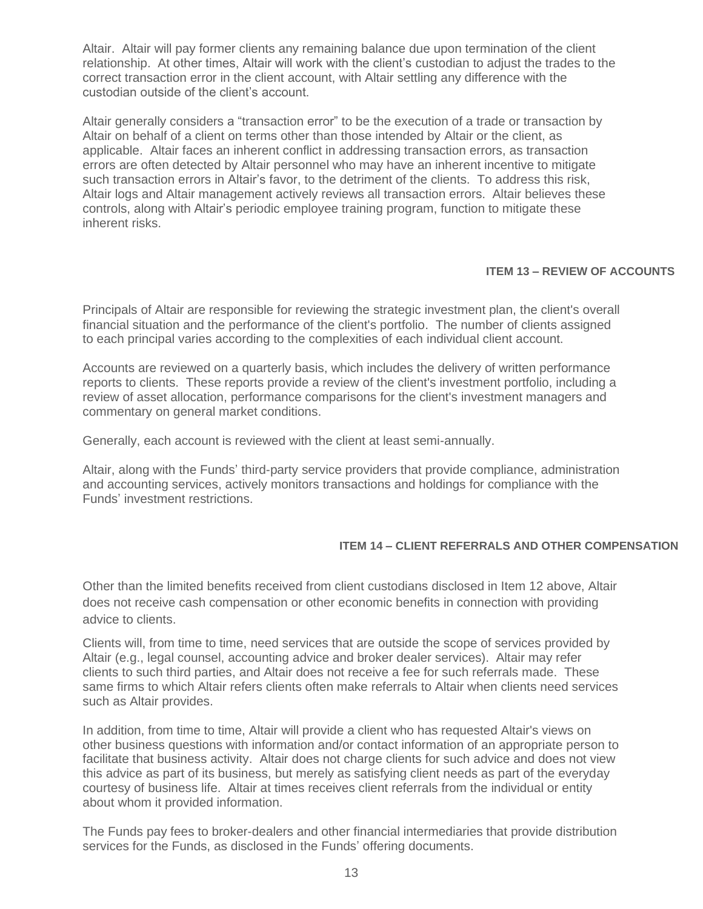Altair. Altair will pay former clients any remaining balance due upon termination of the client relationship. At other times, Altair will work with the client's custodian to adjust the trades to the correct transaction error in the client account, with Altair settling any difference with the custodian outside of the client's account.

Altair generally considers a "transaction error" to be the execution of a trade or transaction by Altair on behalf of a client on terms other than those intended by Altair or the client, as applicable. Altair faces an inherent conflict in addressing transaction errors, as transaction errors are often detected by Altair personnel who may have an inherent incentive to mitigate such transaction errors in Altair's favor, to the detriment of the clients. To address this risk, Altair logs and Altair management actively reviews all transaction errors. Altair believes these controls, along with Altair's periodic employee training program, function to mitigate these inherent risks.

## ITEM 13 – REVIEW OF ACCOUNTS

Principals of Altair are responsible for reviewing the strategic investment plan, the client's overall financial situation and the performance of the client's portfolio. The number of clients assigned to each principal varies according to the complexities of each individual client account.

Accounts are reviewed on a quarterly basis, which includes the delivery of written performance reports to clients. These reports provide a review of the client's investment portfolio, including a review of asset allocation, performance comparisons for the client's investment managers and commentary on general market conditions.

Generally, each account is reviewed with the client at least semi-annually.

Altair, along with the Funds' third-party service providers that provide compliance, administration and accounting services, actively monitors transactions and holdings for compliance with the Funds' investment restrictions.

## ITEM 14 – CLIENT REFERRALS AND OTHER COMPENSATION

Other than the limited benefits received from client custodians disclosed in Item 12 above, Altair does not receive cash compensation or other economic benefits in connection with providing advice to clients.

Clients will, from time to time, need services that are outside the scope of services provided by Altair (e.g., legal counsel, accounting advice and broker dealer services). Altair may refer clients to such third parties, and Altair does not receive a fee for such referrals made. These same firms to which Altair refers clients often make referrals to Altair when clients need services such as Altair provides.

In addition, from time to time, Altair will provide a client who has requested Altair's views on other business questions with information and/or contact information of an appropriate person to facilitate that business activity. Altair does not charge clients for such advice and does not view this advice as part of its business, but merely as satisfying client needs as part of the everyday courtesy of business life. Altair at times receives client referrals from the individual or entity about whom it provided information.

The Funds pay fees to broker-dealers and other financial intermediaries that provide distribution services for the Funds, as disclosed in the Funds' offering documents.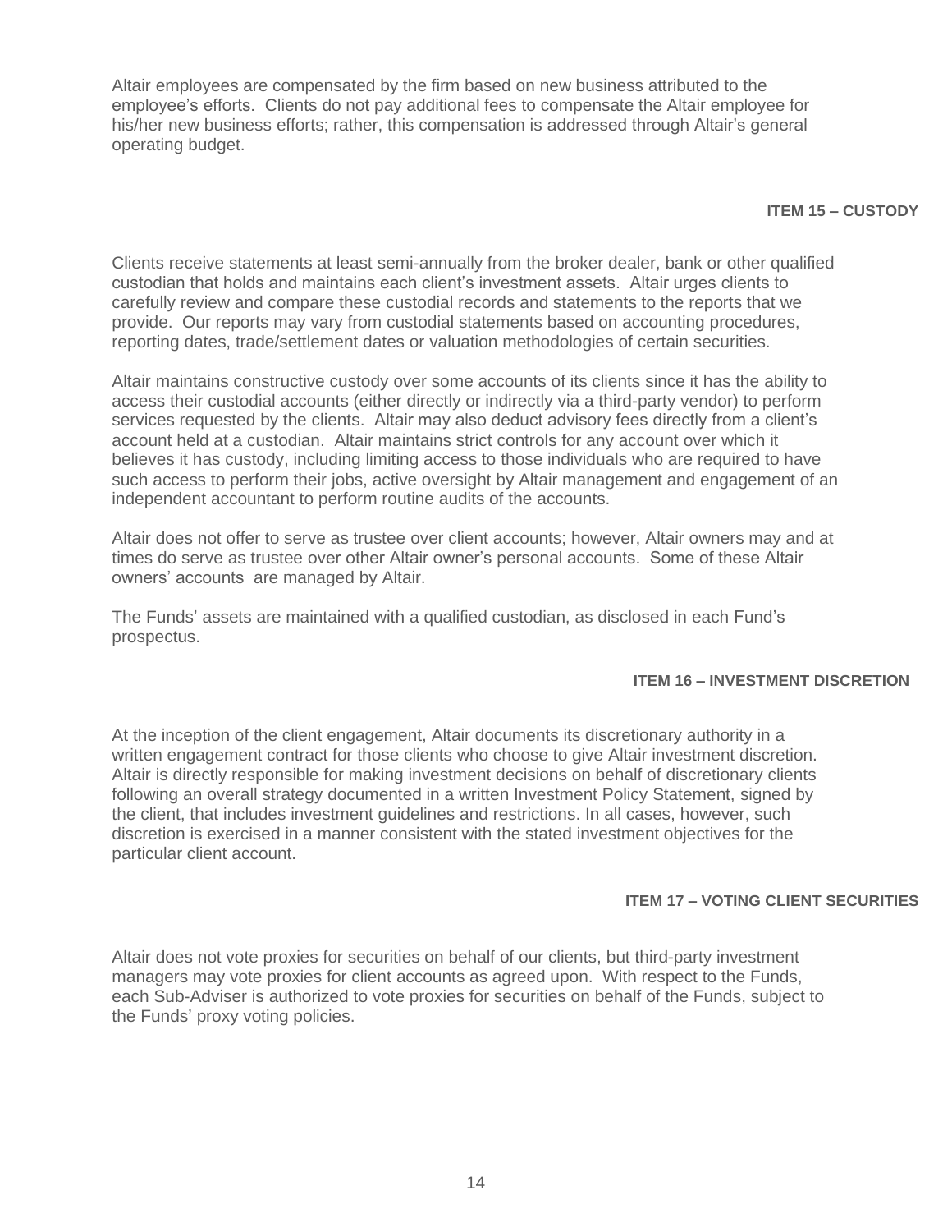Altair employees are compensated by the firm based on new business attributed to the employee's efforts. Clients do not pay additional fees to compensate the Altair employee for his/her new business efforts; rather, this compensation is addressed through Altair's general operating budget.

## ITEM 15 – CUSTODY

Clients receive statements at least semi-annually from the broker dealer, bank or other qualified custodian that holds and maintains each client's investment assets. Altair urges clients to carefully review and compare these custodial records and statements to the reports that we provide. Our reports may vary from custodial statements based on accounting procedures, reporting dates, trade/settlement dates or valuation methodologies of certain securities.

Altair maintains constructive custody over some accounts of its clients since it has the ability to access their custodial accounts (either directly or indirectly via a third-party vendor) to perform services requested by the clients. Altair may also deduct advisory fees directly from a client's account held at a custodian. Altair maintains strict controls for any account over which it believes it has custody, including limiting access to those individuals who are required to have such access to perform their jobs, active oversight by Altair management and engagement of an independent accountant to perform routine audits of the accounts.

Altair does not offer to serve as trustee over client accounts; however, Altair owners may and at times do serve as trustee over other Altair owner's personal accounts. Some of these Altair owners' accounts are managed by Altair.

The Funds' assets are maintained with a qualified custodian, as disclosed in each Fund's prospectus.

## ITEM 16 – INVESTMENT DISCRETION

At the inception of the client engagement, Altair documents its discretionary authority in a written engagement contract for those clients who choose to give Altair investment discretion. Altair is directly responsible for making investment decisions on behalf of discretionary clients following an overall strategy documented in a written Investment Policy Statement, signed by the client, that includes investment guidelines and restrictions. In all cases, however, such discretion is exercised in a manner consistent with the stated investment objectives for the particular client account.

## ITEM 17 – VOTING CLIENT SECURITIES

Altair does not vote proxies for securities on behalf of our clients, but third-party investment managers may vote proxies for client accounts as agreed upon. With respect to the Funds, each Sub-Adviser is authorized to vote proxies for securities on behalf of the Funds, subject to the Funds' proxy voting policies.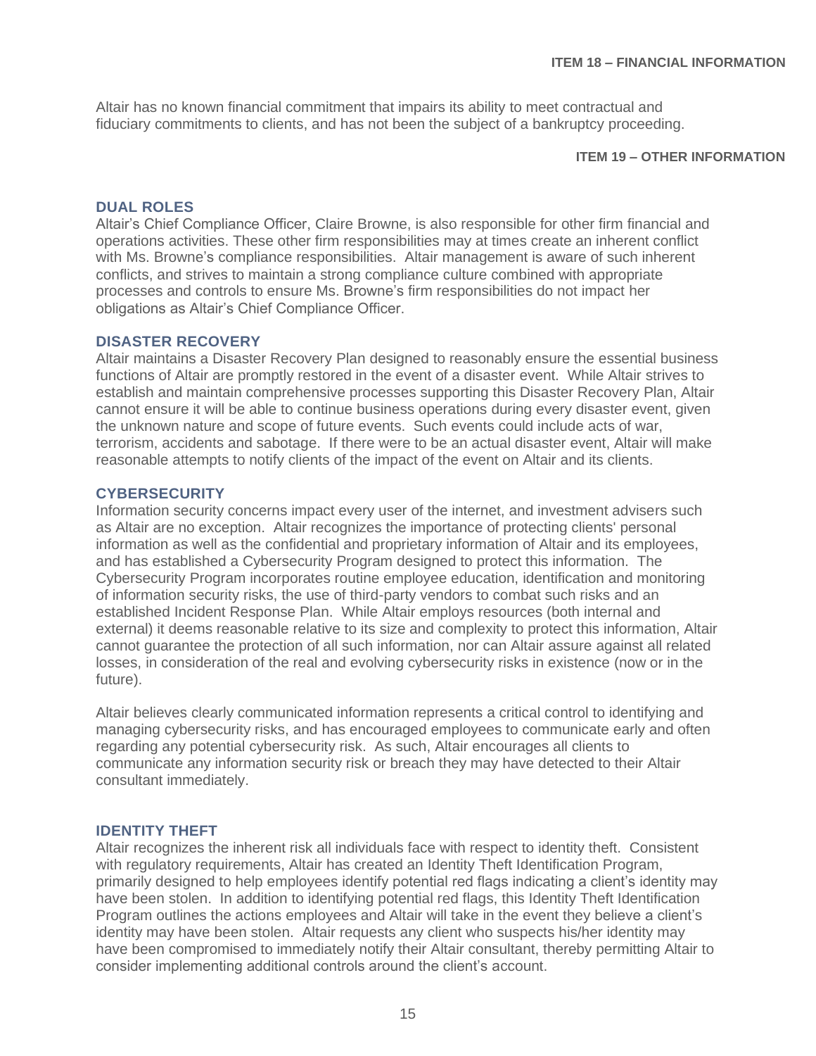## ITEM 18 – FINANCIAL INFORMATION

Altair has no known financial commitment that impairs its ability to meet contractual and fiduciary commitments to clients, and has not been the subject of a bankruptcy proceeding.

## ITEM 19 – OTHER INFORMATION

### DUAL ROLES

Altair's Chief Compliance Officer, Claire Browne, is also responsible for other firm financial and operations activities. These other firm responsibilities may at times create an inherent conflict with Ms. Browne's compliance responsibilities. Altair management is aware of such inherent conflicts, and strives to maintain a strong compliance culture combined with appropriate processes and controls to ensure Ms. Browne's firm responsibilities do not impact her obligations as Altair's Chief Compliance Officer.

### DISASTER RECOVERY

Altair maintains a Disaster Recovery Plan designed to reasonably ensure the essential business functions of Altair are promptly restored in the event of a disaster event. While Altair strives to establish and maintain comprehensive processes supporting this Disaster Recovery Plan, Altair cannot ensure it will be able to continue business operations during every disaster event, given the unknown nature and scope of future events. Such events could include acts of war, terrorism, accidents and sabotage. If there were to be an actual disaster event, Altair will make reasonable attempts to notify clients of the impact of the event on Altair and its clients.

### CYBERSECURITY

Information security concerns impact every user of the internet, and investment advisers such as Altair are no exception. Altair recognizes the importance of protecting clients' personal information as well as the confidential and proprietary information of Altair and its employees, and has established a Cybersecurity Program designed to protect this information. The Cybersecurity Program incorporates routine employee education, identification and monitoring of information security risks, the use of third-party vendors to combat such risks and an established Incident Response Plan. While Altair employs resources (both internal and external) it deems reasonable relative to its size and complexity to protect this information, Altair cannot guarantee the protection of all such information, nor can Altair assure against all related losses, in consideration of the real and evolving cybersecurity risks in existence (now or in the future).

Altair believes clearly communicated information represents a critical control to identifying and managing cybersecurity risks, and has encouraged employees to communicate early and often regarding any potential cybersecurity risk. As such, Altair encourages all clients to communicate any information security risk or breach they may have detected to their Altair consultant immediately.

### IDENTITY THEFT

Altair recognizes the inherent risk all individuals face with respect to identity theft. Consistent with regulatory requirements, Altair has created an Identity Theft Identification Program, primarily designed to help employees identify potential red flags indicating a client's identity may have been stolen. In addition to identifying potential red flags, this Identity Theft Identification Program outlines the actions employees and Altair will take in the event they believe a client's identity may have been stolen. Altair requests any client who suspects his/her identity may have been compromised to immediately notify their Altair consultant, thereby permitting Altair to consider implementing additional controls around the client's account.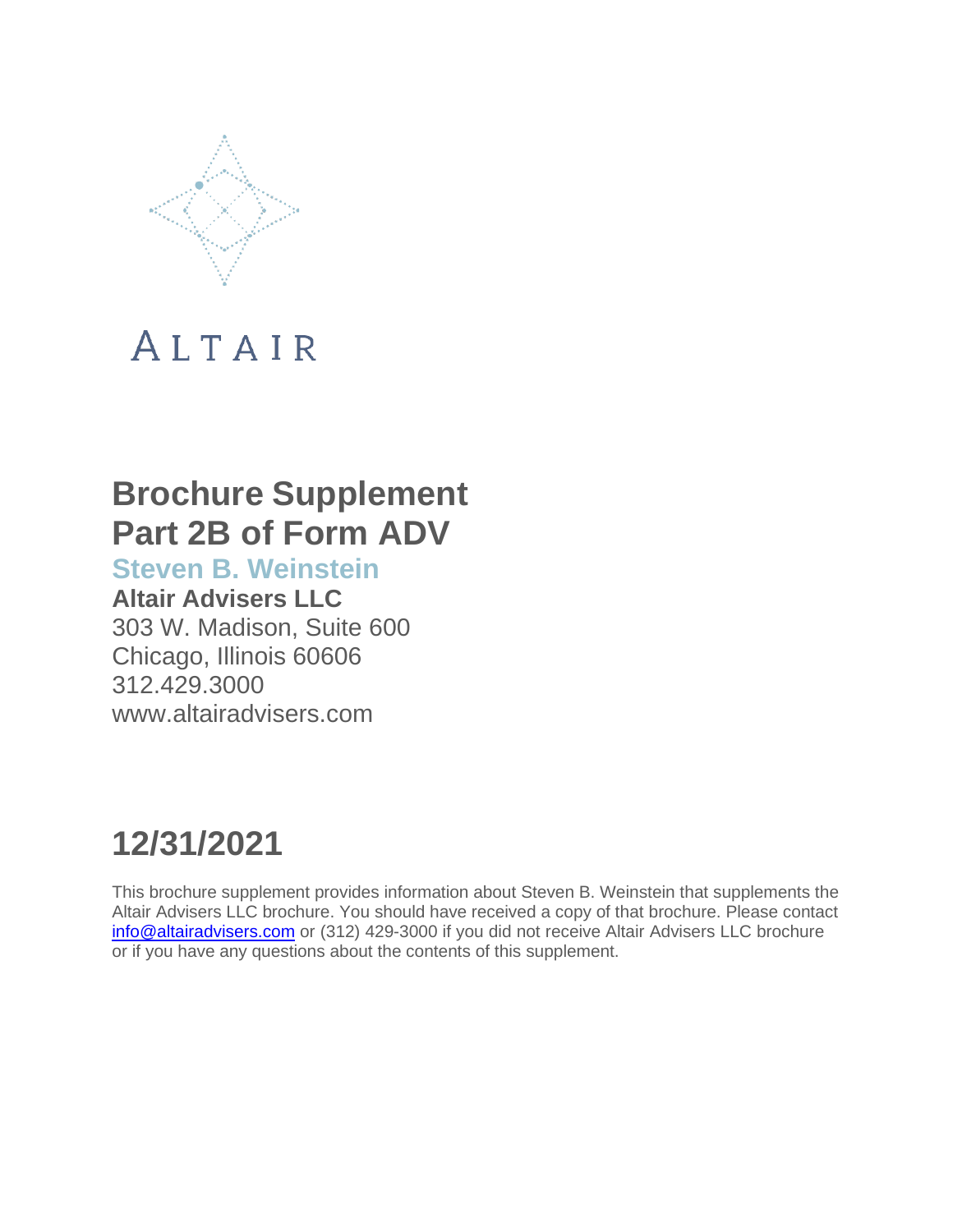ALTAIR

# Brochure Supplement
# Part 2B of Form ADV

## Steven B. Weinstein

**Altair Advisers LLC**

303 W. Madison, Suite 600
Chicago, Illinois 60606
312.429.3000
www.altairadvisers.com

# 12/31/2021

This brochure supplement provides information about Steven B. Weinstein that supplements the Altair Advisers LLC brochure. You should have received a copy of that brochure. Please contact info@altairadvisers.com or (312) 429-3000 if you did not receive Altair Advisers LLC brochure or if you have any questions about the contents of this supplement.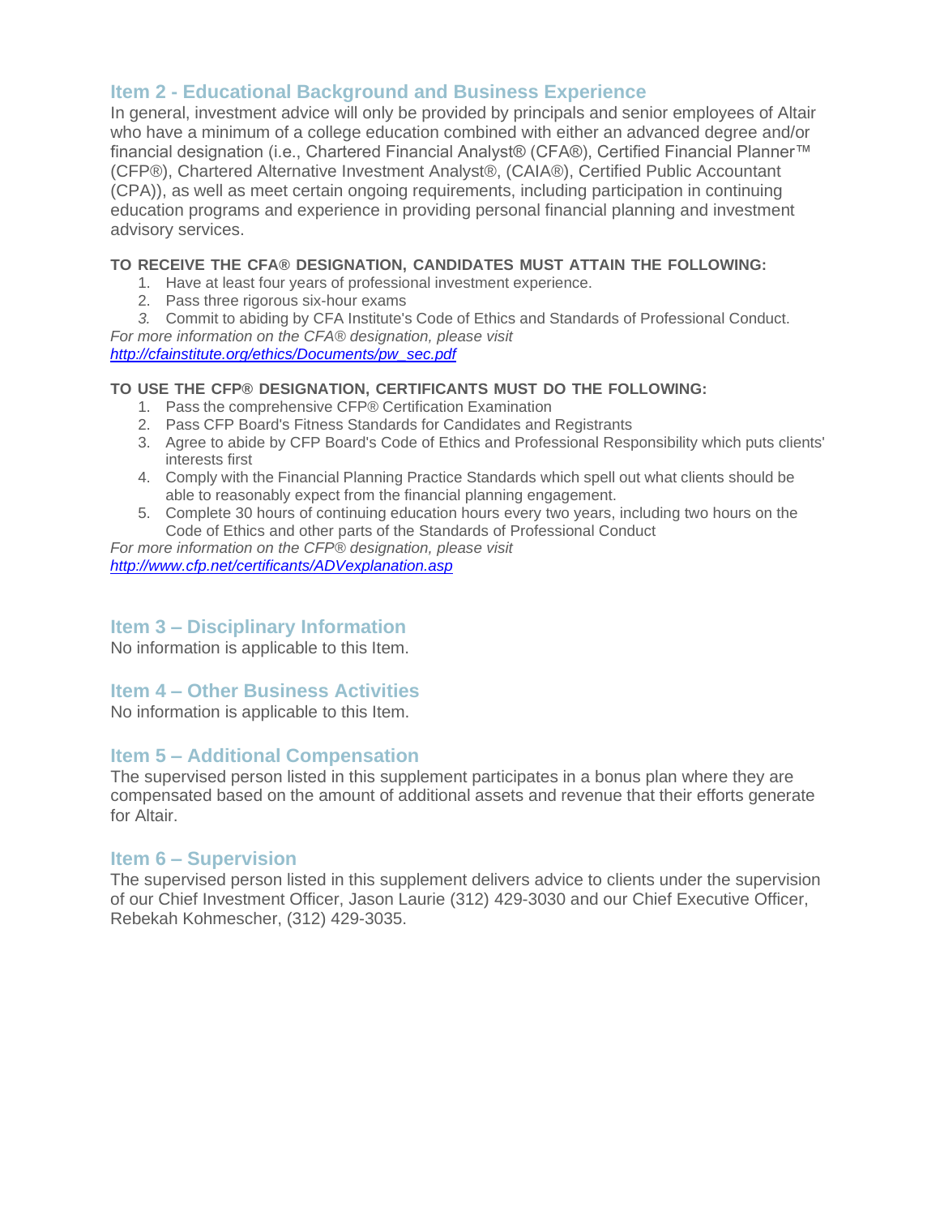## Item 2 - Educational Background and Business Experience

In general, investment advice will only be provided by principals and senior employees of Altair who have a minimum of a college education combined with either an advanced degree and/or financial designation (i.e., Chartered Financial Analyst® (CFA®), Certified Financial Planner™ (CFP®), Chartered Alternative Investment Analyst®, (CAIA®), Certified Public Accountant (CPA)), as well as meet certain ongoing requirements, including participation in continuing education programs and experience in providing personal financial planning and investment advisory services.

**TO RECEIVE THE CFA® DESIGNATION, CANDIDATES MUST ATTAIN THE FOLLOWING:**

1. Have at least four years of professional investment experience.
2. Pass three rigorous six-hour exams
3. Commit to abiding by CFA Institute's Code of Ethics and Standards of Professional Conduct.

*For more information on the CFA® designation, please visit*
*http://cfainstitute.org/ethics/Documents/pw_sec.pdf*

**TO USE THE CFP® DESIGNATION, CERTIFICANTS MUST DO THE FOLLOWING:**

1. Pass the comprehensive CFP® Certification Examination
2. Pass CFP Board's Fitness Standards for Candidates and Registrants
3. Agree to abide by CFP Board's Code of Ethics and Professional Responsibility which puts clients' interests first
4. Comply with the Financial Planning Practice Standards which spell out what clients should be able to reasonably expect from the financial planning engagement.
5. Complete 30 hours of continuing education hours every two years, including two hours on the Code of Ethics and other parts of the Standards of Professional Conduct

*For more information on the CFP® designation, please visit*
*http://www.cfp.net/certificants/ADVexplanation.asp*

## Item 3 – Disciplinary Information

No information is applicable to this Item.

## Item 4 – Other Business Activities

No information is applicable to this Item.

## Item 5 – Additional Compensation

The supervised person listed in this supplement participates in a bonus plan where they are compensated based on the amount of additional assets and revenue that their efforts generate for Altair.

## Item 6 – Supervision

The supervised person listed in this supplement delivers advice to clients under the supervision of our Chief Investment Officer, Jason Laurie (312) 429-3030 and our Chief Executive Officer, Rebekah Kohmescher, (312) 429-3035.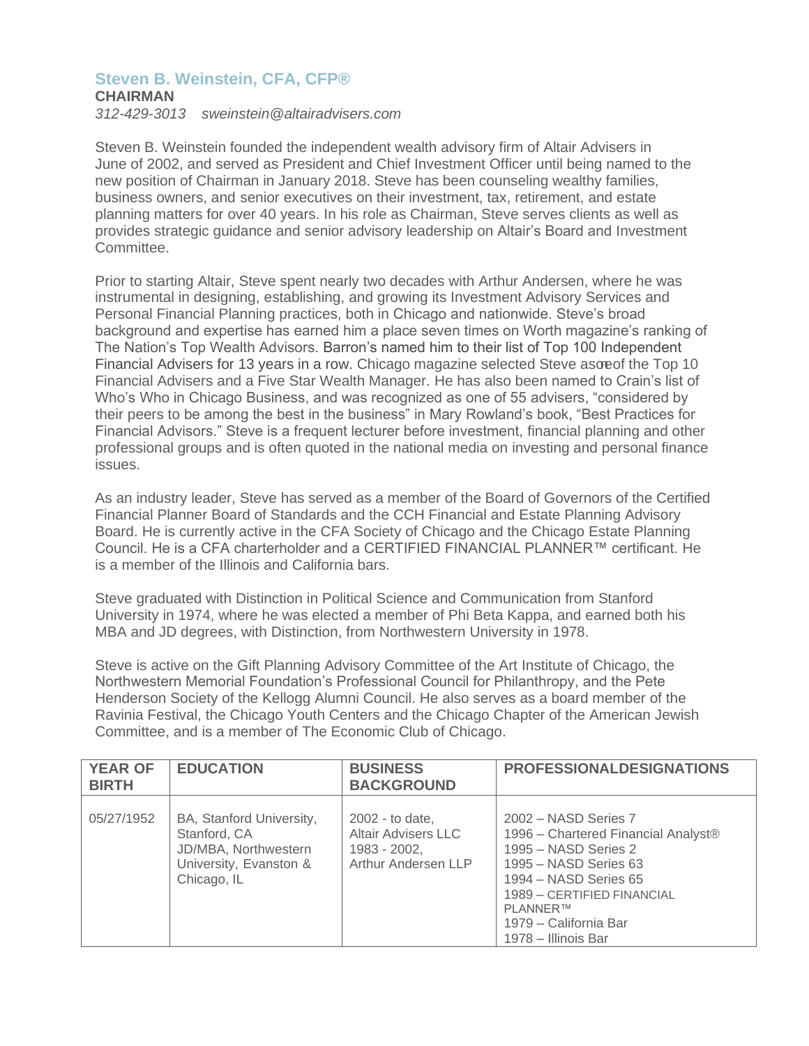## Steven B. Weinstein, CFA, CFP®

**CHAIRMAN**

*312-429-3013 sweinstein@altairadvisers.com*

Steven B. Weinstein founded the independent wealth advisory firm of Altair Advisers in June of 2002, and served as President and Chief Investment Officer until being named to the new position of Chairman in January 2018. Steve has been counseling wealthy families, business owners, and senior executives on their investment, tax, retirement, and estate planning matters for over 40 years. In his role as Chairman, Steve serves clients as well as provides strategic guidance and senior advisory leadership on Altair's Board and Investment Committee.

Prior to starting Altair, Steve spent nearly two decades with Arthur Andersen, where he was instrumental in designing, establishing, and growing its Investment Advisory Services and Personal Financial Planning practices, both in Chicago and nationwide. Steve's broad background and expertise has earned him a place seven times on Worth magazine's ranking of The Nation's Top Wealth Advisors. Barron's named him to their list of Top 100 Independent Financial Advisers for 13 years in a row. Chicago magazine selected Steve as one of the Top 10 Financial Advisers and a Five Star Wealth Manager. He has also been named to Crain's list of Who's Who in Chicago Business, and was recognized as one of 55 advisers, "considered by their peers to be among the best in the business" in Mary Rowland's book, "Best Practices for Financial Advisors." Steve is a frequent lecturer before investment, financial planning and other professional groups and is often quoted in the national media on investing and personal finance issues.

As an industry leader, Steve has served as a member of the Board of Governors of the Certified Financial Planner Board of Standards and the CCH Financial and Estate Planning Advisory Board. He is currently active in the CFA Society of Chicago and the Chicago Estate Planning Council. He is a CFA charterholder and a CERTIFIED FINANCIAL PLANNER™ certificant. He is a member of the Illinois and California bars.

Steve graduated with Distinction in Political Science and Communication from Stanford University in 1974, where he was elected a member of Phi Beta Kappa, and earned both his MBA and JD degrees, with Distinction, from Northwestern University in 1978.

Steve is active on the Gift Planning Advisory Committee of the Art Institute of Chicago, the Northwestern Memorial Foundation's Professional Council for Philanthropy, and the Pete Henderson Society of the Kellogg Alumni Council. He also serves as a board member of the Ravinia Festival, the Chicago Youth Centers and the Chicago Chapter of the American Jewish Committee, and is a member of The Economic Club of Chicago.

| YEAR OF BIRTH | EDUCATION | BUSINESS BACKGROUND | PROFESSIONALDESIGNATIONS |
|---|---|---|---|
| 05/27/1952 | BA, Stanford University, Stanford, CA<br>JD/MBA, Northwestern University, Evanston & Chicago, IL | 2002 - to date, Altair Advisers LLC<br>1983 - 2002, Arthur Andersen LLP | 2002 – NASD Series 7<br>1996 – Chartered Financial Analyst®<br>1995 – NASD Series 2<br>1995 – NASD Series 63<br>1994 – NASD Series 65<br>1989 – CERTIFIED FINANCIAL PLANNER™<br>1979 – California Bar<br>1978 – Illinois Bar |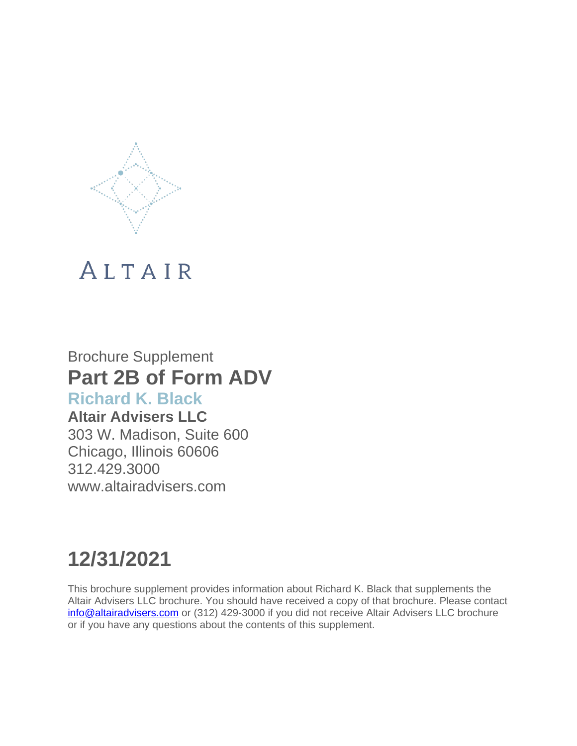ALTAIR

Brochure Supplement

# Part 2B of Form ADV

## Richard K. Black

**Altair Advisers LLC**

303 W. Madison, Suite 600

Chicago, Illinois 60606

312.429.3000

www.altairadvisers.com

# 12/31/2021

This brochure supplement provides information about Richard K. Black that supplements the Altair Advisers LLC brochure. You should have received a copy of that brochure. Please contact info@altairadvisers.com or (312) 429-3000 if you did not receive Altair Advisers LLC brochure or if you have any questions about the contents of this supplement.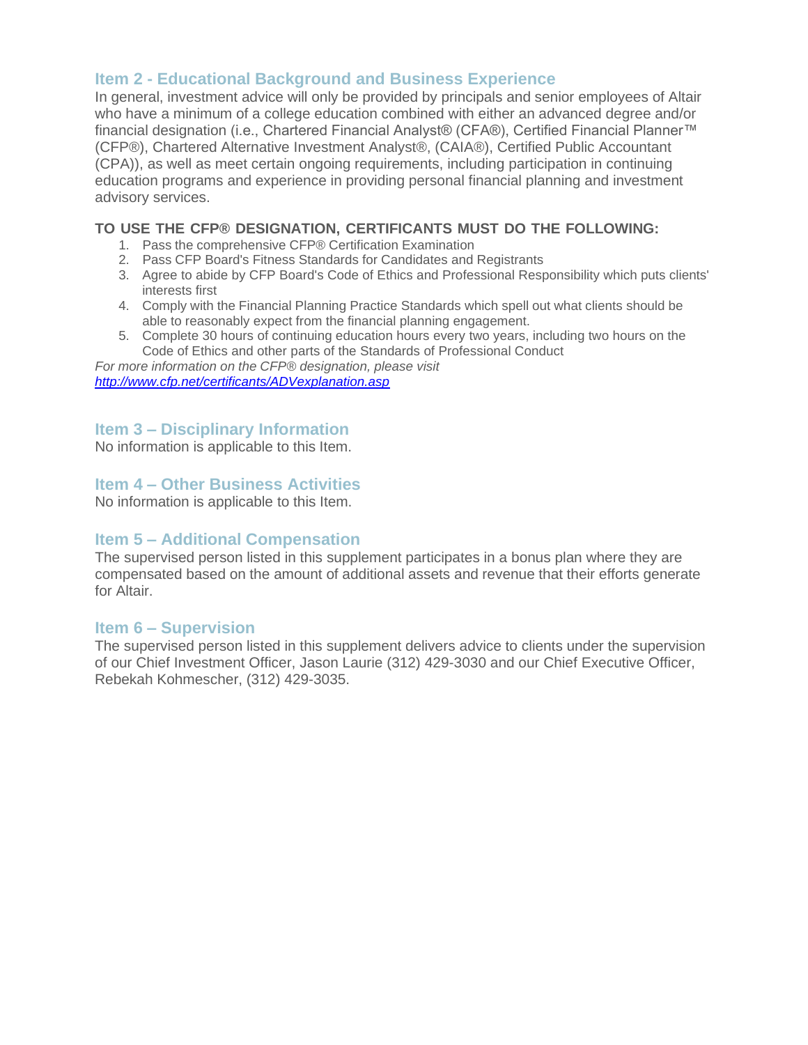## Item 2 - Educational Background and Business Experience

In general, investment advice will only be provided by principals and senior employees of Altair who have a minimum of a college education combined with either an advanced degree and/or financial designation (i.e., Chartered Financial Analyst® (CFA®), Certified Financial Planner™ (CFP®), Chartered Alternative Investment Analyst®, (CAIA®), Certified Public Accountant (CPA)), as well as meet certain ongoing requirements, including participation in continuing education programs and experience in providing personal financial planning and investment advisory services.

**TO USE THE CFP® DESIGNATION, CERTIFICANTS MUST DO THE FOLLOWING:**

1. Pass the comprehensive CFP® Certification Examination
2. Pass CFP Board's Fitness Standards for Candidates and Registrants
3. Agree to abide by CFP Board's Code of Ethics and Professional Responsibility which puts clients' interests first
4. Comply with the Financial Planning Practice Standards which spell out what clients should be able to reasonably expect from the financial planning engagement.
5. Complete 30 hours of continuing education hours every two years, including two hours on the Code of Ethics and other parts of the Standards of Professional Conduct

*For more information on the CFP® designation, please visit [http://www.cfp.net/certificants/ADVexplanation.asp](http://www.cfp.net/certificants/ADVexplanation.asp)*

## Item 3 – Disciplinary Information

No information is applicable to this Item.

## Item 4 – Other Business Activities

No information is applicable to this Item.

## Item 5 – Additional Compensation

The supervised person listed in this supplement participates in a bonus plan where they are compensated based on the amount of additional assets and revenue that their efforts generate for Altair.

## Item 6 – Supervision

The supervised person listed in this supplement delivers advice to clients under the supervision of our Chief Investment Officer, Jason Laurie (312) 429-3030 and our Chief Executive Officer, Rebekah Kohmescher, (312) 429-3035.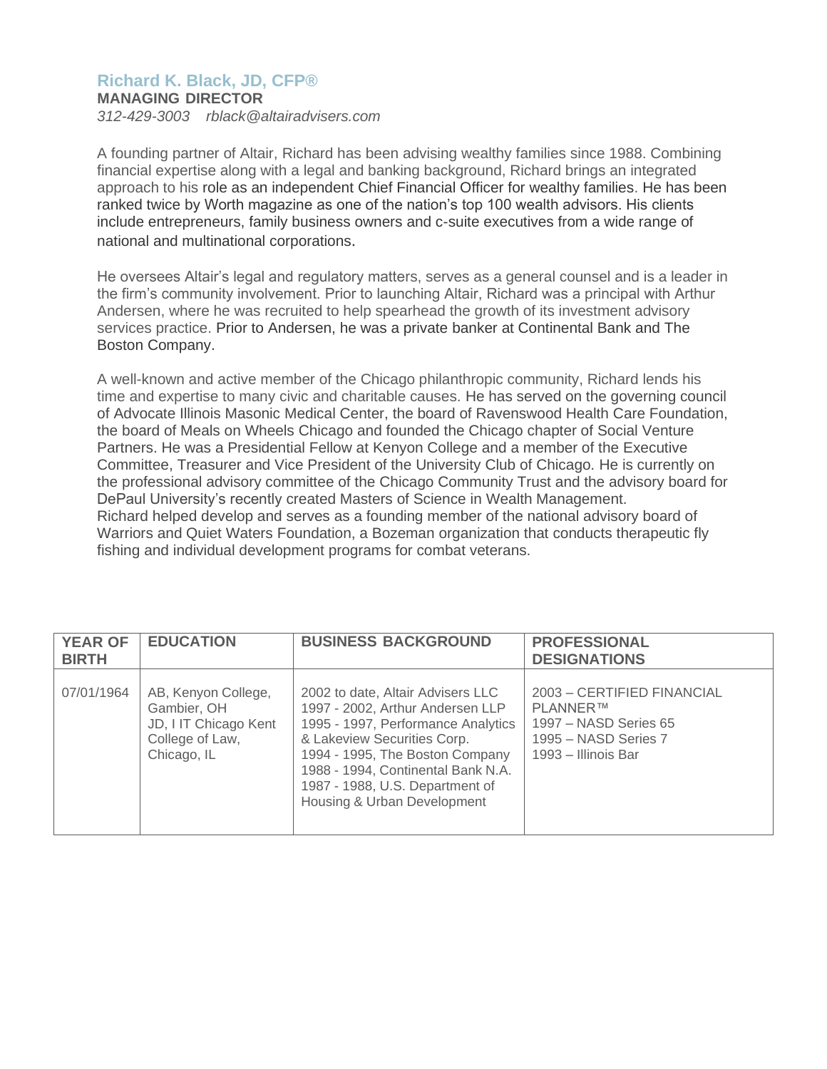## Richard K. Black, JD, CFP®

**MANAGING DIRECTOR**

*312-429-3003 rblack@altairadvisers.com*

A founding partner of Altair, Richard has been advising wealthy families since 1988. Combining financial expertise along with a legal and banking background, Richard brings an integrated approach to his role as an independent Chief Financial Officer for wealthy families. He has been ranked twice by Worth magazine as one of the nation's top 100 wealth advisors. His clients include entrepreneurs, family business owners and c-suite executives from a wide range of national and multinational corporations.

He oversees Altair's legal and regulatory matters, serves as a general counsel and is a leader in the firm's community involvement. Prior to launching Altair, Richard was a principal with Arthur Andersen, where he was recruited to help spearhead the growth of its investment advisory services practice. Prior to Andersen, he was a private banker at Continental Bank and The Boston Company.

A well-known and active member of the Chicago philanthropic community, Richard lends his time and expertise to many civic and charitable causes. He has served on the governing council of Advocate Illinois Masonic Medical Center, the board of Ravenswood Health Care Foundation, the board of Meals on Wheels Chicago and founded the Chicago chapter of Social Venture Partners. He was a Presidential Fellow at Kenyon College and a member of the Executive Committee, Treasurer and Vice President of the University Club of Chicago. He is currently on the professional advisory committee of the Chicago Community Trust and the advisory board for DePaul University's recently created Masters of Science in Wealth Management. Richard helped develop and serves as a founding member of the national advisory board of Warriors and Quiet Waters Foundation, a Bozeman organization that conducts therapeutic fly fishing and individual development programs for combat veterans.

| YEAR OF BIRTH | EDUCATION | BUSINESS BACKGROUND | PROFESSIONAL DESIGNATIONS |
|---|---|---|---|
| 07/01/1964 | AB, Kenyon College, Gambier, OH<br>JD, I IT Chicago Kent College of Law, Chicago, IL | 2002 to date, Altair Advisers LLC<br>1997 - 2002, Arthur Andersen LLP<br>1995 - 1997, Performance Analytics & Lakeview Securities Corp.<br>1994 - 1995, The Boston Company<br>1988 - 1994, Continental Bank N.A.<br>1987 - 1988, U.S. Department of Housing & Urban Development | 2003 – CERTIFIED FINANCIAL PLANNER™<br>1997 – NASD Series 65<br>1995 – NASD Series 7<br>1993 – Illinois Bar |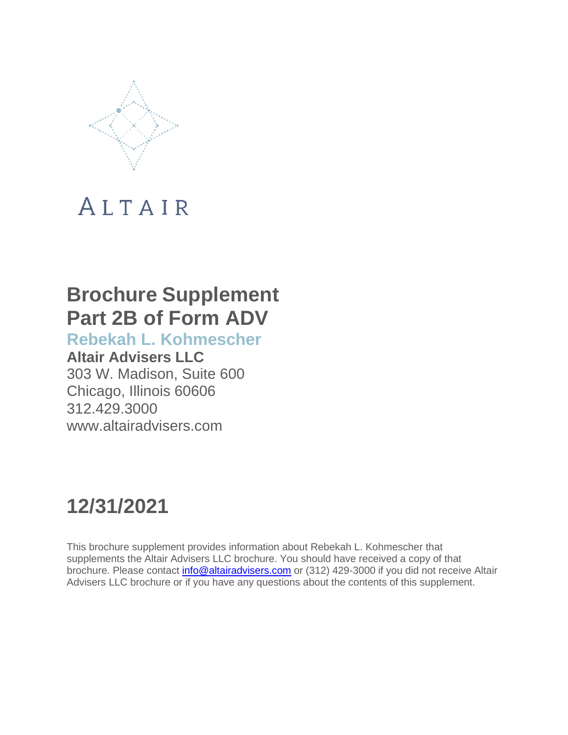ALTAIR

# Brochure Supplement
# Part 2B of Form ADV

## Rebekah L. Kohmescher

**Altair Advisers LLC**

303 W. Madison, Suite 600
Chicago, Illinois 60606
312.429.3000
www.altairadvisers.com

# 12/31/2021

This brochure supplement provides information about Rebekah L. Kohmescher that supplements the Altair Advisers LLC brochure. You should have received a copy of that brochure. Please contact info@altairadvisers.com or (312) 429-3000 if you did not receive Altair Advisers LLC brochure or if you have any questions about the contents of this supplement.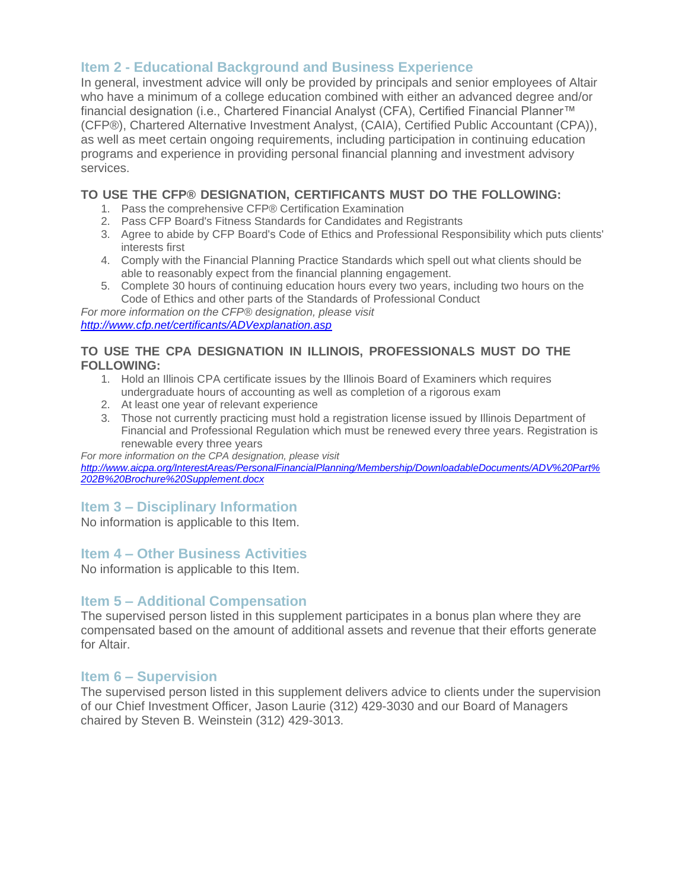## Item 2 - Educational Background and Business Experience

In general, investment advice will only be provided by principals and senior employees of Altair who have a minimum of a college education combined with either an advanced degree and/or financial designation (i.e., Chartered Financial Analyst (CFA), Certified Financial Planner™ (CFP®), Chartered Alternative Investment Analyst, (CAIA), Certified Public Accountant (CPA)), as well as meet certain ongoing requirements, including participation in continuing education programs and experience in providing personal financial planning and investment advisory services.

**TO USE THE CFP® DESIGNATION, CERTIFICANTS MUST DO THE FOLLOWING:**

1. Pass the comprehensive CFP® Certification Examination
2. Pass CFP Board's Fitness Standards for Candidates and Registrants
3. Agree to abide by CFP Board's Code of Ethics and Professional Responsibility which puts clients' interests first
4. Comply with the Financial Planning Practice Standards which spell out what clients should be able to reasonably expect from the financial planning engagement.
5. Complete 30 hours of continuing education hours every two years, including two hours on the Code of Ethics and other parts of the Standards of Professional Conduct

*For more information on the CFP® designation, please visit*
*http://www.cfp.net/certificants/ADVexplanation.asp*

**TO USE THE CPA DESIGNATION IN ILLINOIS, PROFESSIONALS MUST DO THE FOLLOWING:**

1. Hold an Illinois CPA certificate issues by the Illinois Board of Examiners which requires undergraduate hours of accounting as well as completion of a rigorous exam
2. At least one year of relevant experience
3. Those not currently practicing must hold a registration license issued by Illinois Department of Financial and Professional Regulation which must be renewed every three years. Registration is renewable every three years

*For more information on the CPA designation, please visit*
*http://www.aicpa.org/InterestAreas/PersonalFinancialPlanning/Membership/DownloadableDocuments/ADV%20Part%202B%20Brochure%20Supplement.docx*

## Item 3 – Disciplinary Information

No information is applicable to this Item.

## Item 4 – Other Business Activities

No information is applicable to this Item.

## Item 5 – Additional Compensation

The supervised person listed in this supplement participates in a bonus plan where they are compensated based on the amount of additional assets and revenue that their efforts generate for Altair.

## Item 6 – Supervision

The supervised person listed in this supplement delivers advice to clients under the supervision of our Chief Investment Officer, Jason Laurie (312) 429-3030 and our Board of Managers chaired by Steven B. Weinstein (312) 429-3013.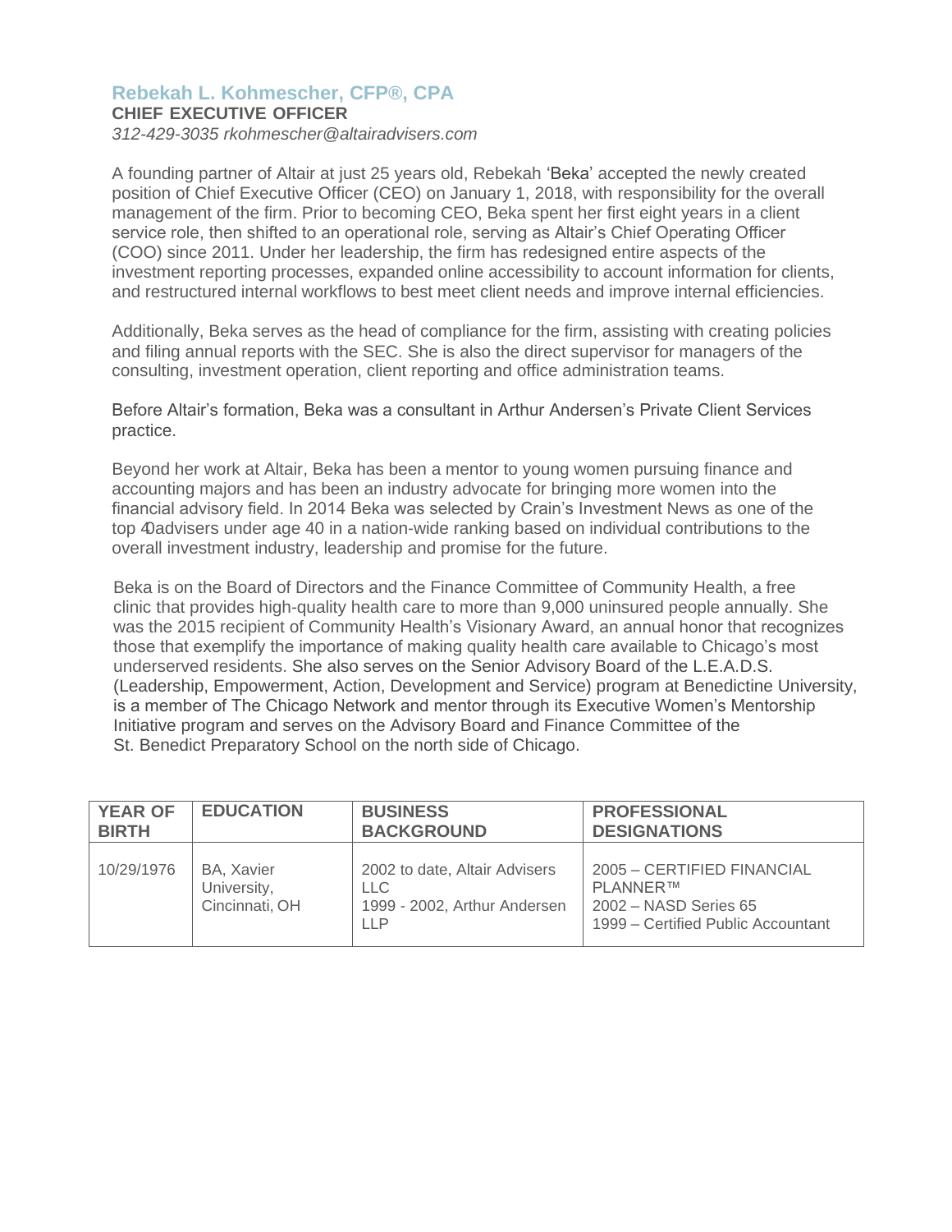## Rebekah L. Kohmescher, CFP®, CPA

**CHIEF EXECUTIVE OFFICER**

*312-429-3035 rkohmescher@altairadvisers.com*

A founding partner of Altair at just 25 years old, Rebekah 'Beka' accepted the newly created position of Chief Executive Officer (CEO) on January 1, 2018, with responsibility for the overall management of the firm. Prior to becoming CEO, Beka spent her first eight years in a client service role, then shifted to an operational role, serving as Altair's Chief Operating Officer (COO) since 2011. Under her leadership, the firm has redesigned entire aspects of the investment reporting processes, expanded online accessibility to account information for clients, and restructured internal workflows to best meet client needs and improve internal efficiencies.

Additionally, Beka serves as the head of compliance for the firm, assisting with creating policies and filing annual reports with the SEC. She is also the direct supervisor for managers of the consulting, investment operation, client reporting and office administration teams.

Before Altair's formation, Beka was a consultant in Arthur Andersen's Private Client Services practice.

Beyond her work at Altair, Beka has been a mentor to young women pursuing finance and accounting majors and has been an industry advocate for bringing more women into the financial advisory field. In 2014 Beka was selected by Crain's Investment News as one of the top 40 advisers under age 40 in a nation-wide ranking based on individual contributions to the overall investment industry, leadership and promise for the future.

Beka is on the Board of Directors and the Finance Committee of Community Health, a free clinic that provides high-quality health care to more than 9,000 uninsured people annually. She was the 2015 recipient of Community Health's Visionary Award, an annual honor that recognizes those that exemplify the importance of making quality health care available to Chicago's most underserved residents. She also serves on the Senior Advisory Board of the L.E.A.D.S. (Leadership, Empowerment, Action, Development and Service) program at Benedictine University, is a member of The Chicago Network and mentor through its Executive Women's Mentorship Initiative program and serves on the Advisory Board and Finance Committee of the St. Benedict Preparatory School on the north side of Chicago.

| YEAR OF BIRTH | EDUCATION | BUSINESS BACKGROUND | PROFESSIONAL DESIGNATIONS |
|---|---|---|---|
| 10/29/1976 | BA, Xavier University, Cincinnati, OH | 2002 to date, Altair Advisers LLC<br>1999 - 2002, Arthur Andersen LLP | 2005 – CERTIFIED FINANCIAL PLANNER™<br>2002 – NASD Series 65<br>1999 – Certified Public Accountant |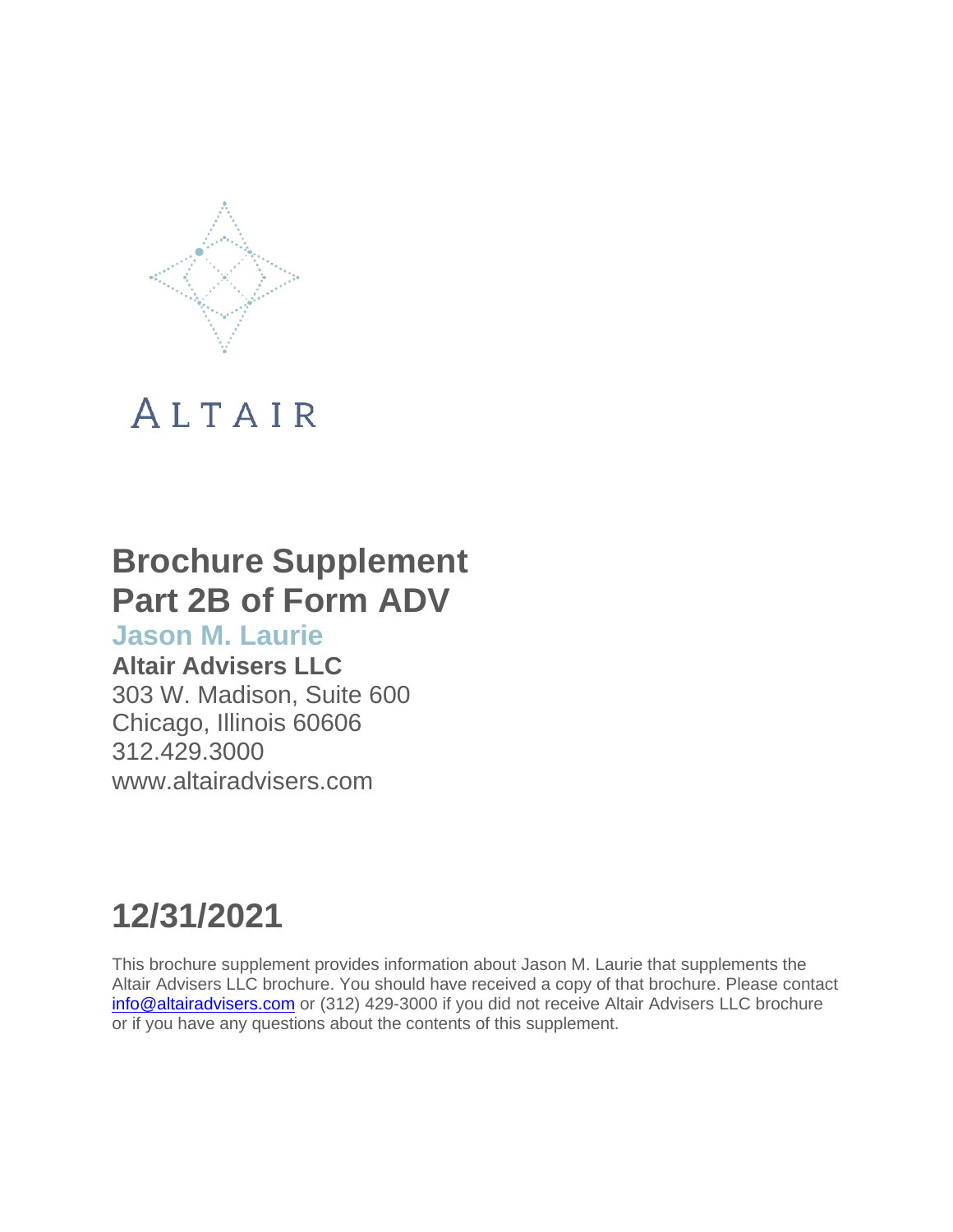ALTAIR

# Brochure Supplement
# Part 2B of Form ADV

## Jason M. Laurie

**Altair Advisers LLC**
303 W. Madison, Suite 600
Chicago, Illinois 60606
312.429.3000
www.altairadvisers.com

# 12/31/2021

This brochure supplement provides information about Jason M. Laurie that supplements the Altair Advisers LLC brochure. You should have received a copy of that brochure. Please contact info@altairadvisers.com or (312) 429-3000 if you did not receive Altair Advisers LLC brochure or if you have any questions about the contents of this supplement.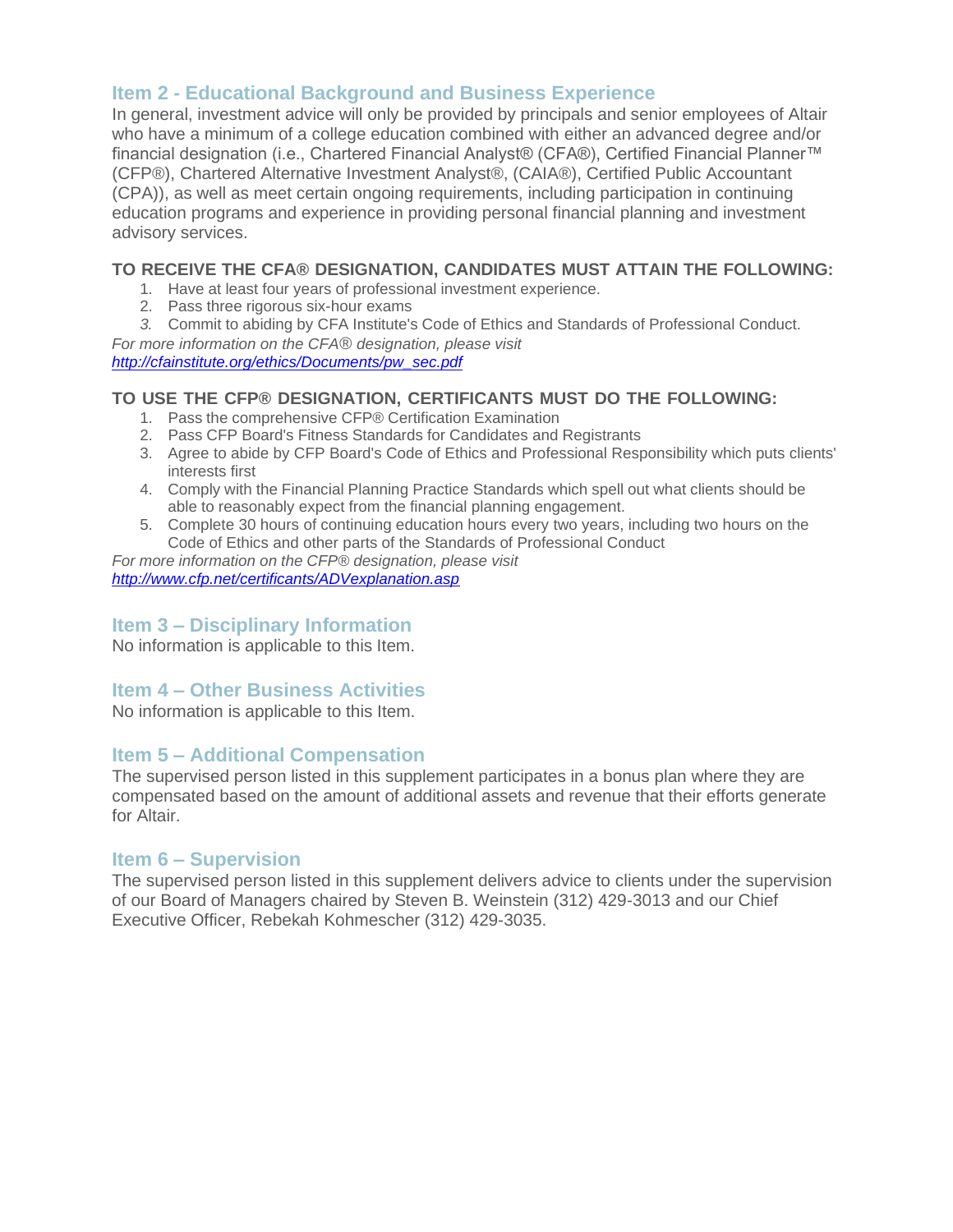## Item 2 - Educational Background and Business Experience

In general, investment advice will only be provided by principals and senior employees of Altair who have a minimum of a college education combined with either an advanced degree and/or financial designation (i.e., Chartered Financial Analyst® (CFA®), Certified Financial Planner™ (CFP®), Chartered Alternative Investment Analyst®, (CAIA®), Certified Public Accountant (CPA)), as well as meet certain ongoing requirements, including participation in continuing education programs and experience in providing personal financial planning and investment advisory services.

**TO RECEIVE THE CFA® DESIGNATION, CANDIDATES MUST ATTAIN THE FOLLOWING:**

1. Have at least four years of professional investment experience.
2. Pass three rigorous six-hour exams
3. Commit to abiding by CFA Institute's Code of Ethics and Standards of Professional Conduct.

*For more information on the CFA® designation, please visit*
*http://cfainstitute.org/ethics/Documents/pw_sec.pdf*

**TO USE THE CFP® DESIGNATION, CERTIFICANTS MUST DO THE FOLLOWING:**

1. Pass the comprehensive CFP® Certification Examination
2. Pass CFP Board's Fitness Standards for Candidates and Registrants
3. Agree to abide by CFP Board's Code of Ethics and Professional Responsibility which puts clients' interests first
4. Comply with the Financial Planning Practice Standards which spell out what clients should be able to reasonably expect from the financial planning engagement.
5. Complete 30 hours of continuing education hours every two years, including two hours on the Code of Ethics and other parts of the Standards of Professional Conduct

*For more information on the CFP® designation, please visit*
*http://www.cfp.net/certificants/ADVexplanation.asp*

## Item 3 – Disciplinary Information

No information is applicable to this Item.

## Item 4 – Other Business Activities

No information is applicable to this Item.

## Item 5 – Additional Compensation

The supervised person listed in this supplement participates in a bonus plan where they are compensated based on the amount of additional assets and revenue that their efforts generate for Altair.

## Item 6 – Supervision

The supervised person listed in this supplement delivers advice to clients under the supervision of our Board of Managers chaired by Steven B. Weinstein (312) 429-3013 and our Chief Executive Officer, Rebekah Kohmescher (312) 429-3035.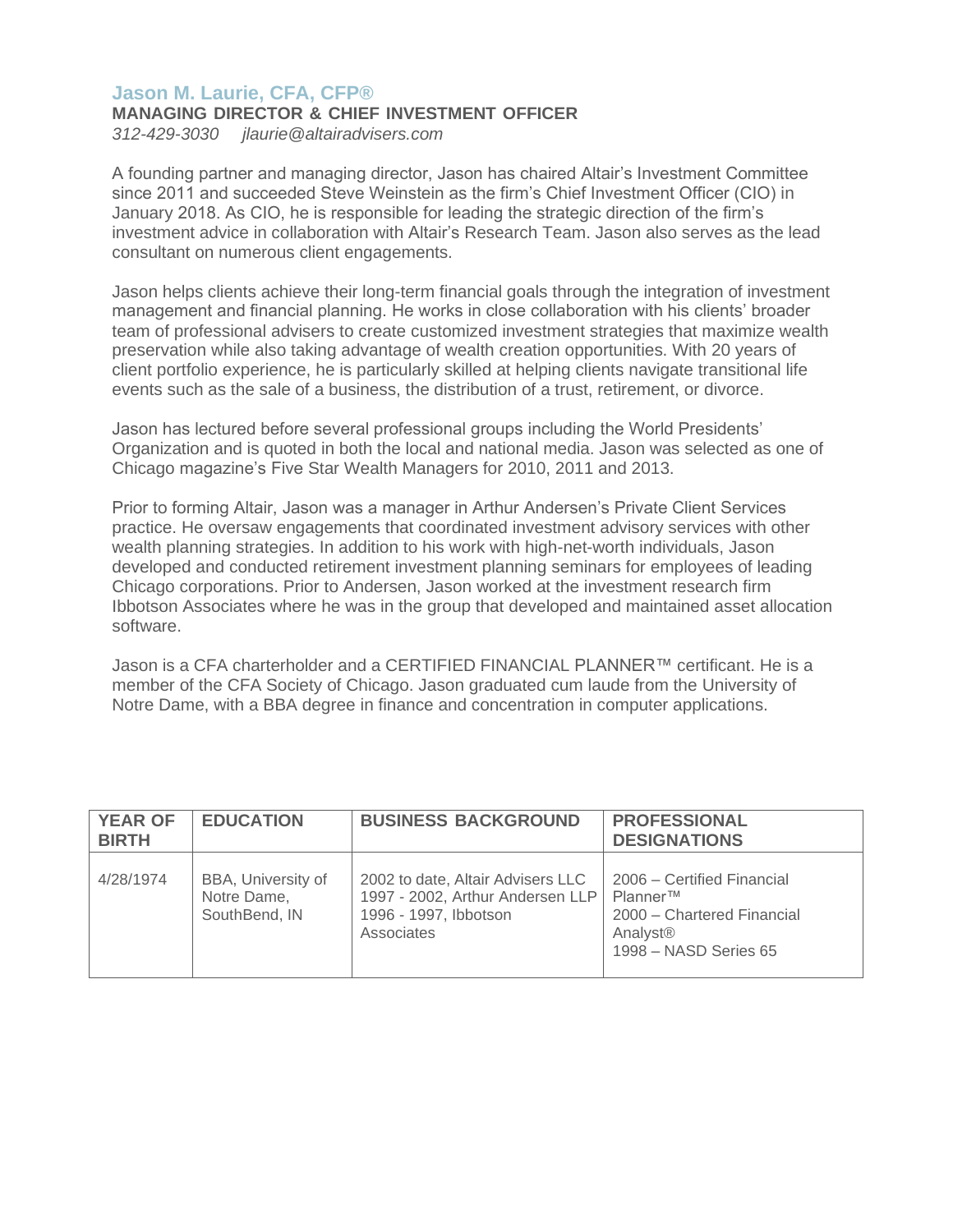## Jason M. Laurie, CFA, CFP®

**MANAGING DIRECTOR & CHIEF INVESTMENT OFFICER**

*312-429-3030 jlaurie@altairadvisers.com*

A founding partner and managing director, Jason has chaired Altair's Investment Committee since 2011 and succeeded Steve Weinstein as the firm's Chief Investment Officer (CIO) in January 2018. As CIO, he is responsible for leading the strategic direction of the firm's investment advice in collaboration with Altair's Research Team. Jason also serves as the lead consultant on numerous client engagements.

Jason helps clients achieve their long-term financial goals through the integration of investment management and financial planning. He works in close collaboration with his clients' broader team of professional advisers to create customized investment strategies that maximize wealth preservation while also taking advantage of wealth creation opportunities. With 20 years of client portfolio experience, he is particularly skilled at helping clients navigate transitional life events such as the sale of a business, the distribution of a trust, retirement, or divorce.

Jason has lectured before several professional groups including the World Presidents' Organization and is quoted in both the local and national media. Jason was selected as one of Chicago magazine's Five Star Wealth Managers for 2010, 2011 and 2013.

Prior to forming Altair, Jason was a manager in Arthur Andersen's Private Client Services practice. He oversaw engagements that coordinated investment advisory services with other wealth planning strategies. In addition to his work with high-net-worth individuals, Jason developed and conducted retirement investment planning seminars for employees of leading Chicago corporations. Prior to Andersen, Jason worked at the investment research firm Ibbotson Associates where he was in the group that developed and maintained asset allocation software.

Jason is a CFA charterholder and a CERTIFIED FINANCIAL PLANNER™ certificant. He is a member of the CFA Society of Chicago. Jason graduated cum laude from the University of Notre Dame, with a BBA degree in finance and concentration in computer applications.

| YEAR OF BIRTH | EDUCATION | BUSINESS BACKGROUND | PROFESSIONAL DESIGNATIONS |
|---|---|---|---|
| 4/28/1974 | BBA, University of Notre Dame, SouthBend, IN | 2002 to date, Altair Advisers LLC<br>1997 - 2002, Arthur Andersen LLP<br>1996 - 1997, Ibbotson Associates | 2006 – Certified Financial Planner™<br>2000 – Chartered Financial Analyst®<br>1998 – NASD Series 65 |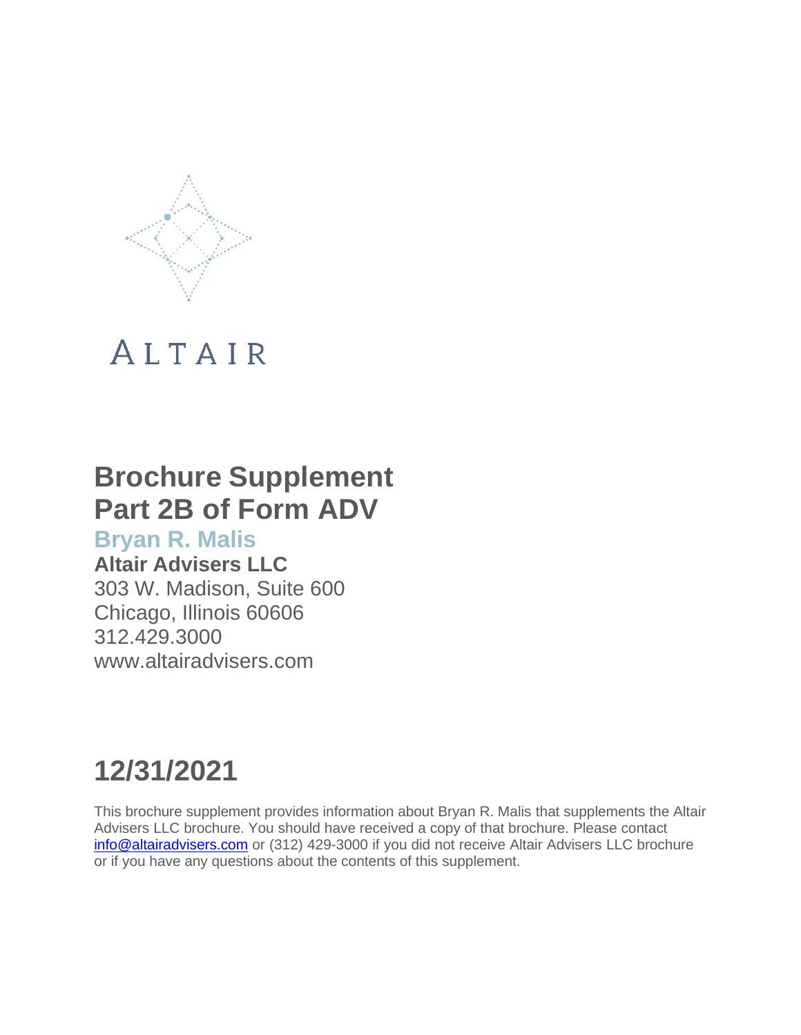ALTAIR

# Brochure Supplement
# Part 2B of Form ADV

## Bryan R. Malis

**Altair Advisers LLC**
303 W. Madison, Suite 600
Chicago, Illinois 60606
312.429.3000
www.altairadvisers.com

# 12/31/2021

This brochure supplement provides information about Bryan R. Malis that supplements the Altair Advisers LLC brochure. You should have received a copy of that brochure. Please contact info@altairadvisers.com or (312) 429-3000 if you did not receive Altair Advisers LLC brochure or if you have any questions about the contents of this supplement.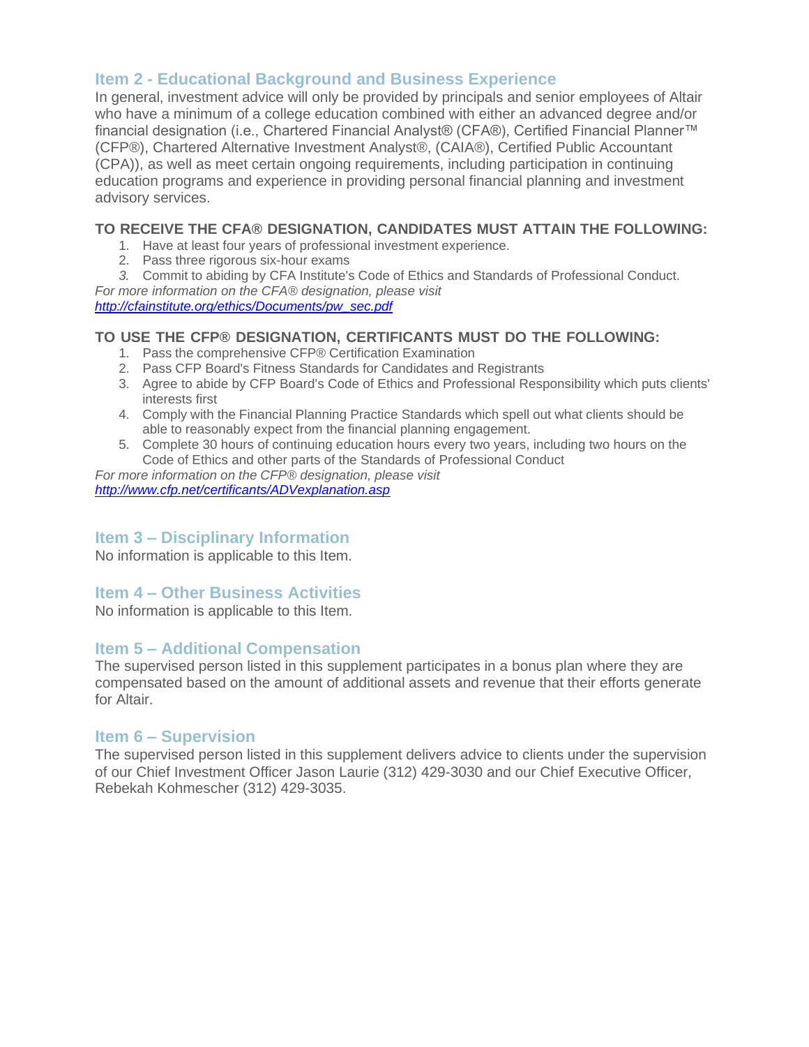## Item 2 - Educational Background and Business Experience

In general, investment advice will only be provided by principals and senior employees of Altair who have a minimum of a college education combined with either an advanced degree and/or financial designation (i.e., Chartered Financial Analyst® (CFA®), Certified Financial Planner™ (CFP®), Chartered Alternative Investment Analyst®, (CAIA®), Certified Public Accountant (CPA)), as well as meet certain ongoing requirements, including participation in continuing education programs and experience in providing personal financial planning and investment advisory services.

**TO RECEIVE THE CFA® DESIGNATION, CANDIDATES MUST ATTAIN THE FOLLOWING:**

1. Have at least four years of professional investment experience.
2. Pass three rigorous six-hour exams
3. Commit to abiding by CFA Institute's Code of Ethics and Standards of Professional Conduct.

*For more information on the CFA® designation, please visit*
*http://cfainstitute.org/ethics/Documents/pw_sec.pdf*

**TO USE THE CFP® DESIGNATION, CERTIFICANTS MUST DO THE FOLLOWING:**

1. Pass the comprehensive CFP® Certification Examination
2. Pass CFP Board's Fitness Standards for Candidates and Registrants
3. Agree to abide by CFP Board's Code of Ethics and Professional Responsibility which puts clients' interests first
4. Comply with the Financial Planning Practice Standards which spell out what clients should be able to reasonably expect from the financial planning engagement.
5. Complete 30 hours of continuing education hours every two years, including two hours on the Code of Ethics and other parts of the Standards of Professional Conduct

*For more information on the CFP® designation, please visit*
*http://www.cfp.net/certificants/ADVexplanation.asp*

## Item 3 – Disciplinary Information

No information is applicable to this Item.

## Item 4 – Other Business Activities

No information is applicable to this Item.

## Item 5 – Additional Compensation

The supervised person listed in this supplement participates in a bonus plan where they are compensated based on the amount of additional assets and revenue that their efforts generate for Altair.

## Item 6 – Supervision

The supervised person listed in this supplement delivers advice to clients under the supervision of our Chief Investment Officer Jason Laurie (312) 429-3030 and our Chief Executive Officer, Rebekah Kohmescher (312) 429-3035.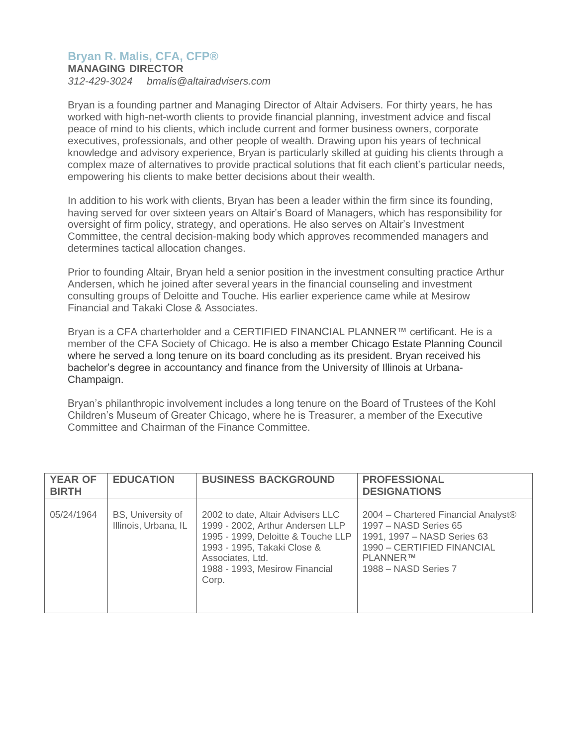## Bryan R. Malis, CFA, CFP®

**MANAGING DIRECTOR**

*312-429-3024     bmalis@altairadvisers.com*

Bryan is a founding partner and Managing Director of Altair Advisers. For thirty years, he has worked with high-net-worth clients to provide financial planning, investment advice and fiscal peace of mind to his clients, which include current and former business owners, corporate executives, professionals, and other people of wealth. Drawing upon his years of technical knowledge and advisory experience, Bryan is particularly skilled at guiding his clients through a complex maze of alternatives to provide practical solutions that fit each client's particular needs, empowering his clients to make better decisions about their wealth.

In addition to his work with clients, Bryan has been a leader within the firm since its founding, having served for over sixteen years on Altair's Board of Managers, which has responsibility for oversight of firm policy, strategy, and operations. He also serves on Altair's Investment Committee, the central decision-making body which approves recommended managers and determines tactical allocation changes.

Prior to founding Altair, Bryan held a senior position in the investment consulting practice Arthur Andersen, which he joined after several years in the financial counseling and investment consulting groups of Deloitte and Touche. His earlier experience came while at Mesirow Financial and Takaki Close & Associates.

Bryan is a CFA charterholder and a CERTIFIED FINANCIAL PLANNER™ certificant. He is a member of the CFA Society of Chicago. He is also a member Chicago Estate Planning Council where he served a long tenure on its board concluding as its president. Bryan received his bachelor's degree in accountancy and finance from the University of Illinois at Urbana-Champaign.

Bryan's philanthropic involvement includes a long tenure on the Board of Trustees of the Kohl Children's Museum of Greater Chicago, where he is Treasurer, a member of the Executive Committee and Chairman of the Finance Committee.

| YEAR OF BIRTH | EDUCATION | BUSINESS BACKGROUND | PROFESSIONAL DESIGNATIONS |
|---|---|---|---|
| 05/24/1964 | BS, University of Illinois, Urbana, IL | 2002 to date, Altair Advisers LLC<br>1999 - 2002, Arthur Andersen LLP<br>1995 - 1999, Deloitte & Touche LLP<br>1993 - 1995, Takaki Close & Associates, Ltd.<br>1988 - 1993, Mesirow Financial Corp. | 2004 – Chartered Financial Analyst®<br>1997 – NASD Series 65<br>1991, 1997 – NASD Series 63<br>1990 – CERTIFIED FINANCIAL PLANNER™<br>1988 – NASD Series 7 |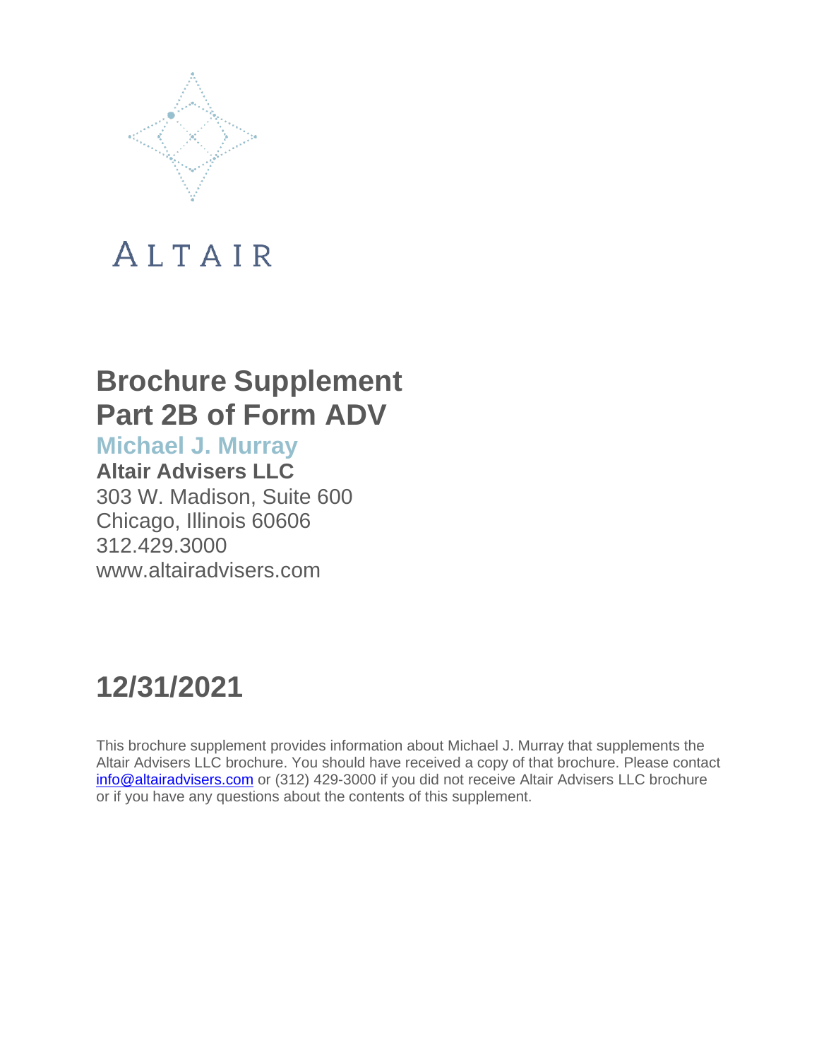ALTAIR

# Brochure Supplement
# Part 2B of Form ADV

## Michael J. Murray

**Altair Advisers LLC**

303 W. Madison, Suite 600
Chicago, Illinois 60606
312.429.3000
www.altairadvisers.com

# 12/31/2021

This brochure supplement provides information about Michael J. Murray that supplements the Altair Advisers LLC brochure. You should have received a copy of that brochure. Please contact info@altairadvisers.com or (312) 429-3000 if you did not receive Altair Advisers LLC brochure or if you have any questions about the contents of this supplement.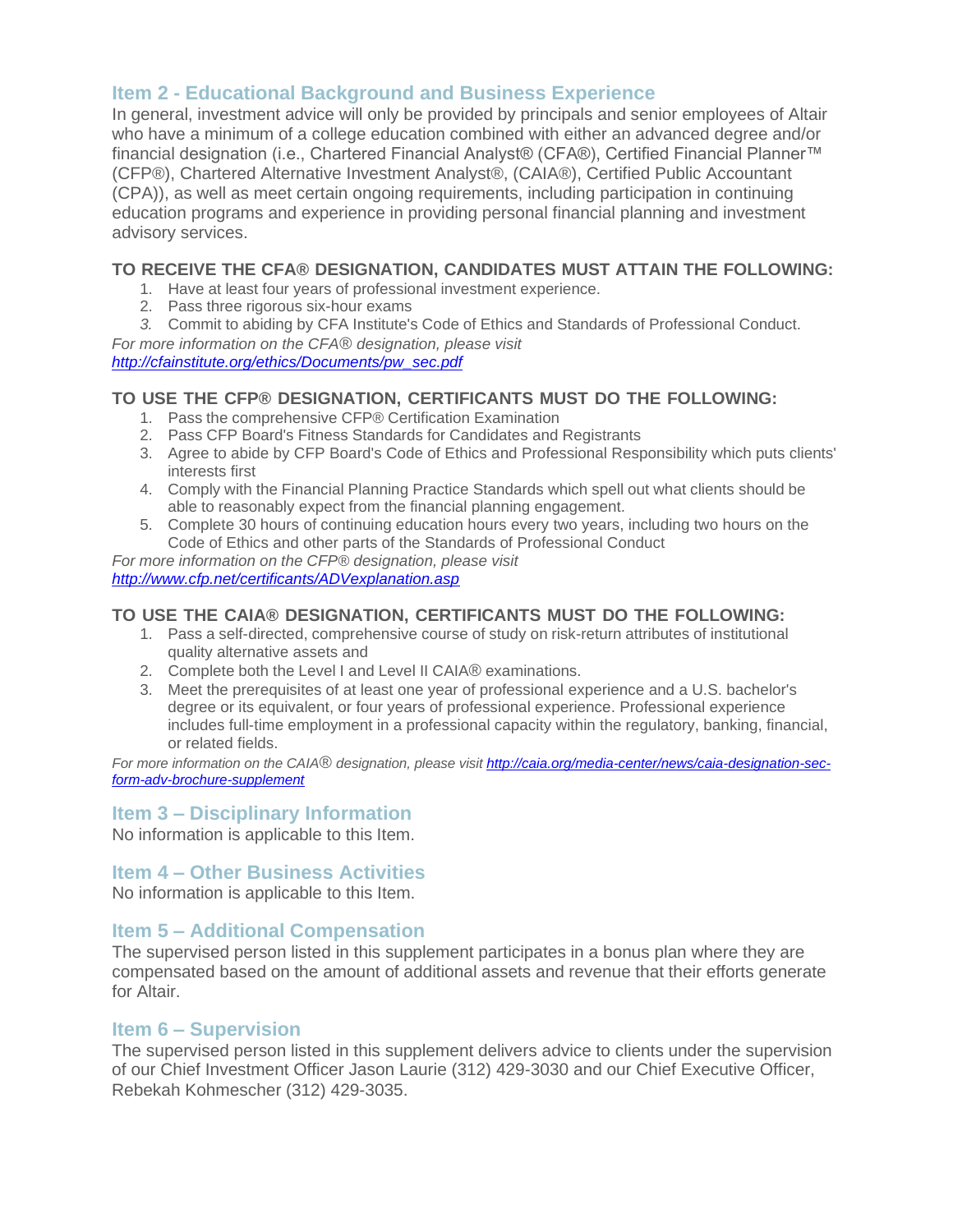## Item 2 - Educational Background and Business Experience

In general, investment advice will only be provided by principals and senior employees of Altair who have a minimum of a college education combined with either an advanced degree and/or financial designation (i.e., Chartered Financial Analyst® (CFA®), Certified Financial Planner™ (CFP®), Chartered Alternative Investment Analyst®, (CAIA®), Certified Public Accountant (CPA)), as well as meet certain ongoing requirements, including participation in continuing education programs and experience in providing personal financial planning and investment advisory services.

**TO RECEIVE THE CFA® DESIGNATION, CANDIDATES MUST ATTAIN THE FOLLOWING:**

1. Have at least four years of professional investment experience.
2. Pass three rigorous six-hour exams
3. Commit to abiding by CFA Institute's Code of Ethics and Standards of Professional Conduct.

*For more information on the CFA® designation, please visit [http://cfainstitute.org/ethics/Documents/pw_sec.pdf](http://cfainstitute.org/ethics/Documents/pw_sec.pdf)*

**TO USE THE CFP® DESIGNATION, CERTIFICANTS MUST DO THE FOLLOWING:**

1. Pass the comprehensive CFP® Certification Examination
2. Pass CFP Board's Fitness Standards for Candidates and Registrants
3. Agree to abide by CFP Board's Code of Ethics and Professional Responsibility which puts clients' interests first
4. Comply with the Financial Planning Practice Standards which spell out what clients should be able to reasonably expect from the financial planning engagement.
5. Complete 30 hours of continuing education hours every two years, including two hours on the Code of Ethics and other parts of the Standards of Professional Conduct

*For more information on the CFP® designation, please visit [http://www.cfp.net/certificants/ADVexplanation.asp](http://www.cfp.net/certificants/ADVexplanation.asp)*

**TO USE THE CAIA® DESIGNATION, CERTIFICANTS MUST DO THE FOLLOWING:**

1. Pass a self-directed, comprehensive course of study on risk-return attributes of institutional quality alternative assets and
2. Complete both the Level I and Level II CAIA® examinations.
3. Meet the prerequisites of at least one year of professional experience and a U.S. bachelor's degree or its equivalent, or four years of professional experience. Professional experience includes full-time employment in a professional capacity within the regulatory, banking, financial, or related fields.

*For more information on the CAIA® designation, please visit [http://caia.org/media-center/news/caia-designation-sec-form-adv-brochure-supplement](http://caia.org/media-center/news/caia-designation-sec-form-adv-brochure-supplement)*

## Item 3 – Disciplinary Information

No information is applicable to this Item.

## Item 4 – Other Business Activities

No information is applicable to this Item.

## Item 5 – Additional Compensation

The supervised person listed in this supplement participates in a bonus plan where they are compensated based on the amount of additional assets and revenue that their efforts generate for Altair.

## Item 6 – Supervision

The supervised person listed in this supplement delivers advice to clients under the supervision of our Chief Investment Officer Jason Laurie (312) 429-3030 and our Chief Executive Officer, Rebekah Kohmescher (312) 429-3035.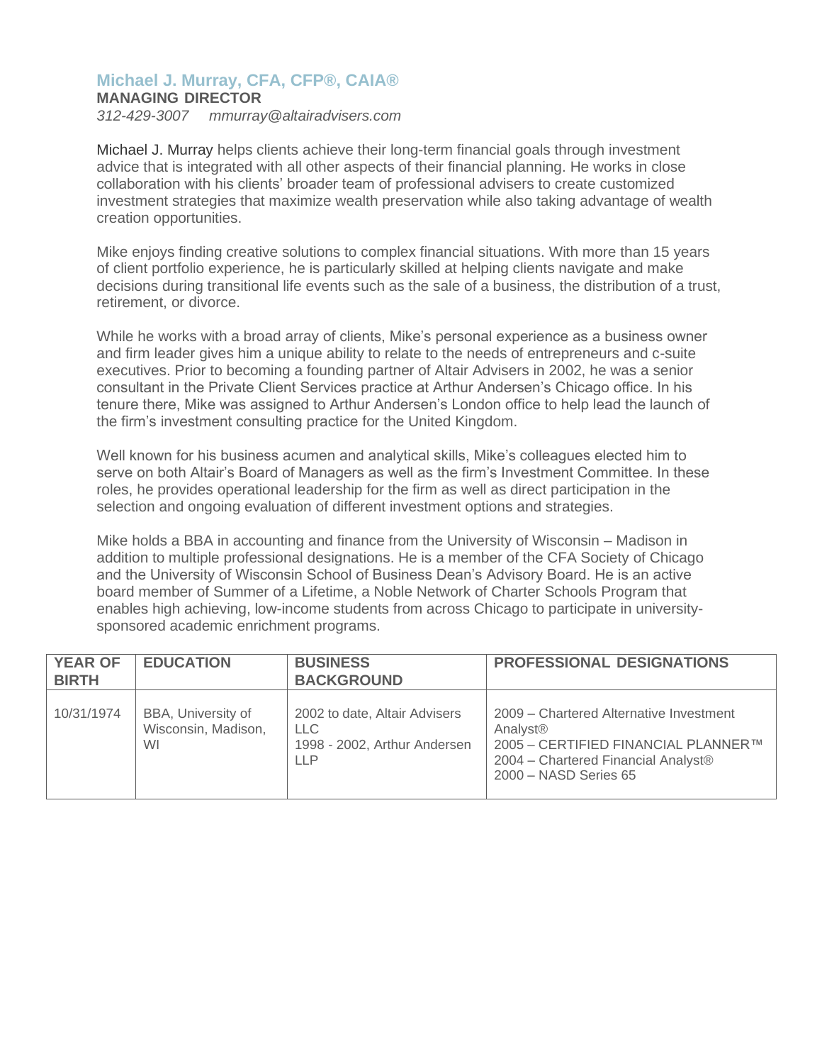## Michael J. Murray, CFA, CFP®, CAIA®

**MANAGING DIRECTOR**

*312-429-3007 mmurray@altairadvisers.com*

Michael J. Murray helps clients achieve their long-term financial goals through investment advice that is integrated with all other aspects of their financial planning. He works in close collaboration with his clients' broader team of professional advisers to create customized investment strategies that maximize wealth preservation while also taking advantage of wealth creation opportunities.

Mike enjoys finding creative solutions to complex financial situations. With more than 15 years of client portfolio experience, he is particularly skilled at helping clients navigate and make decisions during transitional life events such as the sale of a business, the distribution of a trust, retirement, or divorce.

While he works with a broad array of clients, Mike's personal experience as a business owner and firm leader gives him a unique ability to relate to the needs of entrepreneurs and c-suite executives. Prior to becoming a founding partner of Altair Advisers in 2002, he was a senior consultant in the Private Client Services practice at Arthur Andersen's Chicago office. In his tenure there, Mike was assigned to Arthur Andersen's London office to help lead the launch of the firm's investment consulting practice for the United Kingdom.

Well known for his business acumen and analytical skills, Mike's colleagues elected him to serve on both Altair's Board of Managers as well as the firm's Investment Committee. In these roles, he provides operational leadership for the firm as well as direct participation in the selection and ongoing evaluation of different investment options and strategies.

Mike holds a BBA in accounting and finance from the University of Wisconsin – Madison in addition to multiple professional designations. He is a member of the CFA Society of Chicago and the University of Wisconsin School of Business Dean's Advisory Board. He is an active board member of Summer of a Lifetime, a Noble Network of Charter Schools Program that enables high achieving, low-income students from across Chicago to participate in university-sponsored academic enrichment programs.

| YEAR OF BIRTH | EDUCATION | BUSINESS BACKGROUND | PROFESSIONAL DESIGNATIONS |
|---|---|---|---|
| 10/31/1974 | BBA, University of Wisconsin, Madison, WI | 2002 to date, Altair Advisers LLC<br>1998 - 2002, Arthur Andersen LLP | 2009 – Chartered Alternative Investment Analyst®<br>2005 – CERTIFIED FINANCIAL PLANNER™<br>2004 – Chartered Financial Analyst®<br>2000 – NASD Series 65 |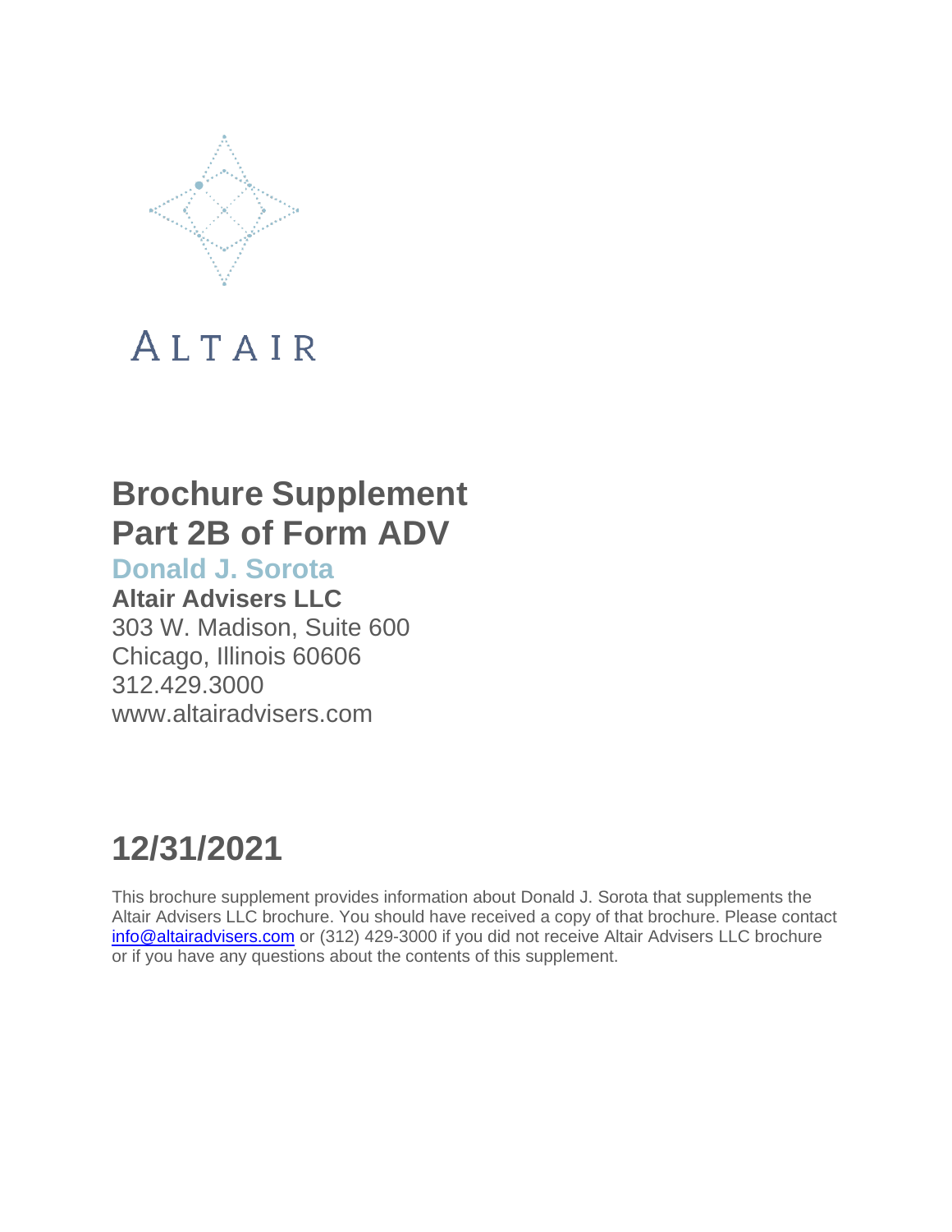ALTAIR

# Brochure Supplement
# Part 2B of Form ADV

## Donald J. Sorota

**Altair Advisers LLC**

303 W. Madison, Suite 600
Chicago, Illinois 60606
312.429.3000
www.altairadvisers.com

# 12/31/2021

This brochure supplement provides information about Donald J. Sorota that supplements the Altair Advisers LLC brochure. You should have received a copy of that brochure. Please contact info@altairadvisers.com or (312) 429-3000 if you did not receive Altair Advisers LLC brochure or if you have any questions about the contents of this supplement.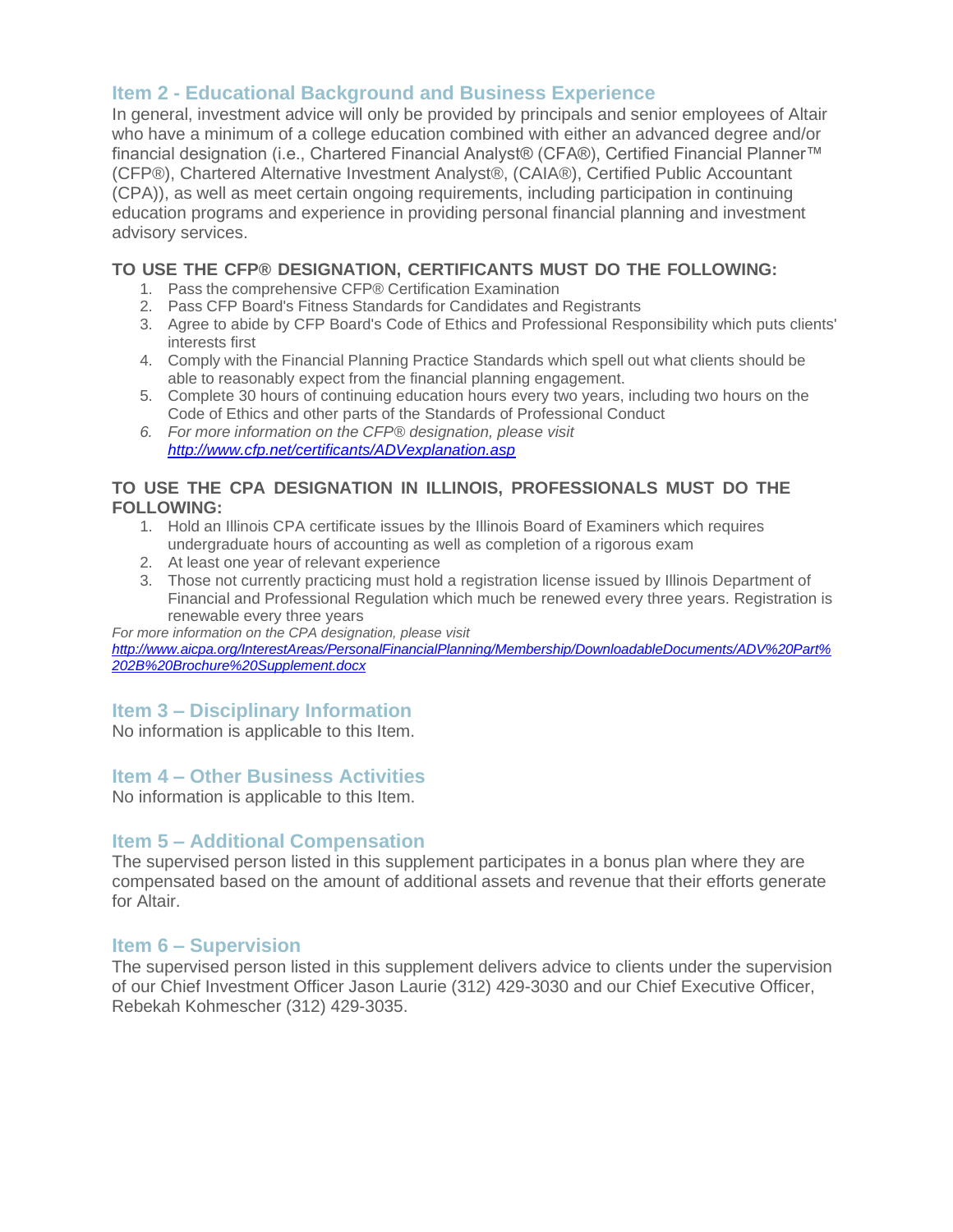## Item 2 - Educational Background and Business Experience

In general, investment advice will only be provided by principals and senior employees of Altair who have a minimum of a college education combined with either an advanced degree and/or financial designation (i.e., Chartered Financial Analyst® (CFA®), Certified Financial Planner™ (CFP®), Chartered Alternative Investment Analyst®, (CAIA®), Certified Public Accountant (CPA)), as well as meet certain ongoing requirements, including participation in continuing education programs and experience in providing personal financial planning and investment advisory services.

**TO USE THE CFP® DESIGNATION, CERTIFICANTS MUST DO THE FOLLOWING:**

1. Pass the comprehensive CFP® Certification Examination
2. Pass CFP Board's Fitness Standards for Candidates and Registrants
3. Agree to abide by CFP Board's Code of Ethics and Professional Responsibility which puts clients' interests first
4. Comply with the Financial Planning Practice Standards which spell out what clients should be able to reasonably expect from the financial planning engagement.
5. Complete 30 hours of continuing education hours every two years, including two hours on the Code of Ethics and other parts of the Standards of Professional Conduct
6. *For more information on the CFP® designation, please visit [http://www.cfp.net/certificants/ADVexplanation.asp](http://www.cfp.net/certificants/ADVexplanation.asp)*

**TO USE THE CPA DESIGNATION IN ILLINOIS, PROFESSIONALS MUST DO THE FOLLOWING:**

1. Hold an Illinois CPA certificate issues by the Illinois Board of Examiners which requires undergraduate hours of accounting as well as completion of a rigorous exam
2. At least one year of relevant experience
3. Those not currently practicing must hold a registration license issued by Illinois Department of Financial and Professional Regulation which much be renewed every three years. Registration is renewable every three years

*For more information on the CPA designation, please visit [http://www.aicpa.org/InterestAreas/PersonalFinancialPlanning/Membership/DownloadableDocuments/ADV%20Part%202B%20Brochure%20Supplement.docx](http://www.aicpa.org/InterestAreas/PersonalFinancialPlanning/Membership/DownloadableDocuments/ADV%20Part%202B%20Brochure%20Supplement.docx)*

## Item 3 – Disciplinary Information

No information is applicable to this Item.

## Item 4 – Other Business Activities

No information is applicable to this Item.

## Item 5 – Additional Compensation

The supervised person listed in this supplement participates in a bonus plan where they are compensated based on the amount of additional assets and revenue that their efforts generate for Altair.

## Item 6 – Supervision

The supervised person listed in this supplement delivers advice to clients under the supervision of our Chief Investment Officer Jason Laurie (312) 429-3030 and our Chief Executive Officer, Rebekah Kohmescher (312) 429-3035.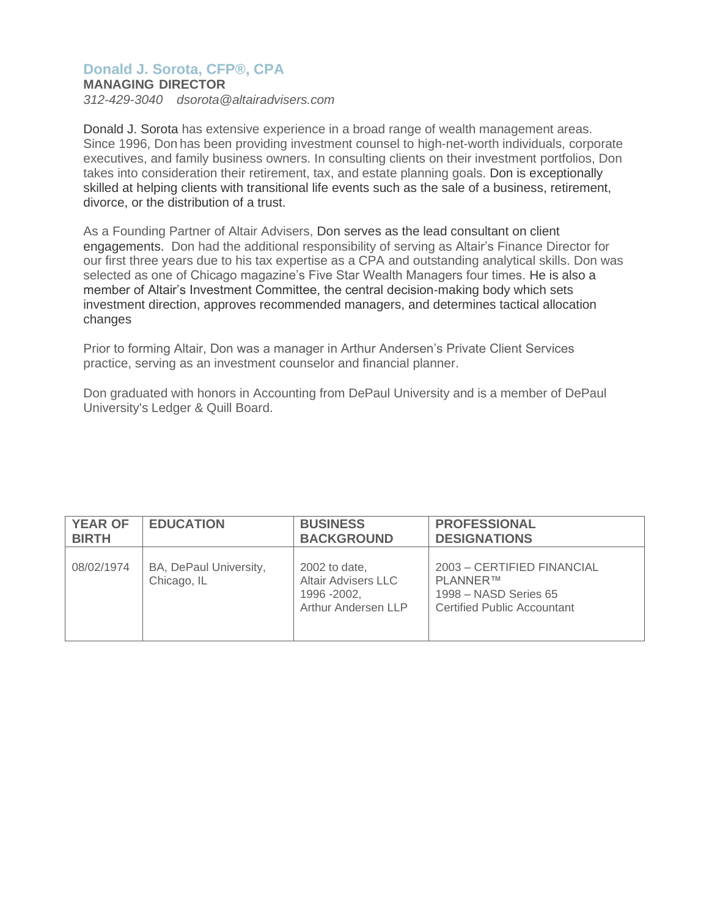## Donald J. Sorota, CFP®, CPA

**MANAGING DIRECTOR**

*312-429-3040 dsorota@altairadvisers.com*

Donald J. Sorota has extensive experience in a broad range of wealth management areas. Since 1996, Don has been providing investment counsel to high-net-worth individuals, corporate executives, and family business owners. In consulting clients on their investment portfolios, Don takes into consideration their retirement, tax, and estate planning goals. Don is exceptionally skilled at helping clients with transitional life events such as the sale of a business, retirement, divorce, or the distribution of a trust.

As a Founding Partner of Altair Advisers, Don serves as the lead consultant on client engagements. Don had the additional responsibility of serving as Altair's Finance Director for our first three years due to his tax expertise as a CPA and outstanding analytical skills. Don was selected as one of Chicago magazine's Five Star Wealth Managers four times. He is also a member of Altair's Investment Committee, the central decision-making body which sets investment direction, approves recommended managers, and determines tactical allocation changes

Prior to forming Altair, Don was a manager in Arthur Andersen's Private Client Services practice, serving as an investment counselor and financial planner.

Don graduated with honors in Accounting from DePaul University and is a member of DePaul University's Ledger & Quill Board.

| YEAR OF BIRTH | EDUCATION | BUSINESS BACKGROUND | PROFESSIONAL DESIGNATIONS |
|---|---|---|---|
| 08/02/1974 | BA, DePaul University, Chicago, IL | 2002 to date, Altair Advisers LLC<br>1996 -2002, Arthur Andersen LLP | 2003 – CERTIFIED FINANCIAL PLANNER™<br>1998 – NASD Series 65<br>Certified Public Accountant |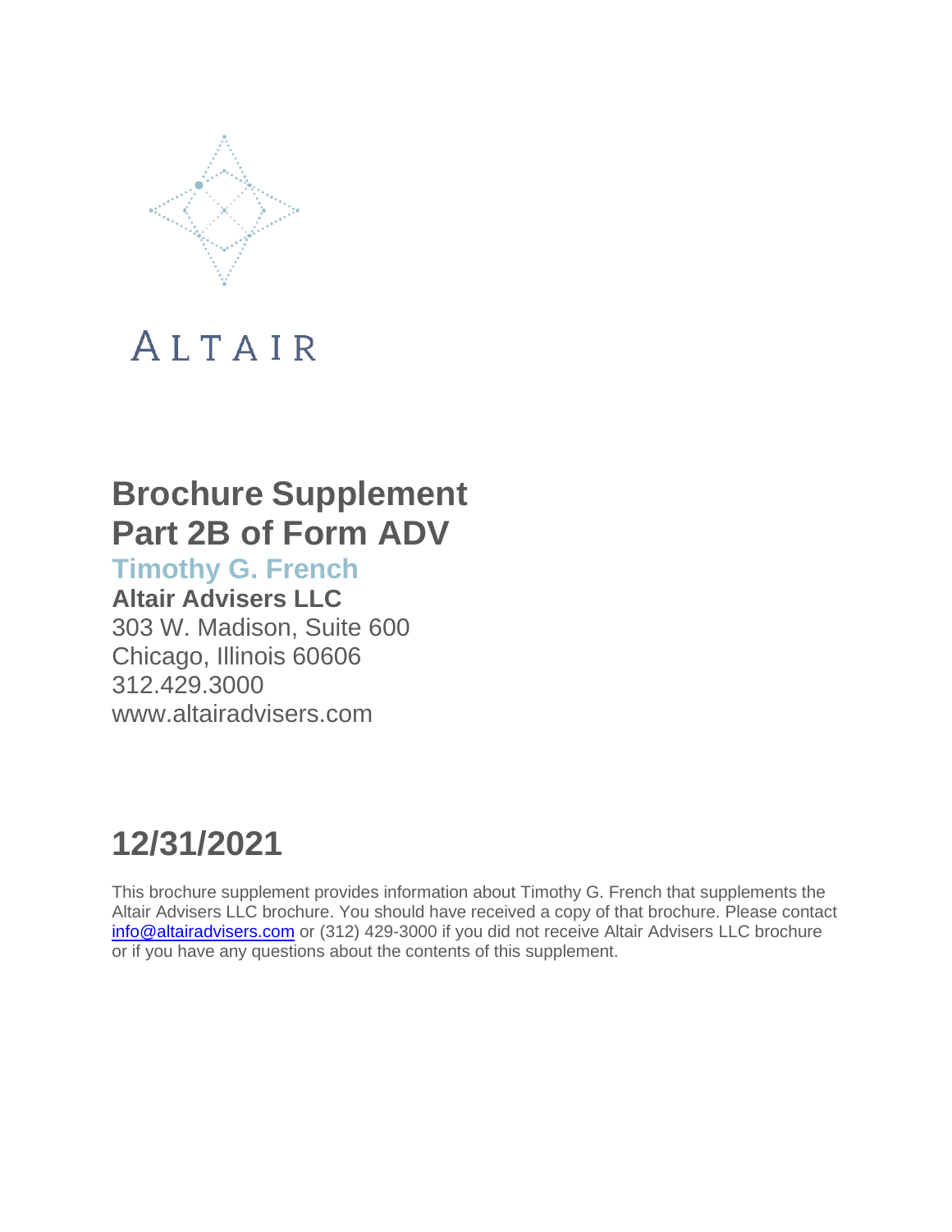ALTAIR

# Brochure Supplement
# Part 2B of Form ADV

## Timothy G. French

**Altair Advisers LLC**

303 W. Madison, Suite 600
Chicago, Illinois 60606
312.429.3000
www.altairadvisers.com

# 12/31/2021

This brochure supplement provides information about Timothy G. French that supplements the Altair Advisers LLC brochure. You should have received a copy of that brochure. Please contact info@altairadvisers.com or (312) 429-3000 if you did not receive Altair Advisers LLC brochure or if you have any questions about the contents of this supplement.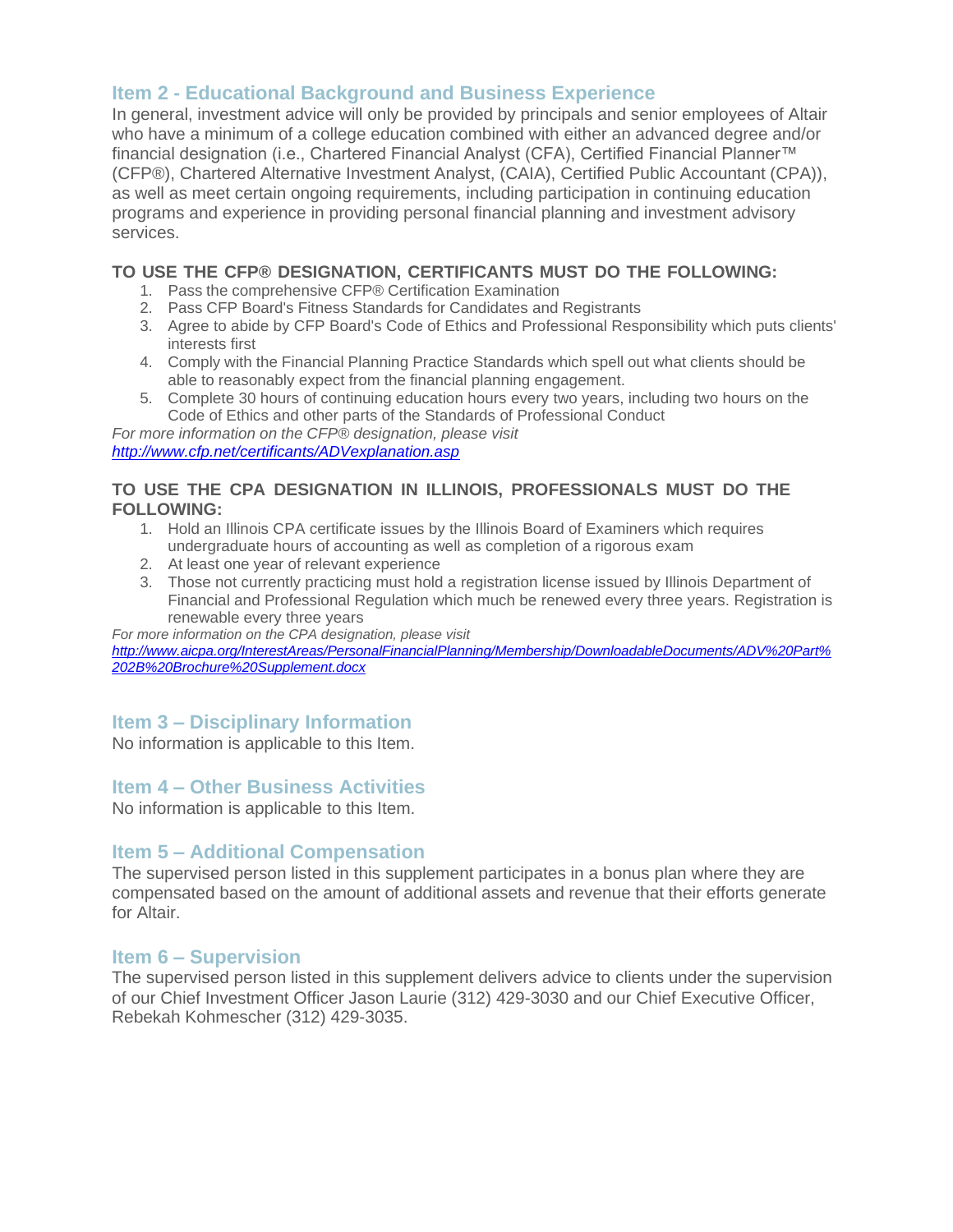## Item 2 - Educational Background and Business Experience

In general, investment advice will only be provided by principals and senior employees of Altair who have a minimum of a college education combined with either an advanced degree and/or financial designation (i.e., Chartered Financial Analyst (CFA), Certified Financial Planner™ (CFP®), Chartered Alternative Investment Analyst, (CAIA), Certified Public Accountant (CPA)), as well as meet certain ongoing requirements, including participation in continuing education programs and experience in providing personal financial planning and investment advisory services.

**TO USE THE CFP® DESIGNATION, CERTIFICANTS MUST DO THE FOLLOWING:**

1. Pass the comprehensive CFP® Certification Examination
2. Pass CFP Board's Fitness Standards for Candidates and Registrants
3. Agree to abide by CFP Board's Code of Ethics and Professional Responsibility which puts clients' interests first
4. Comply with the Financial Planning Practice Standards which spell out what clients should be able to reasonably expect from the financial planning engagement.
5. Complete 30 hours of continuing education hours every two years, including two hours on the Code of Ethics and other parts of the Standards of Professional Conduct

*For more information on the CFP® designation, please visit* *http://www.cfp.net/certificants/ADVexplanation.asp*

**TO USE THE CPA DESIGNATION IN ILLINOIS, PROFESSIONALS MUST DO THE FOLLOWING:**

1. Hold an Illinois CPA certificate issues by the Illinois Board of Examiners which requires undergraduate hours of accounting as well as completion of a rigorous exam
2. At least one year of relevant experience
3. Those not currently practicing must hold a registration license issued by Illinois Department of Financial and Professional Regulation which much be renewed every three years. Registration is renewable every three years

*For more information on the CPA designation, please visit* *http://www.aicpa.org/InterestAreas/PersonalFinancialPlanning/Membership/DownloadableDocuments/ADV%20Part%202B%20Brochure%20Supplement.docx*

## Item 3 – Disciplinary Information

No information is applicable to this Item.

## Item 4 – Other Business Activities

No information is applicable to this Item.

## Item 5 – Additional Compensation

The supervised person listed in this supplement participates in a bonus plan where they are compensated based on the amount of additional assets and revenue that their efforts generate for Altair.

## Item 6 – Supervision

The supervised person listed in this supplement delivers advice to clients under the supervision of our Chief Investment Officer Jason Laurie (312) 429-3030 and our Chief Executive Officer, Rebekah Kohmescher (312) 429-3035.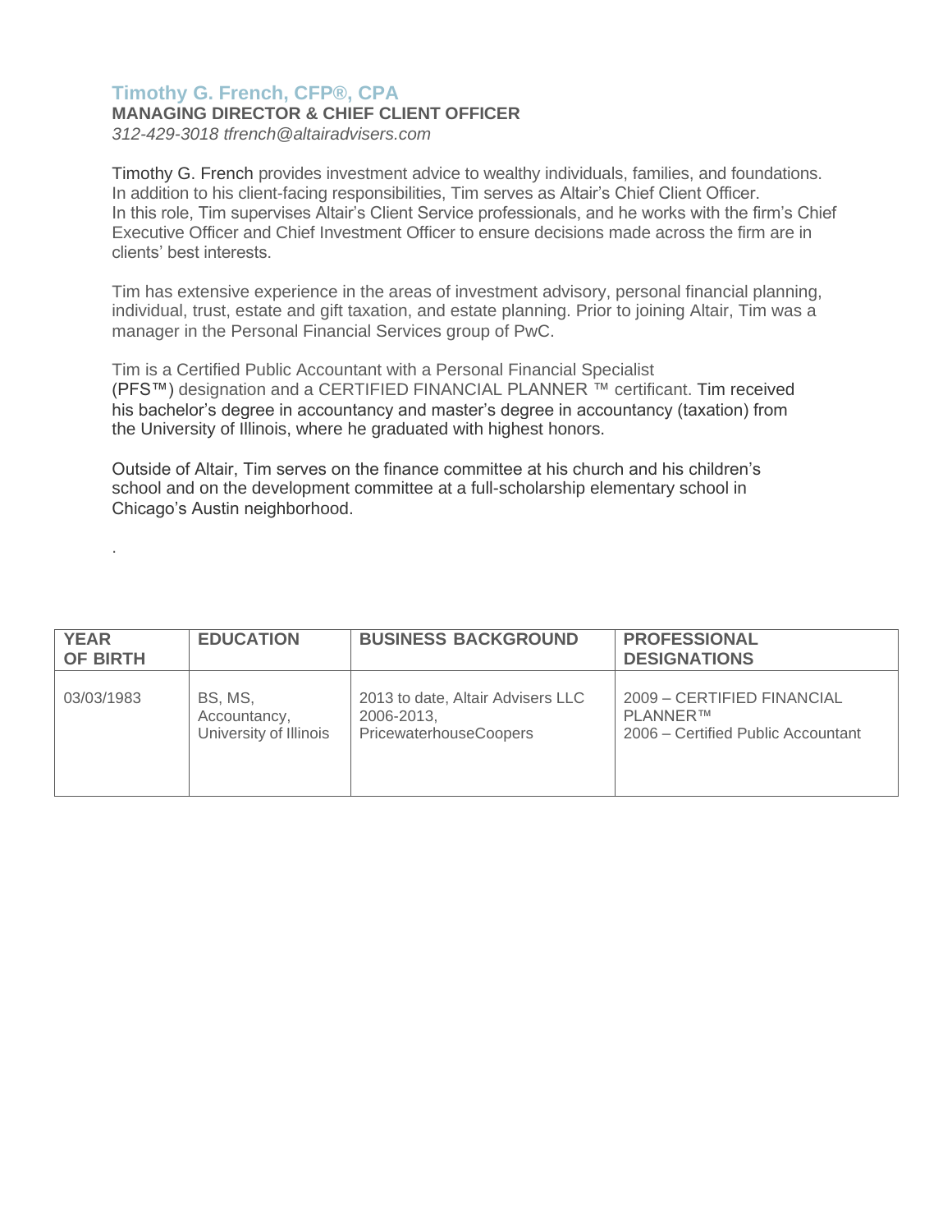## Timothy G. French, CFP®, CPA

**MANAGING DIRECTOR & CHIEF CLIENT OFFICER**

*312-429-3018 tfrench@altairadvisers.com*

Timothy G. French provides investment advice to wealthy individuals, families, and foundations. In addition to his client-facing responsibilities, Tim serves as Altair's Chief Client Officer. In this role, Tim supervises Altair's Client Service professionals, and he works with the firm's Chief Executive Officer and Chief Investment Officer to ensure decisions made across the firm are in clients' best interests.

Tim has extensive experience in the areas of investment advisory, personal financial planning, individual, trust, estate and gift taxation, and estate planning. Prior to joining Altair, Tim was a manager in the Personal Financial Services group of PwC.

Tim is a Certified Public Accountant with a Personal Financial Specialist (PFS™) designation and a CERTIFIED FINANCIAL PLANNER ™ certificant. Tim received his bachelor's degree in accountancy and master's degree in accountancy (taxation) from the University of Illinois, where he graduated with highest honors.

Outside of Altair, Tim serves on the finance committee at his church and his children's school and on the development committee at a full-scholarship elementary school in Chicago's Austin neighborhood.

.

| YEAR OF BIRTH | EDUCATION | BUSINESS BACKGROUND | PROFESSIONAL DESIGNATIONS |
|---|---|---|---|
| 03/03/1983 | BS, MS, Accountancy, University of Illinois | 2013 to date, Altair Advisers LLC<br>2006-2013, PricewaterhouseCoopers | 2009 – CERTIFIED FINANCIAL PLANNER™<br>2006 – Certified Public Accountant |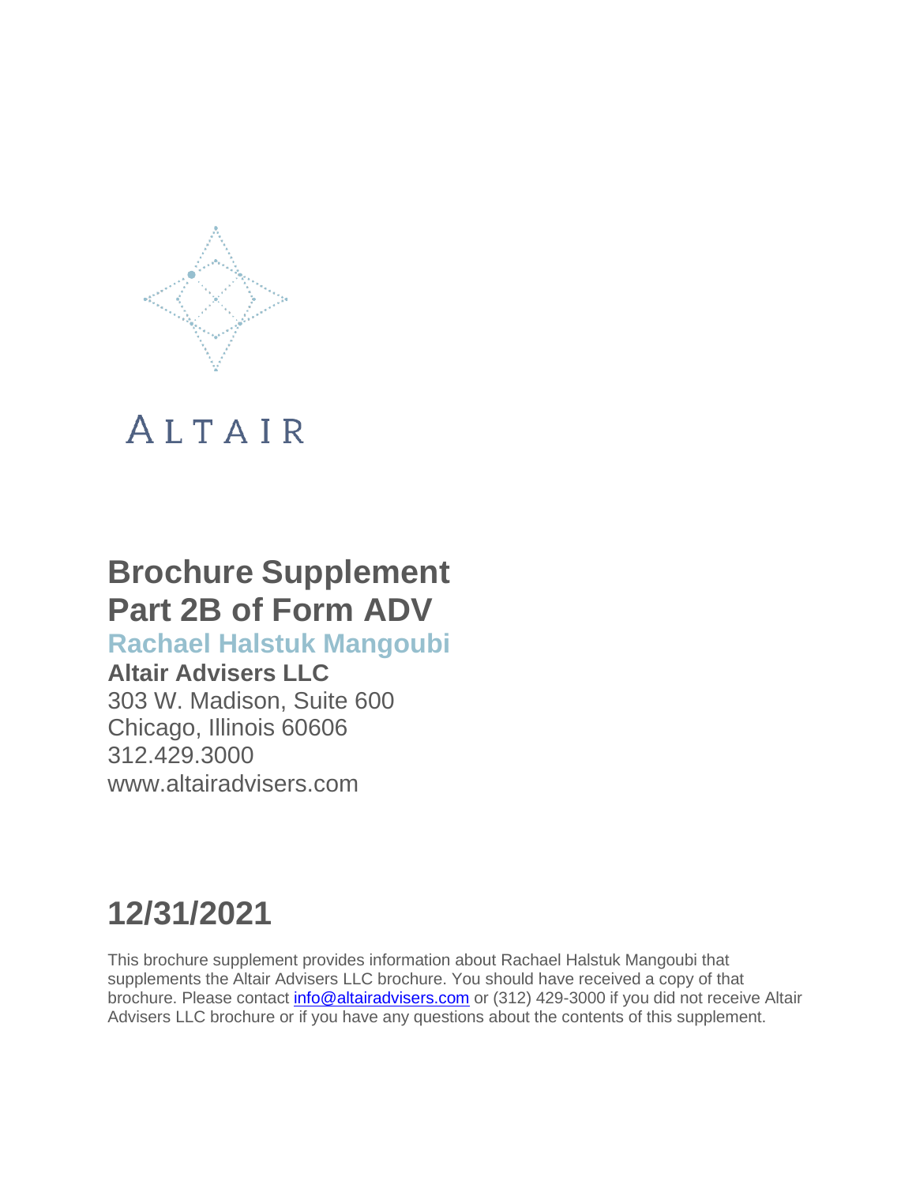ALTAIR

# Brochure Supplement
# Part 2B of Form ADV

## Rachael Halstuk Mangoubi

**Altair Advisers LLC**

303 W. Madison, Suite 600
Chicago, Illinois 60606
312.429.3000
www.altairadvisers.com

# 12/31/2021

This brochure supplement provides information about Rachael Halstuk Mangoubi that supplements the Altair Advisers LLC brochure. You should have received a copy of that brochure. Please contact info@altairadvisers.com or (312) 429-3000 if you did not receive Altair Advisers LLC brochure or if you have any questions about the contents of this supplement.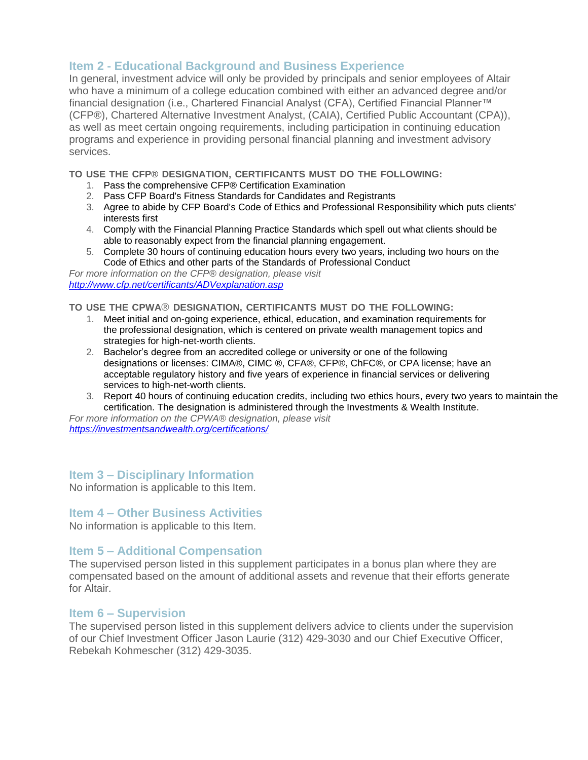## Item 2 - Educational Background and Business Experience

In general, investment advice will only be provided by principals and senior employees of Altair who have a minimum of a college education combined with either an advanced degree and/or financial designation (i.e., Chartered Financial Analyst (CFA), Certified Financial Planner™ (CFP®), Chartered Alternative Investment Analyst, (CAIA), Certified Public Accountant (CPA)), as well as meet certain ongoing requirements, including participation in continuing education programs and experience in providing personal financial planning and investment advisory services.

**TO USE THE CFP® DESIGNATION, CERTIFICANTS MUST DO THE FOLLOWING:**

1. Pass the comprehensive CFP® Certification Examination
2. Pass CFP Board's Fitness Standards for Candidates and Registrants
3. Agree to abide by CFP Board's Code of Ethics and Professional Responsibility which puts clients' interests first
4. Comply with the Financial Planning Practice Standards which spell out what clients should be able to reasonably expect from the financial planning engagement.
5. Complete 30 hours of continuing education hours every two years, including two hours on the Code of Ethics and other parts of the Standards of Professional Conduct

*For more information on the CFP® designation, please visit* *http://www.cfp.net/certificants/ADVexplanation.asp*

**TO USE THE CPWA® DESIGNATION, CERTIFICANTS MUST DO THE FOLLOWING:**

1. Meet initial and on-going experience, ethical, education, and examination requirements for the professional designation, which is centered on private wealth management topics and strategies for high-net-worth clients.
2. Bachelor's degree from an accredited college or university or one of the following designations or licenses: CIMA®, CIMC ®, CFA®, CFP®, ChFC®, or CPA license; have an acceptable regulatory history and five years of experience in financial services or delivering services to high-net-worth clients.
3. Report 40 hours of continuing education credits, including two ethics hours, every two years to maintain the certification. The designation is administered through the Investments & Wealth Institute.

*For more information on the CPWA® designation, please visit* *https://investmentsandwealth.org/certifications/*

## Item 3 – Disciplinary Information

No information is applicable to this Item.

## Item 4 – Other Business Activities

No information is applicable to this Item.

## Item 5 – Additional Compensation

The supervised person listed in this supplement participates in a bonus plan where they are compensated based on the amount of additional assets and revenue that their efforts generate for Altair.

## Item 6 – Supervision

The supervised person listed in this supplement delivers advice to clients under the supervision of our Chief Investment Officer Jason Laurie (312) 429-3030 and our Chief Executive Officer, Rebekah Kohmescher (312) 429-3035.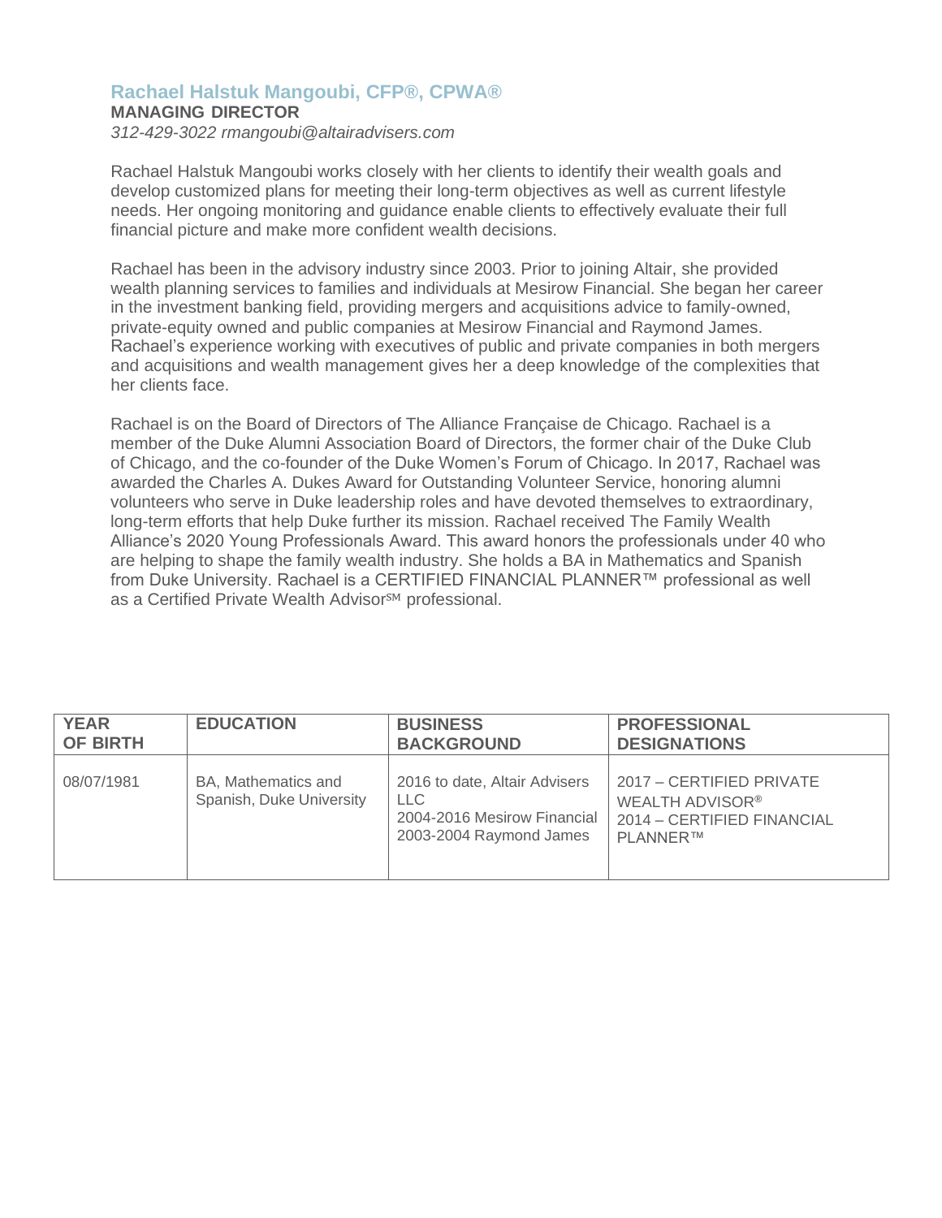## Rachael Halstuk Mangoubi, CFP®, CPWA®

**MANAGING DIRECTOR**

*312-429-3022 rmangoubi@altairadvisers.com*

Rachael Halstuk Mangoubi works closely with her clients to identify their wealth goals and develop customized plans for meeting their long-term objectives as well as current lifestyle needs. Her ongoing monitoring and guidance enable clients to effectively evaluate their full financial picture and make more confident wealth decisions.

Rachael has been in the advisory industry since 2003. Prior to joining Altair, she provided wealth planning services to families and individuals at Mesirow Financial. She began her career in the investment banking field, providing mergers and acquisitions advice to family-owned, private-equity owned and public companies at Mesirow Financial and Raymond James. Rachael's experience working with executives of public and private companies in both mergers and acquisitions and wealth management gives her a deep knowledge of the complexities that her clients face.

Rachael is on the Board of Directors of The Alliance Française de Chicago. Rachael is a member of the Duke Alumni Association Board of Directors, the former chair of the Duke Club of Chicago, and the co-founder of the Duke Women's Forum of Chicago. In 2017, Rachael was awarded the Charles A. Dukes Award for Outstanding Volunteer Service, honoring alumni volunteers who serve in Duke leadership roles and have devoted themselves to extraordinary, long-term efforts that help Duke further its mission. Rachael received The Family Wealth Alliance's 2020 Young Professionals Award. This award honors the professionals under 40 who are helping to shape the family wealth industry. She holds a BA in Mathematics and Spanish from Duke University. Rachael is a CERTIFIED FINANCIAL PLANNER™ professional as well as a Certified Private Wealth Advisor℠ professional.

| YEAR OF BIRTH | EDUCATION | BUSINESS BACKGROUND | PROFESSIONAL DESIGNATIONS |
|---|---|---|---|
| 08/07/1981 | BA, Mathematics and Spanish, Duke University | 2016 to date, Altair Advisers LLC<br>2004-2016 Mesirow Financial<br>2003-2004 Raymond James | 2017 – CERTIFIED PRIVATE WEALTH ADVISOR®<br>2014 – CERTIFIED FINANCIAL PLANNER™ |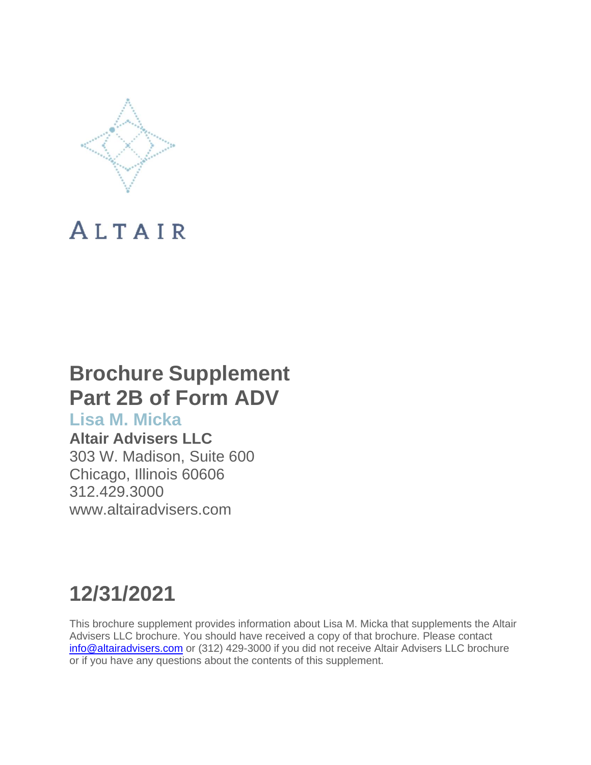ALTAIR

# Brochure Supplement
# Part 2B of Form ADV

## Lisa M. Micka

**Altair Advisers LLC**
303 W. Madison, Suite 600
Chicago, Illinois 60606
312.429.3000
www.altairadvisers.com

# 12/31/2021

This brochure supplement provides information about Lisa M. Micka that supplements the Altair Advisers LLC brochure. You should have received a copy of that brochure. Please contact info@altairadvisers.com or (312) 429-3000 if you did not receive Altair Advisers LLC brochure or if you have any questions about the contents of this supplement.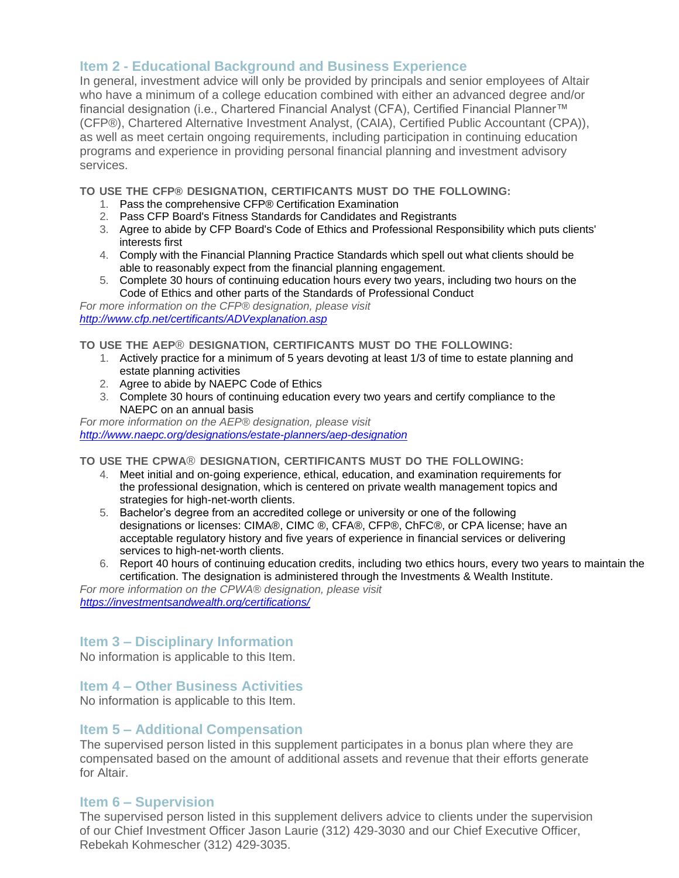## Item 2 - Educational Background and Business Experience

In general, investment advice will only be provided by principals and senior employees of Altair who have a minimum of a college education combined with either an advanced degree and/or financial designation (i.e., Chartered Financial Analyst (CFA), Certified Financial Planner™ (CFP®), Chartered Alternative Investment Analyst, (CAIA), Certified Public Accountant (CPA)), as well as meet certain ongoing requirements, including participation in continuing education programs and experience in providing personal financial planning and investment advisory services.

**TO USE THE CFP® DESIGNATION, CERTIFICANTS MUST DO THE FOLLOWING:**

1. Pass the comprehensive CFP® Certification Examination
2. Pass CFP Board's Fitness Standards for Candidates and Registrants
3. Agree to abide by CFP Board's Code of Ethics and Professional Responsibility which puts clients' interests first
4. Comply with the Financial Planning Practice Standards which spell out what clients should be able to reasonably expect from the financial planning engagement.
5. Complete 30 hours of continuing education hours every two years, including two hours on the Code of Ethics and other parts of the Standards of Professional Conduct

*For more information on the CFP® designation, please visit [http://www.cfp.net/certificants/ADVexplanation.asp](http://www.cfp.net/certificants/ADVexplanation.asp)*

**TO USE THE AEP® DESIGNATION, CERTIFICANTS MUST DO THE FOLLOWING:**

1. Actively practice for a minimum of 5 years devoting at least 1/3 of time to estate planning and estate planning activities
2. Agree to abide by NAEPC Code of Ethics
3. Complete 30 hours of continuing education every two years and certify compliance to the NAEPC on an annual basis

*For more information on the AEP® designation, please visit [http://www.naepc.org/designations/estate-planners/aep-designation](http://www.naepc.org/designations/estate-planners/aep-designation)*

**TO USE THE CPWA® DESIGNATION, CERTIFICANTS MUST DO THE FOLLOWING:**

4. Meet initial and on-going experience, ethical, education, and examination requirements for the professional designation, which is centered on private wealth management topics and strategies for high-net-worth clients.
5. Bachelor's degree from an accredited college or university or one of the following designations or licenses: CIMA®, CIMC ®, CFA®, CFP®, ChFC®, or CPA license; have an acceptable regulatory history and five years of experience in financial services or delivering services to high-net-worth clients.
6. Report 40 hours of continuing education credits, including two ethics hours, every two years to maintain the certification. The designation is administered through the Investments & Wealth Institute.

*For more information on the CPWA® designation, please visit [https://investmentsandwealth.org/certifications/](https://investmentsandwealth.org/certifications/)*

## Item 3 – Disciplinary Information

No information is applicable to this Item.

## Item 4 – Other Business Activities

No information is applicable to this Item.

## Item 5 – Additional Compensation

The supervised person listed in this supplement participates in a bonus plan where they are compensated based on the amount of additional assets and revenue that their efforts generate for Altair.

## Item 6 – Supervision

The supervised person listed in this supplement delivers advice to clients under the supervision of our Chief Investment Officer Jason Laurie (312) 429-3030 and our Chief Executive Officer, Rebekah Kohmescher (312) 429-3035.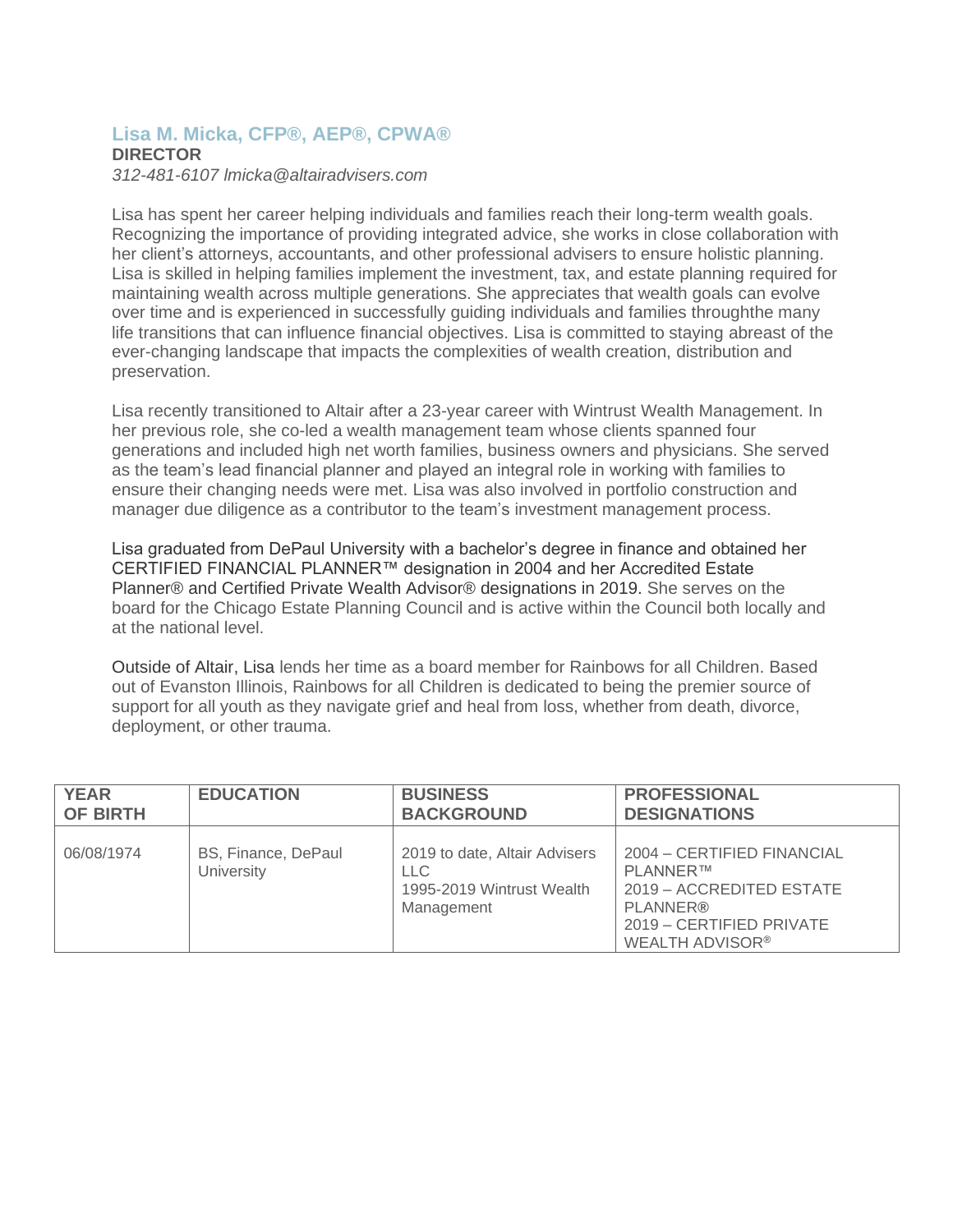## Lisa M. Micka, CFP®, AEP®, CPWA®

**DIRECTOR**

*312-481-6107 lmicka@altairadvisers.com*

Lisa has spent her career helping individuals and families reach their long-term wealth goals. Recognizing the importance of providing integrated advice, she works in close collaboration with her client's attorneys, accountants, and other professional advisers to ensure holistic planning. Lisa is skilled in helping families implement the investment, tax, and estate planning required for maintaining wealth across multiple generations. She appreciates that wealth goals can evolve over time and is experienced in successfully guiding individuals and families throughthe many life transitions that can influence financial objectives. Lisa is committed to staying abreast of the ever-changing landscape that impacts the complexities of wealth creation, distribution and preservation.

Lisa recently transitioned to Altair after a 23-year career with Wintrust Wealth Management. In her previous role, she co-led a wealth management team whose clients spanned four generations and included high net worth families, business owners and physicians. She served as the team's lead financial planner and played an integral role in working with families to ensure their changing needs were met. Lisa was also involved in portfolio construction and manager due diligence as a contributor to the team's investment management process.

Lisa graduated from DePaul University with a bachelor's degree in finance and obtained her CERTIFIED FINANCIAL PLANNER™ designation in 2004 and her Accredited Estate Planner® and Certified Private Wealth Advisor® designations in 2019. She serves on the board for the Chicago Estate Planning Council and is active within the Council both locally and at the national level.

Outside of Altair, Lisa lends her time as a board member for Rainbows for all Children. Based out of Evanston Illinois, Rainbows for all Children is dedicated to being the premier source of support for all youth as they navigate grief and heal from loss, whether from death, divorce, deployment, or other trauma.

| YEAR OF BIRTH | EDUCATION | BUSINESS BACKGROUND | PROFESSIONAL DESIGNATIONS |
|---|---|---|---|
| 06/08/1974 | BS, Finance, DePaul University | 2019 to date, Altair Advisers LLC<br>1995-2019 Wintrust Wealth Management | 2004 – CERTIFIED FINANCIAL PLANNER™<br>2019 – ACCREDITED ESTATE PLANNER®<br>2019 – CERTIFIED PRIVATE WEALTH ADVISOR® |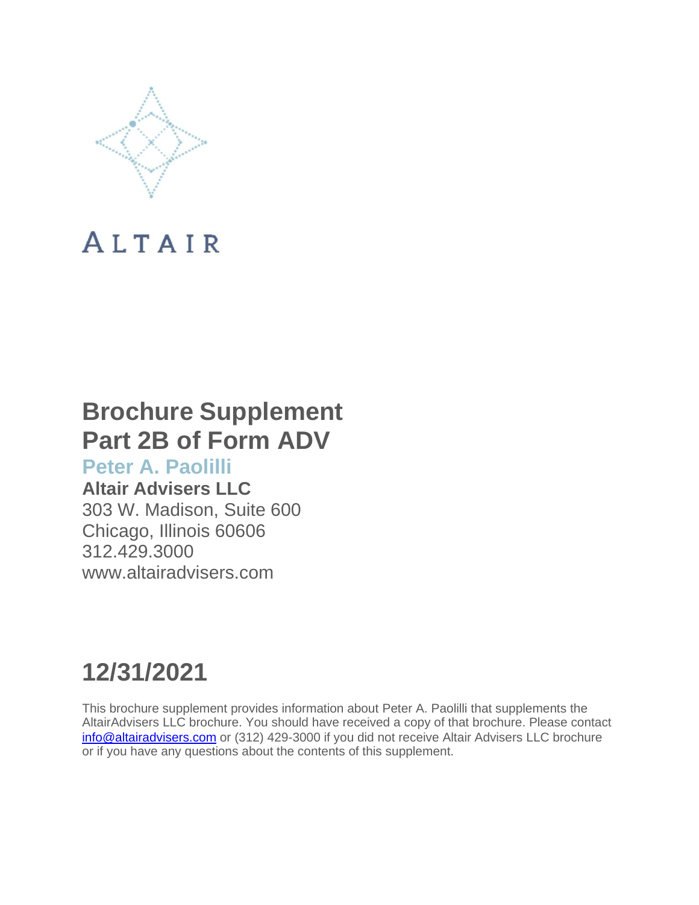ALTAIR

# Brochure Supplement
# Part 2B of Form ADV

## Peter A. Paolilli

**Altair Advisers LLC**
303 W. Madison, Suite 600
Chicago, Illinois 60606
312.429.3000
www.altairadvisers.com

# 12/31/2021

This brochure supplement provides information about Peter A. Paolilli that supplements the AltairAdvisers LLC brochure. You should have received a copy of that brochure. Please contact info@altairadvisers.com or (312) 429-3000 if you did not receive Altair Advisers LLC brochure or if you have any questions about the contents of this supplement.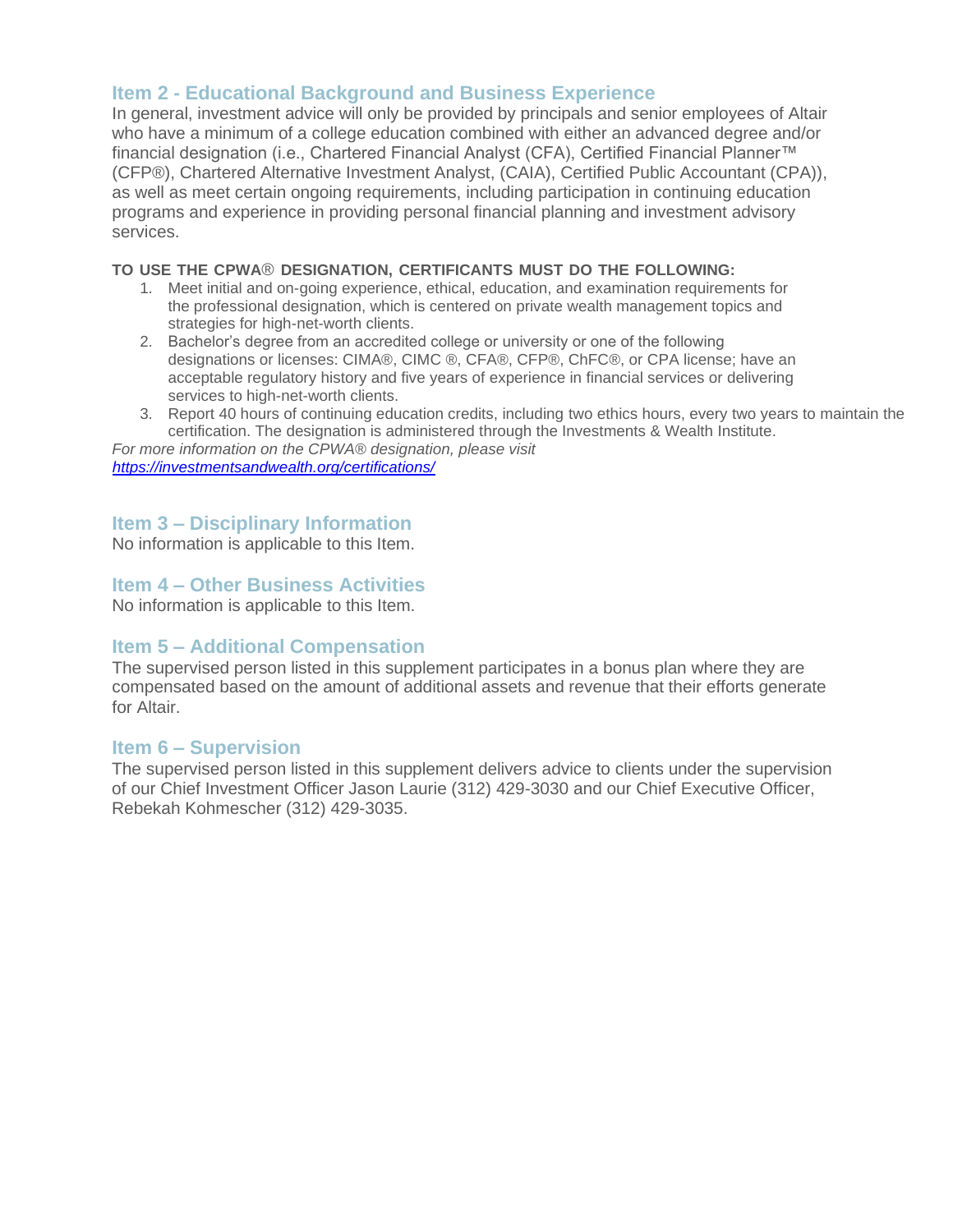## Item 2 - Educational Background and Business Experience

In general, investment advice will only be provided by principals and senior employees of Altair who have a minimum of a college education combined with either an advanced degree and/or financial designation (i.e., Chartered Financial Analyst (CFA), Certified Financial Planner™ (CFP®), Chartered Alternative Investment Analyst, (CAIA), Certified Public Accountant (CPA)), as well as meet certain ongoing requirements, including participation in continuing education programs and experience in providing personal financial planning and investment advisory services.

**TO USE THE CPWA® DESIGNATION, CERTIFICANTS MUST DO THE FOLLOWING:**

1. Meet initial and on-going experience, ethical, education, and examination requirements for the professional designation, which is centered on private wealth management topics and strategies for high-net-worth clients.
2. Bachelor's degree from an accredited college or university or one of the following designations or licenses: CIMA®, CIMC ®, CFA®, CFP®, ChFC®, or CPA license; have an acceptable regulatory history and five years of experience in financial services or delivering services to high-net-worth clients.
3. Report 40 hours of continuing education credits, including two ethics hours, every two years to maintain the certification. The designation is administered through the Investments & Wealth Institute.

*For more information on the CPWA® designation, please visit https://investmentsandwealth.org/certifications/*

## Item 3 – Disciplinary Information

No information is applicable to this Item.

## Item 4 – Other Business Activities

No information is applicable to this Item.

## Item 5 – Additional Compensation

The supervised person listed in this supplement participates in a bonus plan where they are compensated based on the amount of additional assets and revenue that their efforts generate for Altair.

## Item 6 – Supervision

The supervised person listed in this supplement delivers advice to clients under the supervision of our Chief Investment Officer Jason Laurie (312) 429-3030 and our Chief Executive Officer, Rebekah Kohmescher (312) 429-3035.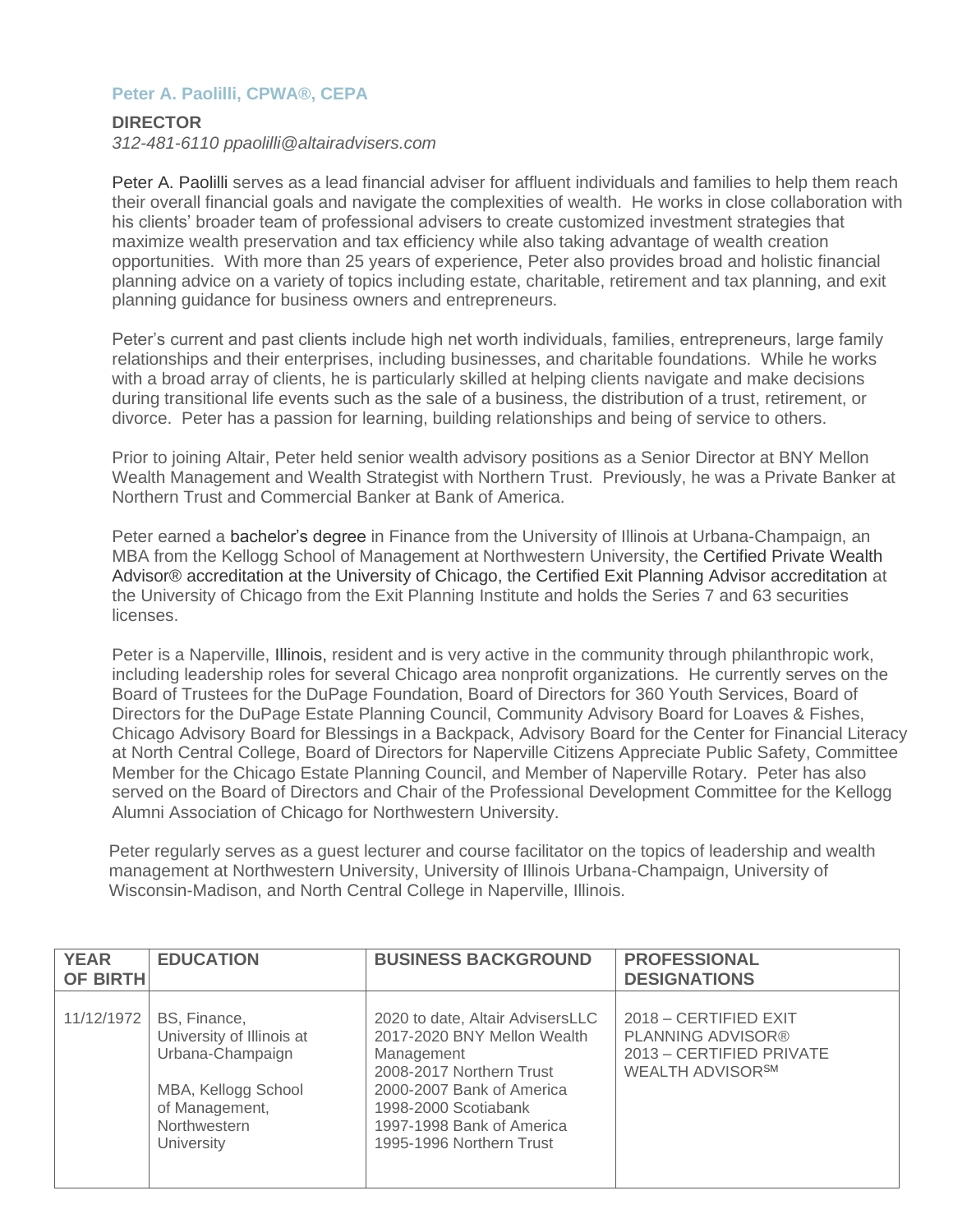## Peter A. Paolilli, CPWA®, CEPA

**DIRECTOR**

*312-481-6110 ppaolilli@altairadvisers.com*

Peter A. Paolilli serves as a lead financial adviser for affluent individuals and families to help them reach their overall financial goals and navigate the complexities of wealth. He works in close collaboration with his clients' broader team of professional advisers to create customized investment strategies that maximize wealth preservation and tax efficiency while also taking advantage of wealth creation opportunities. With more than 25 years of experience, Peter also provides broad and holistic financial planning advice on a variety of topics including estate, charitable, retirement and tax planning, and exit planning guidance for business owners and entrepreneurs.

Peter's current and past clients include high net worth individuals, families, entrepreneurs, large family relationships and their enterprises, including businesses, and charitable foundations. While he works with a broad array of clients, he is particularly skilled at helping clients navigate and make decisions during transitional life events such as the sale of a business, the distribution of a trust, retirement, or divorce. Peter has a passion for learning, building relationships and being of service to others.

Prior to joining Altair, Peter held senior wealth advisory positions as a Senior Director at BNY Mellon Wealth Management and Wealth Strategist with Northern Trust. Previously, he was a Private Banker at Northern Trust and Commercial Banker at Bank of America.

Peter earned a bachelor's degree in Finance from the University of Illinois at Urbana-Champaign, an MBA from the Kellogg School of Management at Northwestern University, the Certified Private Wealth Advisor® accreditation at the University of Chicago, the Certified Exit Planning Advisor accreditation at the University of Chicago from the Exit Planning Institute and holds the Series 7 and 63 securities licenses.

Peter is a Naperville, Illinois, resident and is very active in the community through philanthropic work, including leadership roles for several Chicago area nonprofit organizations. He currently serves on the Board of Trustees for the DuPage Foundation, Board of Directors for 360 Youth Services, Board of Directors for the DuPage Estate Planning Council, Community Advisory Board for Loaves & Fishes, Chicago Advisory Board for Blessings in a Backpack, Advisory Board for the Center for Financial Literacy at North Central College, Board of Directors for Naperville Citizens Appreciate Public Safety, Committee Member for the Chicago Estate Planning Council, and Member of Naperville Rotary. Peter has also served on the Board of Directors and Chair of the Professional Development Committee for the Kellogg Alumni Association of Chicago for Northwestern University.

Peter regularly serves as a guest lecturer and course facilitator on the topics of leadership and wealth management at Northwestern University, University of Illinois Urbana-Champaign, University of Wisconsin-Madison, and North Central College in Naperville, Illinois.

| YEAR OF BIRTH | EDUCATION | BUSINESS BACKGROUND | PROFESSIONAL DESIGNATIONS |
|---|---|---|---|
| 11/12/1972 | BS, Finance, University of Illinois at Urbana-Champaign<br><br>MBA, Kellogg School of Management, Northwestern University | 2020 to date, Altair AdvisersLLC<br>2017-2020 BNY Mellon Wealth Management<br>2008-2017 Northern Trust<br>2000-2007 Bank of America<br>1998-2000 Scotiabank<br>1997-1998 Bank of America<br>1995-1996 Northern Trust | 2018 – CERTIFIED EXIT PLANNING ADVISOR®<br>2013 – CERTIFIED PRIVATE WEALTH ADVISOR℠ |